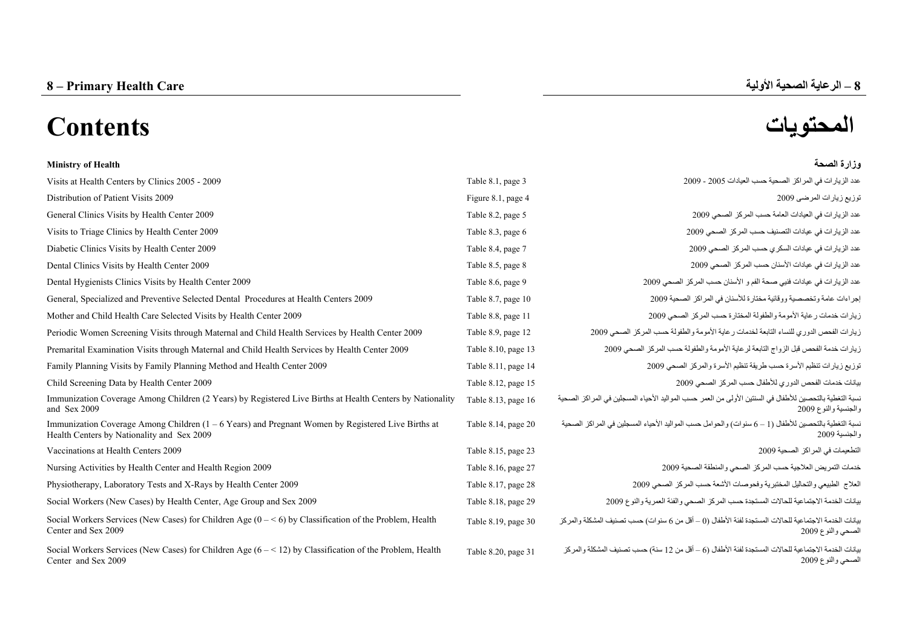# 8 – Primary Health Care — 8 – الرعاية الصحية الأولية

# Contents — المحتويات

| Ministry of Health | | وزارة الصحة |
|---|---|---|
| Visits at Health Centers by Clinics 2005 - 2009 | Table 8.1, page 3 | عدد الزيارات في المراكز الصحية حسب العيادات 2005 - 2009 |
| Distribution of Patient Visits 2009 | Figure 8.1, page 4 | توزيع زيارات المرضى 2009 |
| General Clinics Visits by Health Center 2009 | Table 8.2, page 5 | عدد الزيارات في العيادات العامة حسب المركز الصحي 2009 |
| Visits to Triage Clinics by Health Center 2009 | Table 8.3, page 6 | عدد الزيارات في عيادات التصنيف حسب المركز الصحي 2009 |
| Diabetic Clinics Visits by Health Center 2009 | Table 8.4, page 7 | عدد الزيارات في عيادات السكري حسب المركز الصحي 2009 |
| Dental Clinics Visits by Health Center 2009 | Table 8.5, page 8 | عدد الزيارات في عيادات الأسنان حسب المركز الصحي 2009 |
| Dental Hygienists Clinics Visits by Health Center 2009 | Table 8.6, page 9 | عدد الزيارات في عيادات فنيي صحة الفم و الأسنان حسب المركز الصحي 2009 |
| General, Specialized and Preventive Selected Dental Procedures at Health Centers 2009 | Table 8.7, page 10 | إجراءات عامة وتخصصية ووقائية مختارة للأسنان في المراكز الصحية 2009 |
| Mother and Child Health Care Selected Visits by Health Center 2009 | Table 8.8, page 11 | زيارات خدمات رعاية الأمومة والطفولة المختارة حسب المركز الصحي 2009 |
| Periodic Women Screening Visits through Maternal and Child Health Services by Health Center 2009 | Table 8.9, page 12 | زيارات الفحص الدوري للنساء التابعة لخدمات رعاية الأمومة والطفولة حسب المركز الصحي 2009 |
| Premarital Examination Visits through Maternal and Child Health Services by Health Center 2009 | Table 8.10, page 13 | زيارات خدمة الفحص قبل الزواج التابعة لرعاية الأمومة والطفولة حسب المركز الصحي 2009 |
| Family Planning Visits by Family Planning Method and Health Center 2009 | Table 8.11, page 14 | توزيع زيارات تنظيم الأسرة حسب طريقة تنظيم الأسرة والمركز الصحي 2009 |
| Child Screening Data by Health Center 2009 | Table 8.12, page 15 | بيانات خدمات الفحص الدوري للأطفال حسب المركز الصحي 2009 |
| Immunization Coverage Among Children (2 Years) by Registered Live Births at Health Centers by Nationality and Sex 2009 | Table 8.13, page 16 | نسبة التغطية بالتحصين للأطفال في السنتين الأولى من العمر حسب المواليد الأحياء المسجلين في المراكز الصحية والجنسية والنوع 2009 |
| Immunization Coverage Among Children (1 – 6 Years) and Pregnant Women by Registered Live Births at Health Centers by Nationality and Sex 2009 | Table 8.14, page 20 | نسبة التغطية بالتحصين للأطفال (1 – 6 سنوات) والحوامل حسب المواليد الأحياء المسجلين في المراكز الصحية والجنسية 2009 |
| Vaccinations at Health Centers 2009 | Table 8.15, page 23 | التطعيمات في المراكز الصحية 2009 |
| Nursing Activities by Health Center and Health Region 2009 | Table 8.16, page 27 | خدمات التمريض العلاجية حسب المركز الصحي والمنطقة الصحية 2009 |
| Physiotherapy, Laboratory Tests and X-Rays by Health Center 2009 | Table 8.17, page 28 | العلاج الطبيعي والتحاليل المختبرية وفحوصات الأشعة حسب المركز الصحي 2009 |
| Social Workers (New Cases) by Health Center, Age Group and Sex 2009 | Table 8.18, page 29 | بيانات الخدمة الاجتماعية للحالات المستجدة حسب المركز الصحي والفئة العمرية والنوع 2009 |
| Social Workers Services (New Cases) for Children Age (0 – < 6) by Classification of the Problem, Health Center and Sex 2009 | Table 8.19, page 30 | بيانات الخدمة الاجتماعية للحالات المستجدة لفئة الأطفال (0 – أقل من 6 سنوات) حسب تصنيف المشكلة والمركز الصحي والنوع 2009 |
| Social Workers Services (New Cases) for Children Age (6 – < 12) by Classification of the Problem, Health Center and Sex 2009 | Table 8.20, page 31 | بيانات الخدمة الاجتماعية للحالات المستجدة لفئة الأطفال (6 – أقل من 12 سنة) حسب تصنيف المشكلة والمركز الصحي والنوع 2009 |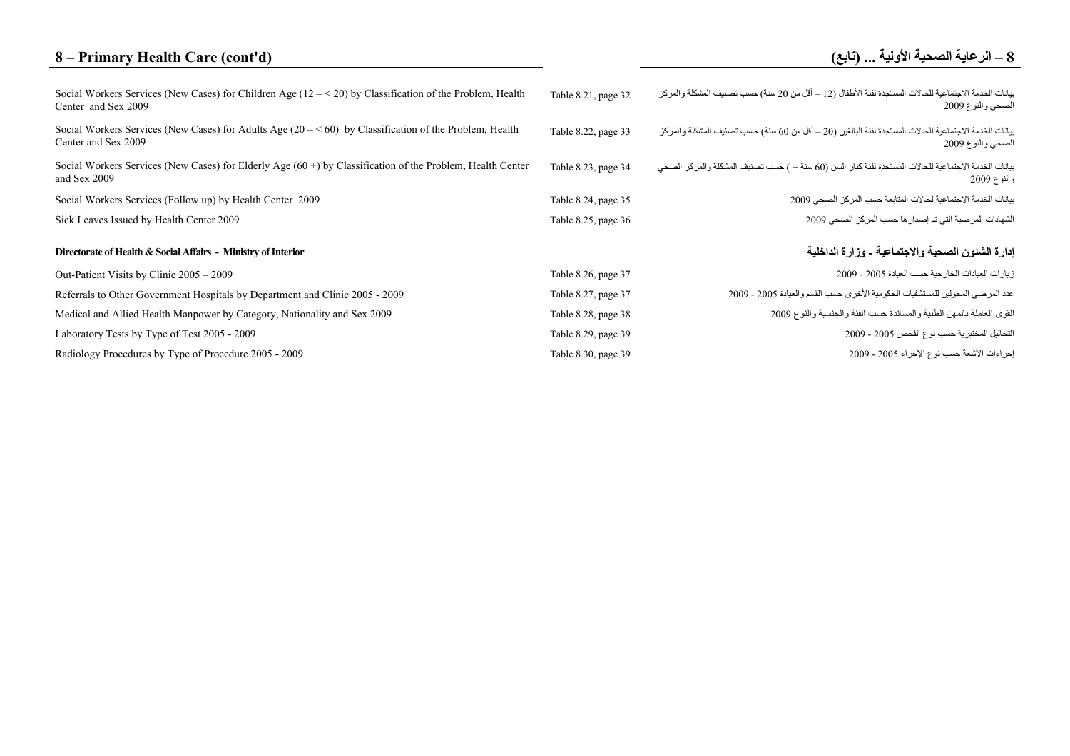# 8 – Primary Health Care (cont'd)

# 8 – الرعاية الصحية الأولية ... (تابع)

| | | |
|---|---|---|
| Social Workers Services (New Cases) for Children Age (12 – < 20) by Classification of the Problem, Health Center and Sex 2009 | Table 8.21, page 32 | بيانات الخدمة الاجتماعية للحالات المستجدة لفئة الأطفال (12 – أقل من 20 سنة) حسب تصنيف المشكلة والمركز الصحي والنوع 2009 |
| Social Workers Services (New Cases) for Adults Age (20 – < 60) by Classification of the Problem, Health Center and Sex 2009 | Table 8.22, page 33 | بيانات الخدمة الاجتماعية للحالات المستجدة لفئة البالغين (20 – أقل من 60 سنة) حسب تصنيف المشكلة والمركز الصحي والنوع 2009 |
| Social Workers Services (New Cases) for Elderly Age (60 +) by Classification of the Problem, Health Center and Sex 2009 | Table 8.23, page 34 | بيانات الخدمة الاجتماعية للحالات المستجدة لفئة كبار السن (60 سنة + ) حسب تصنيف المشكلة والمركز الصحي والنوع 2009 |
| Social Workers Services (Follow up) by Health Center 2009 | Table 8.24, page 35 | بيانات الخدمة الاجتماعية لحالات المتابعة حسب المركز الصحي 2009 |
| Sick Leaves Issued by Health Center 2009 | Table 8.25, page 36 | الشهادات المرضية التي تم إصدارها حسب المركز الصحي 2009 |

**Directorate of Health & Social Affairs - Ministry of Interior**

**إدارة الشئون الصحية والاجتماعية ـ وزارة الداخلية**

| | | |
|---|---|---|
| Out-Patient Visits by Clinic 2005 – 2009 | Table 8.26, page 37 | زيارات العيادات الخارجية حسب العيادة 2005 - 2009 |
| Referrals to Other Government Hospitals by Department and Clinic 2005 - 2009 | Table 8.27, page 37 | عدد المرضى المحولين للمستشفيات الحكومية الأخرى حسب القسم والعيادة 2005 - 2009 |
| Medical and Allied Health Manpower by Category, Nationality and Sex 2009 | Table 8.28, page 38 | القوى العاملة بالمهن الطبية والمساندة حسب الفئة والجنسية والنوع 2009 |
| Laboratory Tests by Type of Test 2005 - 2009 | Table 8.29, page 39 | التحاليل المختبرية حسب نوع الفحص 2005 - 2009 |
| Radiology Procedures by Type of Procedure 2005 - 2009 | Table 8.30, page 39 | إجراءات الأشعة حسب نوع الإجراء 2005 - 2009 |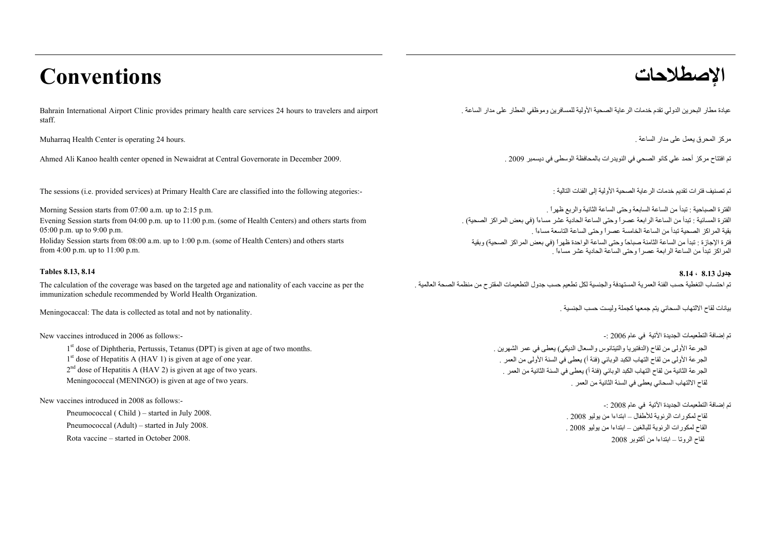# Conventions

# الإصطلاحات

Bahrain International Airport Clinic provides primary health care services 24 hours to travelers and airport staff.

عيادة مطار البحرين الدولي تقدم خدمات الرعاية الصحية الأولية للمسافرين وموظفي المطار على مدار الساعة .

Muharraq Health Center is operating 24 hours.

مركز المحرق يعمل على مدار الساعة .

Ahmed Ali Kanoo health center opened in Newaidrat at Central Governorate in December 2009.

تم افتتاح مركز أحمد علي كانو الصحي في النويدرات بالمحافظة الوسطى في ديسمبر 2009 .

The sessions (i.e. provided services) at Primary Health Care are classified into the following ategories:-

تم تصنيف فترات تقديم خدمات الرعاية الصحية الأولية إلى الفئات التالية :

Morning Session starts from 07:00 a.m. up to 2:15 p.m.

Evening Session starts from 04:00 p.m. up to 11:00 p.m. (some of Health Centers) and others starts from 05:00 p.m. up to 9:00 p.m.

Holiday Session starts from 08:00 a.m. up to 1:00 p.m. (some of Health Centers) and others starts from 4:00 p.m. up to 11:00 p.m.

الفترة الصباحية : تبدأ من الساعة السابعة وحتى الساعة الثانية والربع ظهراً .

الفترة المسائية : تبدأ من الساعة الرابعة عصراً وحتى الساعة الحادية عشر مساءاً (في بعض المراكز الصحية) .

بقية المراكز الصحية تبدأ من الساعة الخامسة عصراً وحتى الساعة التاسعة مساءاً .

فترة الإجازة : تبدأ من الساعة الثامنة صباحاً وحتى الساعة الواحدة ظهراً (في بعض المراكز الصحية) وبقية المراكز تبدأ من الساعة الرابعة عصراً وحتى الساعة الحادية عشر مساءاً .

**Tables 8.13, 8.14**

**جدول 8.13 ، 8.14**

The calculation of the coverage was based on the targeted age and nationality of each vaccine as per the immunization schedule recommended by World Health Organization.

تم احتساب التغطية حسب الفئة العمرية المستهدفة والجنسية لكل تطعيم حسب جدول التطعيمات المقترح من منظمة الصحة العالمية .

Meningocaccal: The data is collected as total and not by nationality.

بيانات لقاح الالتهاب السحائي يتم جمعها كجملة وليست حسب الجنسية .

New vaccines introduced in 2006 as follows:-

- 1st dose of Diphtheria, Pertussis, Tetanus (DPT) is given at age of two months.
- 1st dose of Hepatitis A (HAV 1) is given at age of one year.
- 2nd dose of Hepatitis A (HAV 2) is given at age of two years.
- Meningococcal (MENINGO) is given at age of two years.

تم إضافة التطعيمات الجديدة الآتية في عام 2006 :-

- الجرعة الأولى من لقاح (الدفتيريا والتيتانوس والسعال الديكي) يعطى في عمر الشهرين .
- الجرعة الأولى من لقاح التهاب الكبد الوبائي (فئة أ) يعطى في السنة الأولى من العمر .
- الجرعة الثانية من لقاح التهاب الكبد الوبائي (فئة أ) يعطى في السنة الثانية من العمر .
- لقاح الالتهاب السحائي يعطى في السنة الثانية من العمر .

New vaccines introduced in 2008 as follows:-

- Pneumococcal ( Child ) – started in July 2008.
- Pneumococcal (Adult) – started in July 2008.
- Rota vaccine – started in October 2008.

تم إضافة التطعيمات الجديدة الآتية في عام 2008 :-

- لقاح لمكورات الرئوية للأطفال – ابتداءا من يوليو 2008 .
- القاح لمكورات الرئوية للبالغين – ابتداءا من يوليو 2008 .
- لقاح الروتا – ابتداءا من أكتوبر 2008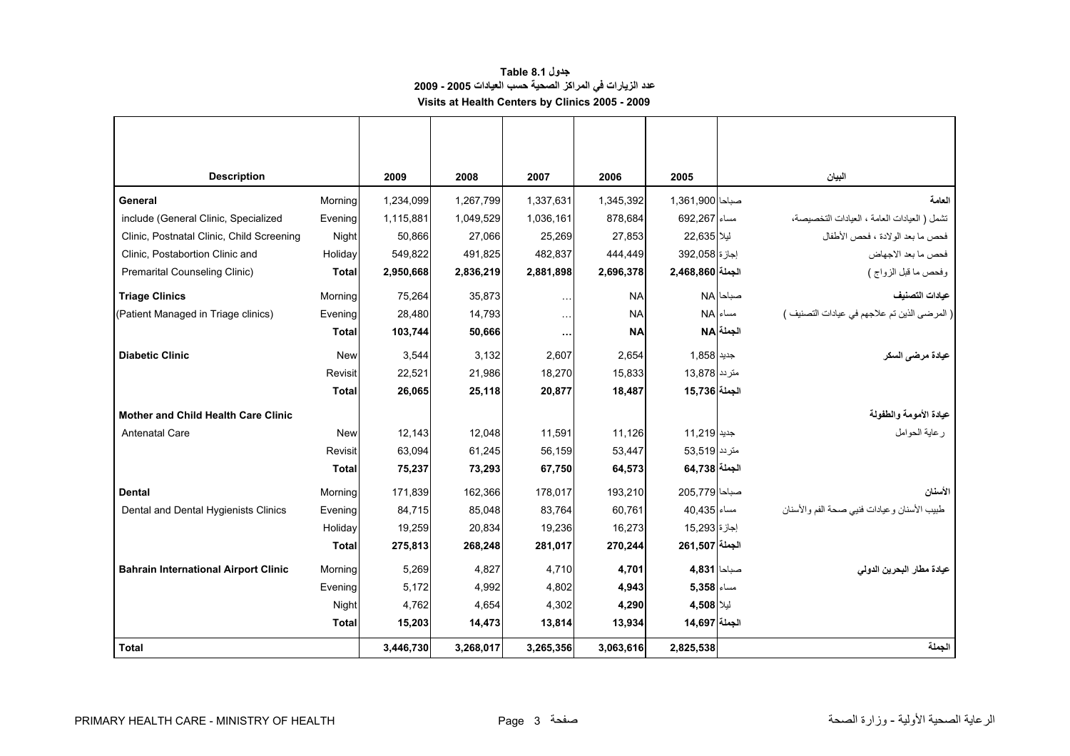**جدول Table 8.1**

**عدد الزيارات في المراكز الصحية حسب العيادات 2005 - 2009**

**Visits at Health Centers by Clinics 2005 - 2009**

| Description | | 2009 | 2008 | 2007 | 2006 | 2005 | | البيان |
|---|---|---|---|---|---|---|---|---|
| **General** | Morning | 1,234,099 | 1,267,799 | 1,337,631 | 1,345,392 | 1,361,900 | صباحا | **العامة** |
| include (General Clinic, Specialized | Evening | 1,115,881 | 1,049,529 | 1,036,161 | 878,684 | 692,267 | مساء | تشمل ( العيادات العامة ، العيادات التخصيصة، |
| Clinic, Postnatal Clinic, Child Screening | Night | 50,866 | 27,066 | 25,269 | 27,853 | 22,635 | ليلا | فحص ما بعد الولادة ، فحص الأطفال |
| Clinic, Postabortion Clinic and | Holiday | 549,822 | 491,825 | 482,837 | 444,449 | 392,058 | إجازة | فحص ما بعد الاجهاض |
| Premarital Counseling Clinic) | **Total** | **2,950,668** | **2,836,219** | **2,881,898** | **2,696,378** | **2,468,860** | **الجملة** | وفحص ما قبل الزواج ) |
| **Triage Clinics** | Morning | 75,264 | 35,873 | ... | NA | NA | صباحا | **عيادات التصنيف** |
| (Patient Managed in Triage clinics) | Evening | 28,480 | 14,793 | ... | NA | NA | مساء | ( المرضى الذين تم علاجهم في عيادات التصنيف ) |
| | **Total** | **103,744** | **50,666** | **...** | **NA** | **NA** | **الجملة** | |
| **Diabetic Clinic** | New | 3,544 | 3,132 | 2,607 | 2,654 | 1,858 | جديد | **عيادة مرضى السكر** |
| | Revisit | 22,521 | 21,986 | 18,270 | 15,833 | 13,878 | متردد | |
| | **Total** | **26,065** | **25,118** | **20,877** | **18,487** | **15,736** | **الجملة** | |
| **Mother and Child Health Care Clinic** | | | | | | | | **عيادة الأمومة والطفولة** |
| Antenatal Care | New | 12,143 | 12,048 | 11,591 | 11,126 | 11,219 | جديد | رعاية الحوامل |
| | Revisit | 63,094 | 61,245 | 56,159 | 53,447 | 53,519 | متردد | |
| | **Total** | **75,237** | **73,293** | **67,750** | **64,573** | **64,738** | **الجملة** | |
| **Dental** | Morning | 171,839 | 162,366 | 178,017 | 193,210 | 205,779 | صباحا | **الأسنان** |
| Dental and Dental Hygienists Clinics | Evening | 84,715 | 85,048 | 83,764 | 60,761 | 40,435 | مساء | طبيب الأسنان وعيادات فنيي صحة الفم والأسنان |
| | Holiday | 19,259 | 20,834 | 19,236 | 16,273 | 15,293 | إجازة | |
| | **Total** | **275,813** | **268,248** | **281,017** | **270,244** | **261,507** | **الجملة** | |
| **Bahrain International Airport Clinic** | Morning | 5,269 | 4,827 | 4,710 | **4,701** | **4,831** | صباحا | **عيادة مطار البحرين الدولي** |
| | Evening | 5,172 | 4,992 | 4,802 | **4,943** | **5,358** | مساء | |
| | Night | 4,762 | 4,654 | 4,302 | **4,290** | **4,508** | ليلا | |
| | **Total** | **15,203** | **14,473** | **13,814** | **13,934** | **14,697** | **الجملة** | |
| **Total** | | **3,446,730** | **3,268,017** | **3,265,356** | **3,063,616** | **2,825,538** | | **الجملة** |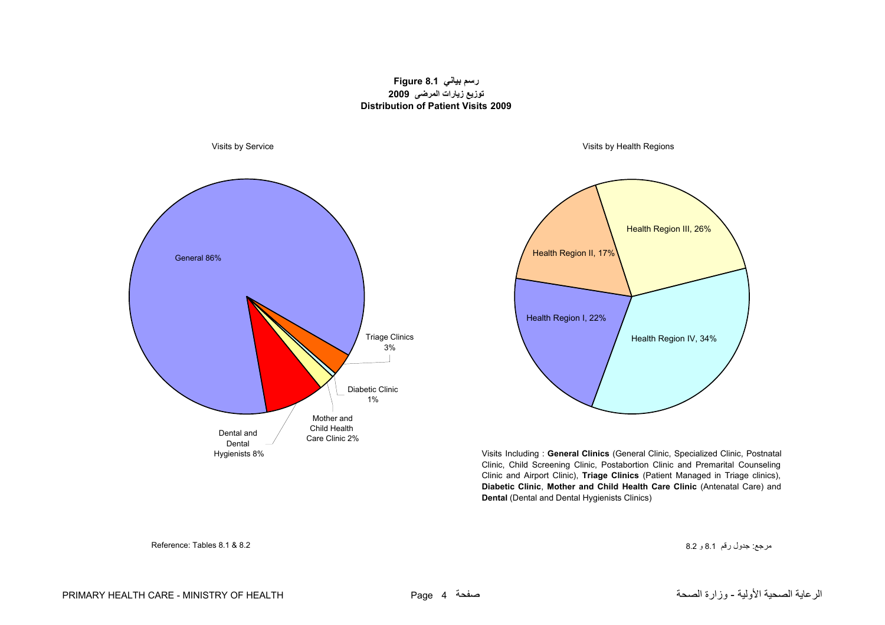**Figure 8.1 رسم بياني**
**توزيع زيارات المرضى 2009**
**Distribution of Patient Visits 2009**

Visits by Service

General 86%
Triage Clinics 3%
Diabetic Clinic 1%
Mother and Child Health Care Clinic 2%
Dental and Dental Hygienists 8%

Visits by Health Regions

Health Region III, 26%
Health Region II, 17%
Health Region I, 22%
Health Region IV, 34%

Visits Including : **General Clinics** (General Clinic, Specialized Clinic, Postnatal Clinic, Child Screening Clinic, Postabortion Clinic and Premarital Counseling Clinic and Airport Clinic), **Triage Clinics** (Patient Managed in Triage clinics), **Diabetic Clinic**, **Mother and Child Health Care Clinic** (Antenatal Care) and **Dental** (Dental and Dental Hygienists Clinics)

Reference: Tables 8.1 & 8.2

مرجع: جدول رقم 8.1 و 8.2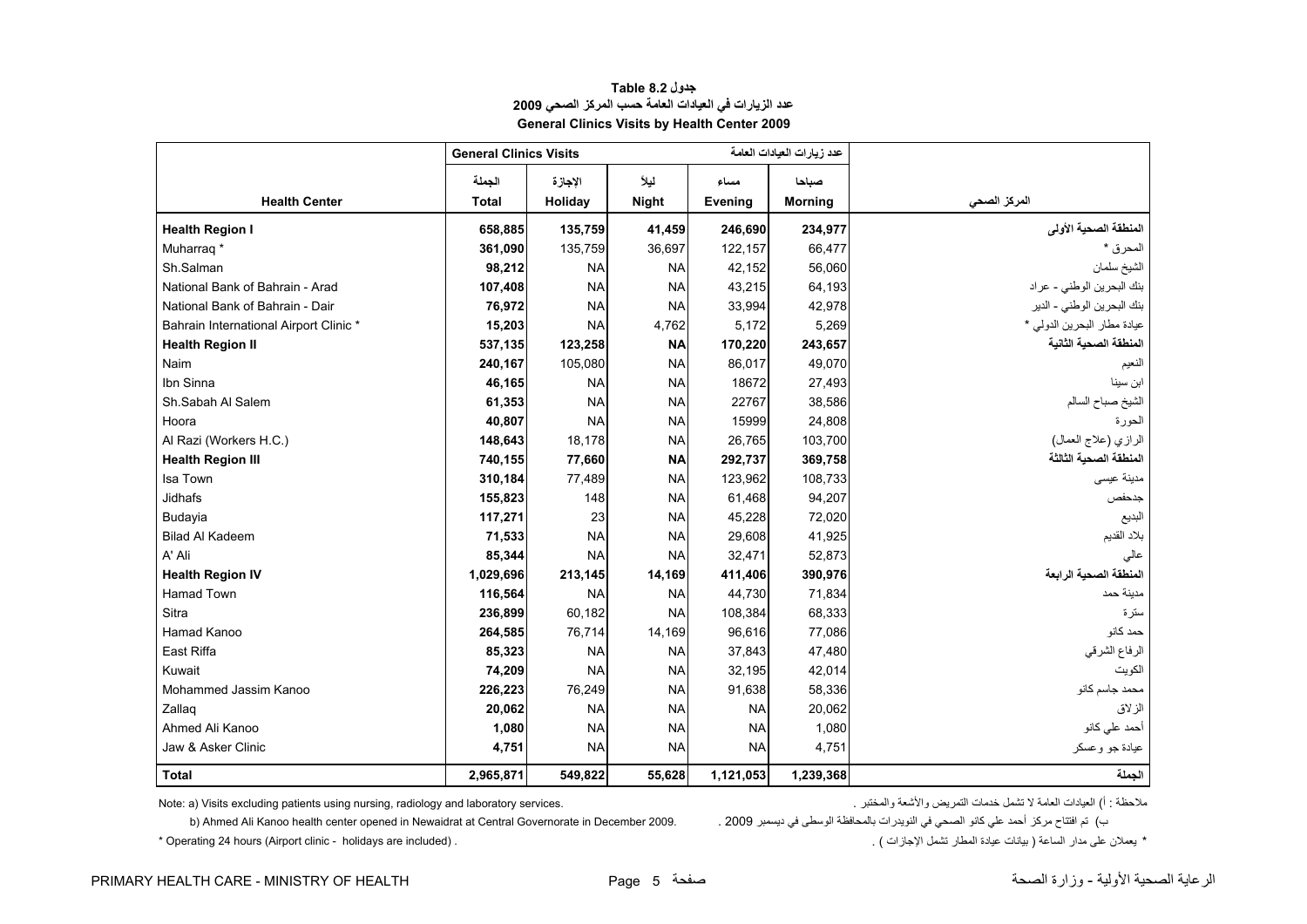**Table 8.2 جدول**

**عدد الزيارات في العيادات العامة حسب المركز الصحي 2009**

**General Clinics Visits by Health Center 2009**

| | General Clinics Visits | | | عدد زيارات العيادات العامة | | |
|---|---|---|---|---|---|---|
| | الجملة | الإجازة | ليلاً | مساء | صباحا | |
| **Health Center** | **Total** | **Holiday** | **Night** | **Evening** | **Morning** | **المركز الصحي** |
| **Health Region I** | **658,885** | **135,759** | **41,459** | **246,690** | **234,977** | **المنطقة الصحية الأولى** |
| Muharraq * | **361,090** | 135,759 | 36,697 | 122,157 | 66,477 | المحرق * |
| Sh.Salman | **98,212** | NA | NA | 42,152 | 56,060 | الشيخ سلمان |
| National Bank of Bahrain - Arad | **107,408** | NA | NA | 43,215 | 64,193 | بنك البحرين الوطني - عراد |
| National Bank of Bahrain - Dair | **76,972** | NA | NA | 33,994 | 42,978 | بنك البحرين الوطني - الدير |
| Bahrain International Airport Clinic * | **15,203** | NA | 4,762 | 5,172 | 5,269 | عيادة مطار البحرين الدولي * |
| **Health Region II** | **537,135** | **123,258** | **NA** | **170,220** | **243,657** | **المنطقة الصحية الثانية** |
| Naim | **240,167** | 105,080 | NA | 86,017 | 49,070 | النعيم |
| Ibn Sinna | **46,165** | NA | NA | 18672 | 27,493 | ابن سينا |
| Sh.Sabah Al Salem | **61,353** | NA | NA | 22767 | 38,586 | الشيخ صباح السالم |
| Hoora | **40,807** | NA | NA | 15999 | 24,808 | الحورة |
| Al Razi (Workers H.C.) | **148,643** | 18,178 | NA | 26,765 | 103,700 | الرازي (علاج العمال) |
| **Health Region III** | **740,155** | **77,660** | **NA** | **292,737** | **369,758** | **المنطقة الصحية الثالثة** |
| Isa Town | **310,184** | 77,489 | NA | 123,962 | 108,733 | مدينة عيسى |
| Jidhafs | **155,823** | 148 | NA | 61,468 | 94,207 | جدحفص |
| Budayia | **117,271** | 23 | NA | 45,228 | 72,020 | البديع |
| Bilad Al Kadeem | **71,533** | NA | NA | 29,608 | 41,925 | بلاد القديم |
| A' Ali | **85,344** | NA | NA | 32,471 | 52,873 | عالي |
| **Health Region IV** | **1,029,696** | **213,145** | **14,169** | **411,406** | **390,976** | **المنطقة الصحية الرابعة** |
| Hamad Town | **116,564** | NA | NA | 44,730 | 71,834 | مدينة حمد |
| Sitra | **236,899** | 60,182 | NA | 108,384 | 68,333 | سترة |
| Hamad Kanoo | **264,585** | 76,714 | 14,169 | 96,616 | 77,086 | حمد كانو |
| East Riffa | **85,323** | NA | NA | 37,843 | 47,480 | الرفاع الشرقي |
| Kuwait | **74,209** | NA | NA | 32,195 | 42,014 | الكويت |
| Mohammed Jassim Kanoo | **226,223** | 76,249 | NA | 91,638 | 58,336 | محمد جاسم كانو |
| Zallaq | **20,062** | NA | NA | NA | 20,062 | الزلاق |
| Ahmed Ali Kanoo | **1,080** | NA | NA | NA | 1,080 | أحمد علي كانو |
| Jaw & Asker Clinic | **4,751** | NA | NA | NA | 4,751 | عيادة جو وعسكر |
| **Total** | **2,965,871** | **549,822** | **55,628** | **1,121,053** | **1,239,368** | **الجملة** |

Note: a) Visits excluding patients using nursing, radiology and laboratory services.

b) Ahmed Ali Kanoo health center opened in Newaidrat at Central Governorate in December 2009.

\* Operating 24 hours (Airport clinic - holidays are included) .

ملاحظة : أ) العيادات العامة لا تشمل خدمات التمريض والأشعة والمختبر .

ب) تم افتتاح مركز أحمد علي كانو الصحي في النويدرات بالمحافظة الوسطى في ديسمبر 2009 .

\* يعملان على مدار الساعة ( بيانات عيادة المطار تشمل الإجازات ) .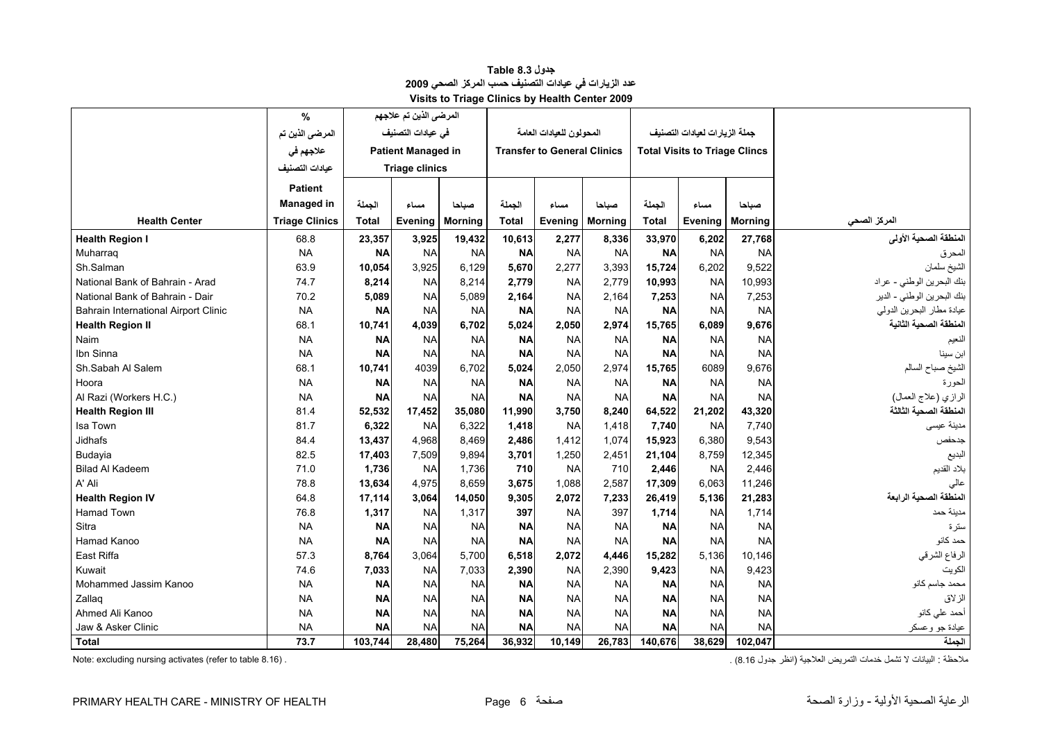**جدول Table 8.3**

**عدد الزيارات في عيادات التصنيف حسب المركز الصحي 2009**

**Visits to Triage Clinics by Health Center 2009**

| Health Center | % المرضى الذين تم علاجهم في عيادات التصنيف Patient Managed in Triage Clinics | المرضى الذين تم علاجهم في عيادات التصنيف Patient Managed in Triage clinics | | | المحولون للعيادات العامة Transfer to General Clinics | | | جملة الزيارات لعيادات التصنيف Total Visits to Triage Clincs | | | المركز الصحي |
|---|---|---|---|---|---|---|---|---|---|---|---|
| | | الجملة Total | مساء Evening | صباحا Morning | الجملة Total | مساء Evening | صباحا Morning | الجملة Total | مساء Evening | صباحا Morning | |
| **Health Region I** | 68.8 | **23,357** | **3,925** | **19,432** | **10,613** | **2,277** | **8,336** | **33,970** | **6,202** | **27,768** | **المنطقة الصحية الأولى** |
| Muharraq | NA | **NA** | NA | NA | **NA** | NA | NA | **NA** | NA | NA | المحرق |
| Sh.Salman | 63.9 | **10,054** | 3,925 | 6,129 | **5,670** | 2,277 | 3,393 | **15,724** | 6,202 | 9,522 | الشيخ سلمان |
| National Bank of Bahrain - Arad | 74.7 | **8,214** | NA | 8,214 | **2,779** | NA | 2,779 | **10,993** | NA | 10,993 | بنك البحرين الوطني - عراد |
| National Bank of Bahrain - Dair | 70.2 | **5,089** | NA | 5,089 | **2,164** | NA | 2,164 | **7,253** | NA | 7,253 | بنك البحرين الوطني - الدير |
| Bahrain International Airport Clinic | NA | **NA** | NA | NA | **NA** | NA | NA | **NA** | NA | NA | عيادة مطار البحرين الدولي |
| **Health Region II** | 68.1 | **10,741** | **4,039** | **6,702** | **5,024** | **2,050** | **2,974** | **15,765** | **6,089** | **9,676** | **المنطقة الصحية الثانية** |
| Naim | NA | **NA** | NA | NA | **NA** | NA | NA | **NA** | NA | NA | النعيم |
| Ibn Sinna | NA | **NA** | NA | NA | **NA** | NA | NA | **NA** | NA | NA | ابن سينا |
| Sh.Sabah Al Salem | 68.1 | **10,741** | 4039 | 6,702 | **5,024** | 2,050 | 2,974 | **15,765** | 6089 | 9,676 | الشيخ صباح السالم |
| Hoora | NA | **NA** | NA | NA | **NA** | NA | NA | **NA** | NA | NA | الحورة |
| Al Razi (Workers H.C.) | NA | **NA** | NA | NA | **NA** | NA | NA | **NA** | NA | NA | الرازي (علاج العمال) |
| **Health Region III** | 81.4 | **52,532** | **17,452** | **35,080** | **11,990** | **3,750** | **8,240** | **64,522** | **21,202** | **43,320** | **المنطقة الصحية الثالثة** |
| Isa Town | 81.7 | **6,322** | NA | 6,322 | **1,418** | NA | 1,418 | **7,740** | NA | 7,740 | مدينة عيسى |
| Jidhafs | 84.4 | **13,437** | 4,968 | 8,469 | **2,486** | 1,412 | 1,074 | **15,923** | 6,380 | 9,543 | جدحفص |
| Budayia | 82.5 | **17,403** | 7,509 | 9,894 | **3,701** | 1,250 | 2,451 | **21,104** | 8,759 | 12,345 | البديع |
| Bilad Al Kadeem | 71.0 | **1,736** | NA | 1,736 | **710** | NA | 710 | **2,446** | NA | 2,446 | بلاد القديم |
| A' Ali | 78.8 | **13,634** | 4,975 | 8,659 | **3,675** | 1,088 | 2,587 | **17,309** | 6,063 | 11,246 | عالي |
| **Health Region IV** | 64.8 | **17,114** | **3,064** | **14,050** | **9,305** | **2,072** | **7,233** | **26,419** | **5,136** | **21,283** | **المنطقة الصحية الرابعة** |
| Hamad Town | 76.8 | **1,317** | NA | 1,317 | **397** | NA | 397 | **1,714** | NA | 1,714 | مدينة حمد |
| Sitra | NA | **NA** | NA | NA | **NA** | NA | NA | **NA** | NA | NA | سترة |
| Hamad Kanoo | NA | **NA** | NA | NA | **NA** | NA | NA | **NA** | NA | NA | حمد كانو |
| East Riffa | 57.3 | **8,764** | 3,064 | 5,700 | **6,518** | **2,072** | **4,446** | **15,282** | 5,136 | 10,146 | الرفاع الشرقي |
| Kuwait | 74.6 | **7,033** | NA | 7,033 | **2,390** | NA | 2,390 | **9,423** | NA | 9,423 | الكويت |
| Mohammed Jassim Kanoo | NA | **NA** | NA | NA | **NA** | NA | NA | **NA** | NA | NA | محمد جاسم كانو |
| Zallaq | NA | **NA** | NA | NA | **NA** | NA | NA | **NA** | NA | NA | الزلاق |
| Ahmed Ali Kanoo | NA | **NA** | NA | NA | **NA** | NA | NA | **NA** | NA | NA | أحمد علي كانو |
| Jaw & Asker Clinic | NA | **NA** | NA | NA | **NA** | NA | NA | **NA** | NA | NA | عيادة جو وعسكر |
| **Total** | **73.7** | **103,744** | **28,480** | **75,264** | **36,932** | **10,149** | **26,783** | **140,676** | **38,629** | **102,047** | **الجملة** |

Note: excluding nursing activates (refer to table 8.16) .

ملاحظة : البيانات لا تشمل خدمات التمريض العلاجية (انظر جدول 8.16) .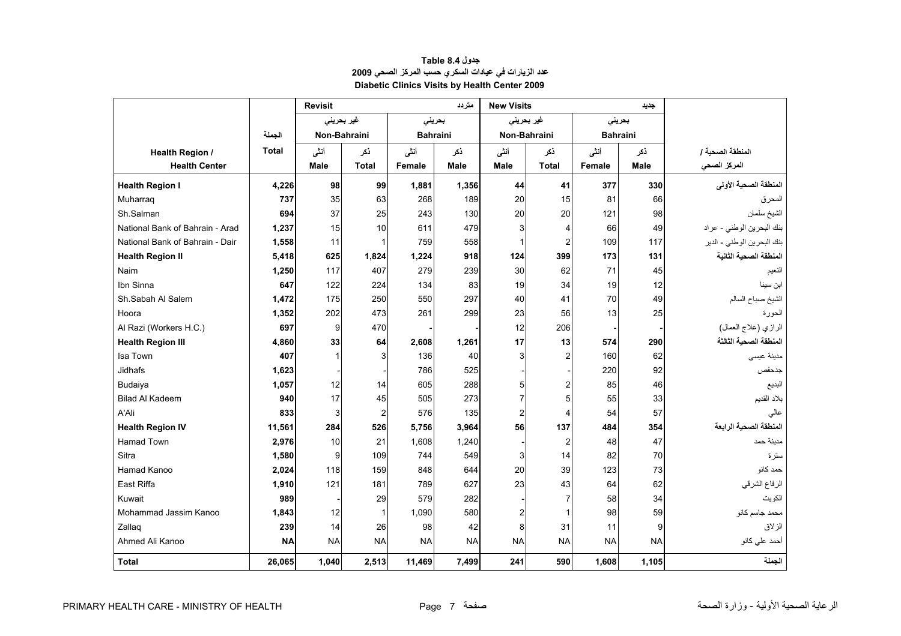# Table 8.4 جدول

## عدد الزيارات في عيادات السكري حسب المركز الصحي 2009

## Diabetic Clinics Visits by Health Center 2009

| Health Region / Health Center | الجملة Total | Revisit متردد | | | | New Visits جديد | | | | المنطقة الصحية / المركز الصحي |
|---|---|---|---|---|---|---|---|---|---|---|
| | | غير بحريني Non-Bahraini | | بحريني Bahraini | | غير بحريني Non-Bahraini | | بحريني Bahraini | | |
| | | أنثى Male | ذكر Total | أنثى Female | ذكر Male | أنثى Male | ذكر Total | أنثى Female | ذكر Male | |
| **Health Region I** | **4,226** | **98** | **99** | **1,881** | **1,356** | **44** | **41** | **377** | **330** | **المنطقة الصحية الأولى** |
| Muharraq | **737** | 35 | 63 | 268 | 189 | 20 | 15 | 81 | 66 | المحرق |
| Sh.Salman | **694** | 37 | 25 | 243 | 130 | 20 | 20 | 121 | 98 | الشيخ سلمان |
| National Bank of Bahrain - Arad | **1,237** | 15 | 10 | 611 | 479 | 3 | 4 | 66 | 49 | بنك البحرين الوطني - عراد |
| National Bank of Bahrain - Dair | **1,558** | 11 | 1 | 759 | 558 | 1 | 2 | 109 | 117 | بنك البحرين الوطني - الدير |
| **Health Region II** | **5,418** | **625** | **1,824** | **1,224** | **918** | **124** | **399** | **173** | **131** | **المنطقة الصحية الثانية** |
| Naim | **1,250** | 117 | 407 | 279 | 239 | 30 | 62 | 71 | 45 | النعيم |
| Ibn Sinna | **647** | 122 | 224 | 134 | 83 | 19 | 34 | 19 | 12 | ابن سينا |
| Sh.Sabah Al Salem | **1,472** | 175 | 250 | 550 | 297 | 40 | 41 | 70 | 49 | الشيخ صباح السالم |
| Hoora | **1,352** | 202 | 473 | 261 | 299 | 23 | 56 | 13 | 25 | الحورة |
| Al Razi (Workers H.C.) | **697** | 9 | 470 | - | - | 12 | 206 | - | - | الرازي (علاج العمال) |
| **Health Region III** | **4,860** | **33** | **64** | **2,608** | **1,261** | **17** | **13** | **574** | **290** | **المنطقة الصحية الثالثة** |
| Isa Town | **407** | 1 | 3 | 136 | 40 | 3 | 2 | 160 | 62 | مدينة عيسى |
| Jidhafs | **1,623** | - | - | 786 | 525 | - | - | 220 | 92 | جدحفص |
| Budaiya | **1,057** | 12 | 14 | 605 | 288 | 5 | 2 | 85 | 46 | البديع |
| Bilad Al Kadeem | **940** | 17 | 45 | 505 | 273 | 7 | 5 | 55 | 33 | بلاد القديم |
| A'Ali | **833** | 3 | 2 | 576 | 135 | 2 | 4 | 54 | 57 | عالي |
| **Health Region IV** | **11,561** | **284** | **526** | **5,756** | **3,964** | **56** | **137** | **484** | **354** | **المنطقة الصحية الرابعة** |
| Hamad Town | **2,976** | 10 | 21 | 1,608 | 1,240 | - | 2 | 48 | 47 | مدينة حمد |
| Sitra | **1,580** | 9 | 109 | 744 | 549 | 3 | 14 | 82 | 70 | سترة |
| Hamad Kanoo | **2,024** | 118 | 159 | 848 | 644 | 20 | 39 | 123 | 73 | حمد كانو |
| East Riffa | **1,910** | 121 | 181 | 789 | 627 | 23 | 43 | 64 | 62 | الرفاع الشرقي |
| Kuwait | **989** | - | 29 | 579 | 282 | - | 7 | 58 | 34 | الكويت |
| Mohammad Jassim Kanoo | **1,843** | 12 | 1 | 1,090 | 580 | 2 | 1 | 98 | 59 | محمد جاسم كانو |
| Zallaq | **239** | 14 | 26 | 98 | 42 | 8 | 31 | 11 | 9 | الزلاق |
| Ahmed Ali Kanoo | **NA** | NA | NA | NA | NA | NA | NA | NA | NA | أحمد علي كانو |
| **Total** | **26,065** | **1,040** | **2,513** | **11,469** | **7,499** | **241** | **590** | **1,608** | **1,105** | **الجملة** |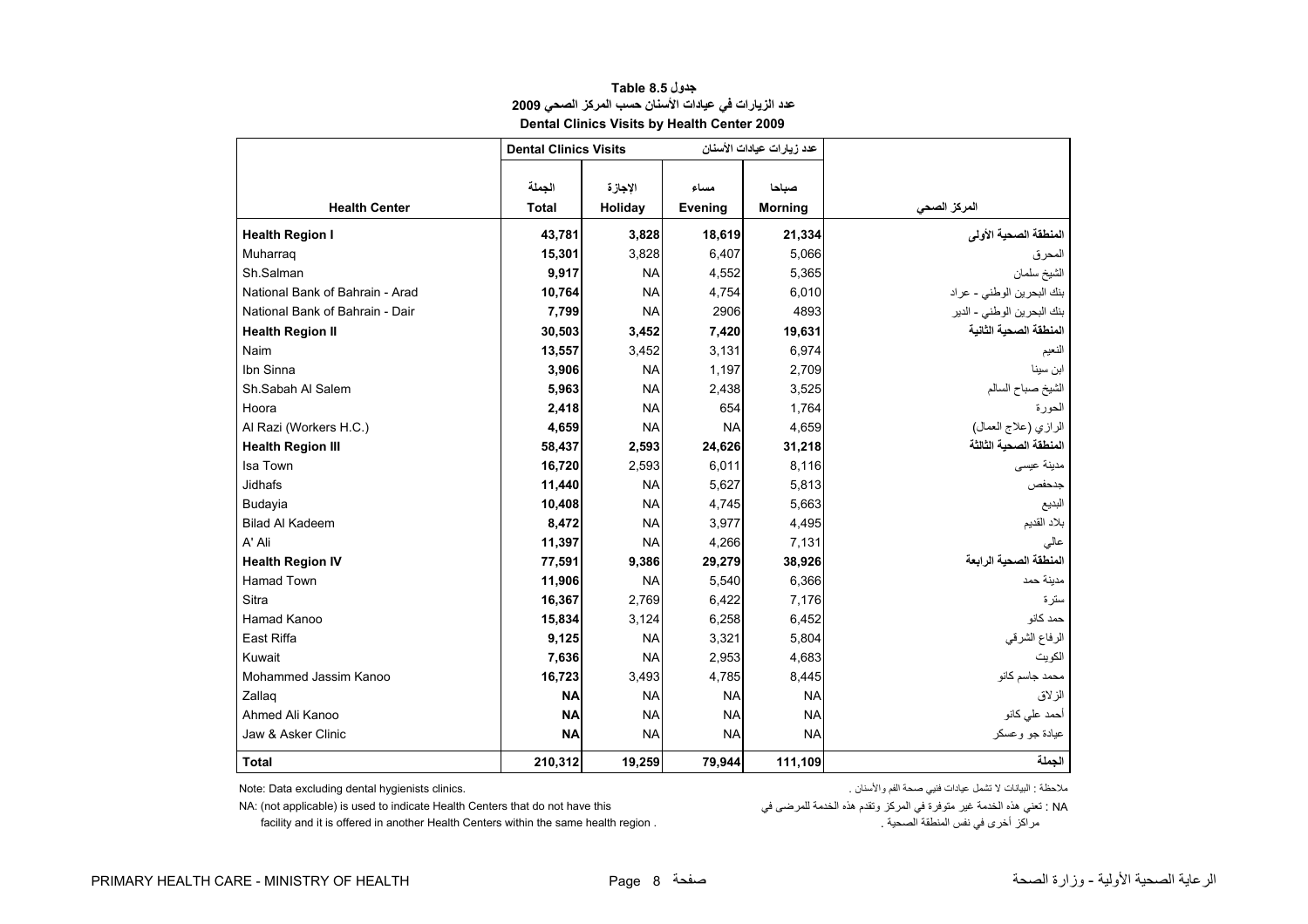**جدول 8.5 Table**

**عدد الزيارات في عيادات الأسنان حسب المركز الصحي 2009**

**Dental Clinics Visits by Health Center 2009**

| | Dental Clinics Visits عدد زيارات عيادات الأسنان | | | | |
|---|---|---|---|---|---|
| **Health Center** | الجملة **Total** | الإجازة **Holiday** | مساء **Evening** | صباحا **Morning** | المركز الصحي |
| **Health Region I** | **43,781** | **3,828** | **18,619** | **21,334** | **المنطقة الصحية الأولى** |
| Muharraq | **15,301** | 3,828 | 6,407 | 5,066 | المحرق |
| Sh.Salman | **9,917** | NA | 4,552 | 5,365 | الشيخ سلمان |
| National Bank of Bahrain - Arad | **10,764** | NA | 4,754 | 6,010 | بنك البحرين الوطني - عراد |
| National Bank of Bahrain - Dair | **7,799** | NA | 2906 | 4893 | بنك البحرين الوطني - الدير |
| **Health Region II** | **30,503** | **3,452** | **7,420** | **19,631** | **المنطقة الصحية الثانية** |
| Naim | **13,557** | 3,452 | 3,131 | 6,974 | النعيم |
| Ibn Sinna | **3,906** | NA | 1,197 | 2,709 | ابن سينا |
| Sh.Sabah Al Salem | **5,963** | NA | 2,438 | 3,525 | الشيخ صباح السالم |
| Hoora | **2,418** | NA | 654 | 1,764 | الحورة |
| Al Razi (Workers H.C.) | **4,659** | NA | NA | 4,659 | الرازي (علاج العمال) |
| **Health Region III** | **58,437** | **2,593** | **24,626** | **31,218** | **المنطقة الصحية الثالثة** |
| Isa Town | **16,720** | 2,593 | 6,011 | 8,116 | مدينة عيسى |
| Jidhafs | **11,440** | NA | 5,627 | 5,813 | جدحفص |
| Budayia | **10,408** | NA | 4,745 | 5,663 | البديع |
| Bilad Al Kadeem | **8,472** | NA | 3,977 | 4,495 | بلاد القديم |
| A' Ali | **11,397** | NA | 4,266 | 7,131 | عالي |
| **Health Region IV** | **77,591** | **9,386** | **29,279** | **38,926** | **المنطقة الصحية الرابعة** |
| Hamad Town | **11,906** | NA | 5,540 | 6,366 | مدينة حمد |
| Sitra | **16,367** | 2,769 | 6,422 | 7,176 | سترة |
| Hamad Kanoo | **15,834** | 3,124 | 6,258 | 6,452 | حمد كانو |
| East Riffa | **9,125** | NA | 3,321 | 5,804 | الرفاع الشرقي |
| Kuwait | **7,636** | NA | 2,953 | 4,683 | الكويت |
| Mohammed Jassim Kanoo | **16,723** | 3,493 | 4,785 | 8,445 | محمد جاسم كانو |
| Zallaq | **NA** | NA | NA | NA | الزلاق |
| Ahmed Ali Kanoo | **NA** | NA | NA | NA | أحمد علي كانو |
| Jaw & Asker Clinic | **NA** | NA | NA | NA | عيادة جو وعسكر |
| **Total** | **210,312** | **19,259** | **79,944** | **111,109** | **الجملة** |

Note: Data excluding dental hygienists clinics.

ملاحظة : البيانات لا تشمل عيادات فنيي صحة الفم والأسنان .

NA: (not applicable) is used to indicate Health Centers that do not have this facility and it is offered in another Health Centers within the same health region .

NA : تعني هذه الخدمة غير متوفرة في المركز وتقدم هذه الخدمة للمرضى في مراكز أخرى في نفس المنطقة الصحية .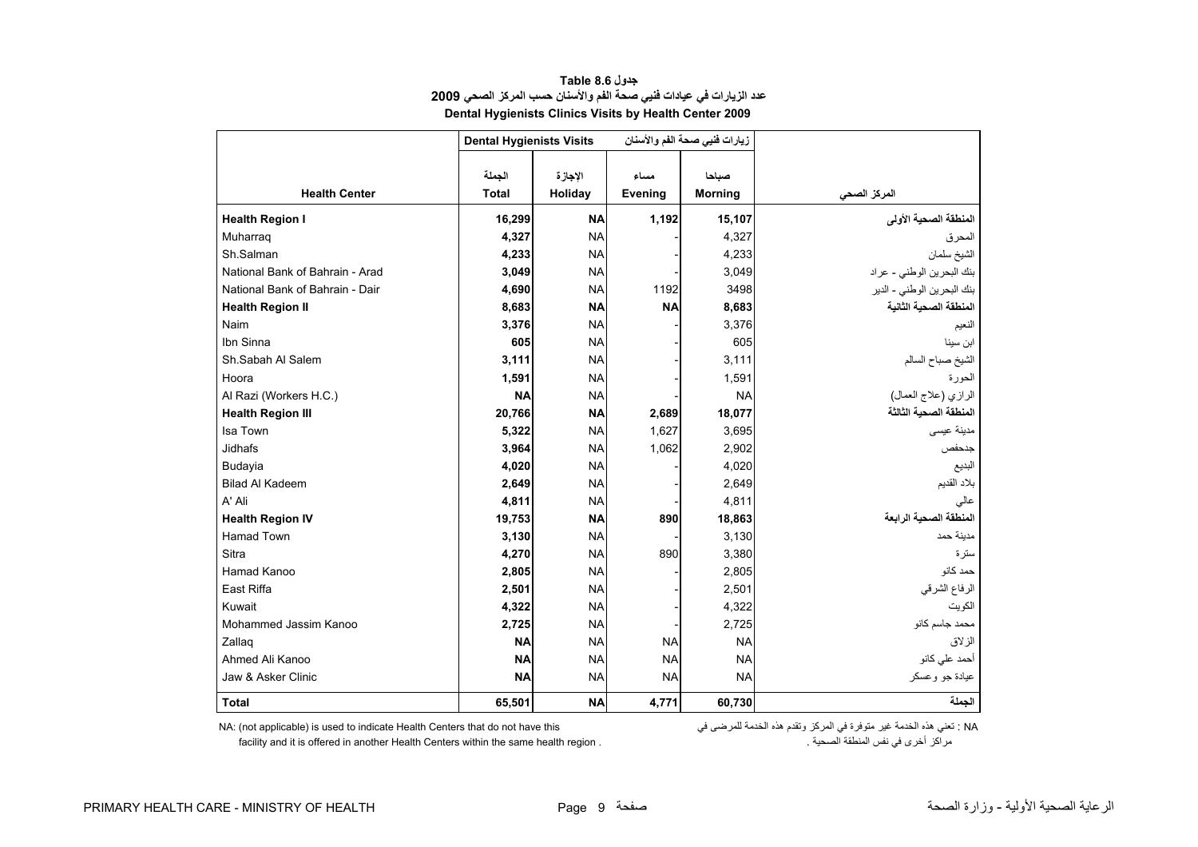# جدول 8.6 Table
## عدد الزيارات في عيادات فنيي صحة الفم والأسنان حسب المركز الصحي 2009
## Dental Hygienists Clinics Visits by Health Center 2009

| | Dental Hygienists Visits زيارات فنيي صحة الفم والأسنان | | | | |
|---|---|---|---|---|---|
| **Health Center** | الجملة **Total** | الإجازة **Holiday** | مساء **Evening** | صباحا **Morning** | المركز الصحي |
| **Health Region I** | **16,299** | **NA** | **1,192** | **15,107** | **المنطقة الصحية الأولى** |
| Muharraq | **4,327** | NA | - | 4,327 | المحرق |
| Sh.Salman | **4,233** | NA | - | 4,233 | الشيخ سلمان |
| National Bank of Bahrain - Arad | **3,049** | NA | - | 3,049 | بنك البحرين الوطني - عراد |
| National Bank of Bahrain - Dair | **4,690** | NA | 1192 | 3498 | بنك البحرين الوطني - الدير |
| **Health Region II** | **8,683** | **NA** | **NA** | **8,683** | **المنطقة الصحية الثانية** |
| Naim | **3,376** | NA | - | 3,376 | النعيم |
| Ibn Sinna | **605** | NA | - | 605 | ابن سينا |
| Sh.Sabah Al Salem | **3,111** | NA | - | 3,111 | الشيخ صباح السالم |
| Hoora | **1,591** | NA | - | 1,591 | الحورة |
| Al Razi (Workers H.C.) | **NA** | NA | - | NA | الرازي (علاج العمال) |
| **Health Region III** | **20,766** | **NA** | **2,689** | **18,077** | **المنطقة الصحية الثالثة** |
| Isa Town | **5,322** | NA | 1,627 | 3,695 | مدينة عيسى |
| Jidhafs | **3,964** | NA | 1,062 | 2,902 | جدحفص |
| Budayia | **4,020** | NA | - | 4,020 | البديع |
| Bilad Al Kadeem | **2,649** | NA | - | 2,649 | بلاد القديم |
| A' Ali | **4,811** | NA | - | 4,811 | عالي |
| **Health Region IV** | **19,753** | **NA** | **890** | **18,863** | **المنطقة الصحية الرابعة** |
| Hamad Town | **3,130** | NA | - | 3,130 | مدينة حمد |
| Sitra | **4,270** | NA | 890 | 3,380 | سترة |
| Hamad Kanoo | **2,805** | NA | - | 2,805 | حمد كانو |
| East Riffa | **2,501** | NA | - | 2,501 | الرفاع الشرقي |
| Kuwait | **4,322** | NA | - | 4,322 | الكويت |
| Mohammed Jassim Kanoo | **2,725** | NA | - | 2,725 | محمد جاسم كانو |
| Zallaq | **NA** | NA | NA | NA | الزلاق |
| Ahmed Ali Kanoo | **NA** | NA | NA | NA | أحمد علي كانو |
| Jaw & Asker Clinic | **NA** | NA | NA | NA | عيادة جو وعسكر |
| **Total** | **65,501** | **NA** | **4,771** | **60,730** | **الجملة** |

NA: (not applicable) is used to indicate Health Centers that do not have this facility and it is offered in another Health Centers within the same health region .

NA : تعني هذه الخدمة غير متوفرة في المركز وتقدم هذه الخدمة للمرضى في مراكز أخرى في نفس المنطقة الصحية .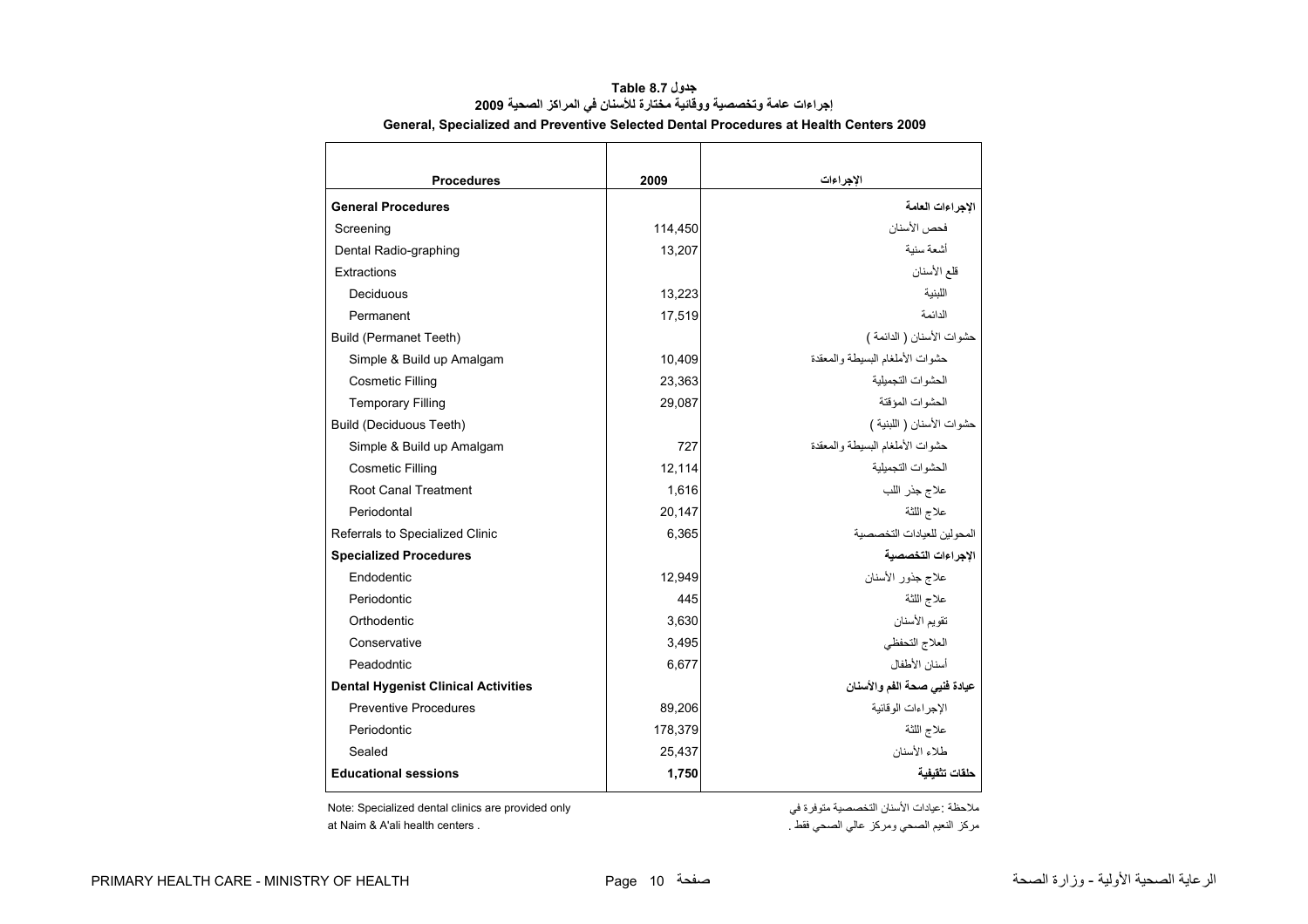**جدول Table 8.7**

**إجراءات عامة وتخصصية ووقائية مختارة للأسنان في المراكز الصحية 2009**

**General, Specialized and Preventive Selected Dental Procedures at Health Centers 2009**

| Procedures | 2009 | الإجراءات |
|---|---|---|
| **General Procedures** | | **الإجراءات العامة** |
| Screening | 114,450 | فحص الأسنان |
| Dental Radio-graphing | 13,207 | أشعة سنية |
| Extractions | | قلع الأسنان |
| Deciduous | 13,223 | اللبنية |
| Permanent | 17,519 | الدائمة |
| Build (Permanet Teeth) | | حشوات الأسنان ( الدائمة ) |
| Simple & Build up Amalgam | 10,409 | حشوات الأملغام البسيطة والمعقدة |
| Cosmetic Filling | 23,363 | الحشوات التجميلية |
| Temporary Filling | 29,087 | الحشوات المؤقتة |
| Build (Deciduous Teeth) | | حشوات الأسنان ( اللبنية ) |
| Simple & Build up Amalgam | 727 | حشوات الأملغام البسيطة والمعقدة |
| Cosmetic Filling | 12,114 | الحشوات التجميلية |
| Root Canal Treatment | 1,616 | علاج جذر اللب |
| Periodontal | 20,147 | علاج اللثة |
| Referrals to Specialized Clinic | 6,365 | المحولين للعيادات التخصصية |
| **Specialized Procedures** | | **الإجراءات التخصصية** |
| Endodentic | 12,949 | علاج جذور الأسنان |
| Periodontic | 445 | علاج اللثة |
| Orthodentic | 3,630 | تقويم الأسنان |
| Conservative | 3,495 | العلاج التحفظي |
| Peadodntic | 6,677 | أسنان الأطفال |
| **Dental Hygenist Clinical Activities** | | **عيادة فنيي صحة الفم والأسنان** |
| Preventive Procedures | 89,206 | الإجراءات الوقائية |
| Periodontic | 178,379 | علاج اللثة |
| Sealed | 25,437 | طلاء الأسنان |
| **Educational sessions** | **1,750** | **حلقات تثقيفية** |

Note: Specialized dental clinics are provided only at Naim & A'ali health centers .

ملاحظة :عيادات الأسنان التخصصية متوفرة في مركز النعيم الصحي ومركز عالي الصحي فقط .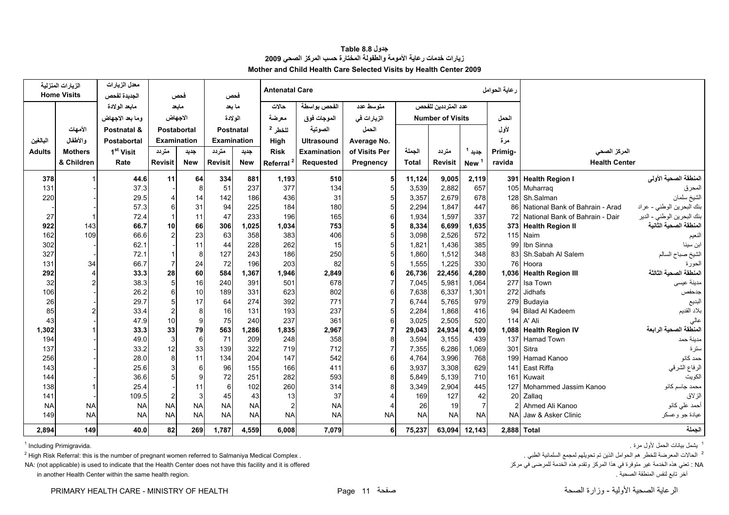**جدول 8.8 Table**

**زيارات خدمات رعاية الأمومة والطفولة المختارة حسب المركز الصحي 2009**

**Mother and Child Health Care Selected Visits by Health Center 2009**

| الزيارات المنزلية Home Visits | | معدل الزيارات الجديدة لفحص مابعد الولادة وما بعد الاجهاض | فحص مابعد الاجهاض | | فحص ما بعد الولادة | | Antenatal Care رعاية الحوامل | | | | | | | | |
|---|---|---|---|---|---|---|---|---|---|---|---|---|---|---|---|
| البالغين Adults | الأمهات والأطفال Mothers & Children | Postnatal & Postabortal 1st Visit Rate | Postabortal Examination مترددد Revisit | جديد New | Postnatal Examination متردد Revisit | جديد New | حالات معرضة للخطر High Risk Referral [2] | الفحص بواسطة الموجات فوق الصوتية Ultrasound Examination Requested | متوسط عدد الزيارات في الحمل Average No. of Visits Per Pregnency | عدد المترددين للفحص Number of Visits الجملة Total | متردد Revisit | جديد New [1] | الحمل لأول مرة Primigravida | المركز الصحي Health Center | |
| 378 | 1 | 44.6 | 11 | 64 | 334 | 881 | 1,193 | 510 | 5 | 11,124 | 9,005 | 2,119 | 391 | **Health Region I** | **المنطقة الصحية الأولى** |
| 131 | - | 37.3 | - | 8 | 51 | 237 | 377 | 134 | 5 | 3,539 | 2,882 | 657 | 105 | Muharraq | المحرق |
| 220 | - | 29.5 | 4 | 14 | 142 | 186 | 436 | 31 | 5 | 3,357 | 2,679 | 678 | 128 | Sh.Salman | الشيخ سلمان |
| - | - | 57.3 | 6 | 31 | 94 | 225 | 184 | 180 | 5 | 2,294 | 1,847 | 447 | 86 | National Bank of Bahrain - Arad | بنك البحرين الوطني - عراد |
| 27 | 1 | 72.4 | 1 | 11 | 47 | 233 | 196 | 165 | 6 | 1,934 | 1,597 | 337 | 72 | National Bank of Bahrain - Dair | بنك البحرين الوطني - الدير |
| 922 | 143 | 66.7 | 10 | 66 | 306 | 1,025 | 1,034 | 753 | 5 | 8,334 | 6,699 | 1,635 | 373 | **Health Region II** | **المنطقة الصحية الثانية** |
| 162 | 109 | 66.6 | 2 | 23 | 63 | 358 | 383 | 406 | 5 | 3,098 | 2,526 | 572 | 115 | Naim | النعيم |
| 302 | - | 62.1 | - | 11 | 44 | 228 | 262 | 15 | 5 | 1,821 | 1,436 | 385 | 99 | Ibn Sinna | ابن سينا |
| 327 | - | 72.1 | 1 | 8 | 127 | 243 | 186 | 250 | 5 | 1,860 | 1,512 | 348 | 83 | Sh.Sabah Al Salem | الشيخ صباح السالم |
| 131 | 34 | 66.7 | 7 | 24 | 72 | 196 | 203 | 82 | 5 | 1,555 | 1,225 | 330 | 76 | Hoora | الحورة |
| 292 | 4 | 33.3 | 28 | 60 | 584 | 1,367 | 1,946 | 2,849 | 6 | 26,736 | 22,456 | 4,280 | 1,036 | **Health Region III** | **المنطقة الصحية الثالثة** |
| 32 | 2 | 38.3 | 5 | 16 | 240 | 391 | 501 | 678 | 7 | 7,045 | 5,981 | 1,064 | 277 | Isa Town | مدينة عيسى |
| 106 | - | 26.2 | 6 | 10 | 189 | 331 | 623 | 802 | 6 | 7,638 | 6,337 | 1,301 | 272 | Jidhafs | جدحفص |
| 26 | - | 29.7 | 5 | 17 | 64 | 274 | 392 | 771 | 7 | 6,744 | 5,765 | 979 | 279 | Budayia | البديع |
| 85 | 2 | 33.4 | 2 | 8 | 16 | 131 | 193 | 237 | 5 | 2,284 | 1,868 | 416 | 94 | Bilad Al Kadeem | بلاد القديم |
| 43 | - | 47.9 | 10 | 9 | 75 | 240 | 237 | 361 | 6 | 3,025 | 2,505 | 520 | 114 | A' Ali | عالي |
| 1,302 | 1 | 33.3 | 33 | 79 | 563 | 1,286 | 1,835 | 2,967 | 7 | 29,043 | 24,934 | 4,109 | 1,088 | **Health Region IV** | **المنطقة الصحية الرابعة** |
| 194 | - | 49.0 | 3 | 6 | 71 | 209 | 248 | 358 | 8 | 3,594 | 3,155 | 439 | 137 | Hamad Town | مدينة حمد |
| 137 | - | 33.2 | 12 | 33 | 139 | 322 | 719 | 712 | 7 | 7,355 | 6,286 | 1,069 | 301 | Sitra | سترة |
| 256 | - | 28.0 | 8 | 11 | 134 | 204 | 147 | 542 | 6 | 4,764 | 3,996 | 768 | 199 | Hamad Kanoo | حمد كانو |
| 143 | - | 25.6 | 3 | 6 | 96 | 155 | 166 | 411 | 6 | 3,937 | 3,308 | 629 | 141 | East Riffa | الرفاع الشرقي |
| 144 | - | 36.6 | 5 | 9 | 72 | 251 | 282 | 593 | 8 | 5,849 | 5,139 | 710 | 161 | Kuwait | الكويت |
| 138 | 1 | 25.4 | - | 11 | 6 | 102 | 260 | 314 | 8 | 3,349 | 2,904 | 445 | 127 | Mohammed Jassim Kanoo | محمد جاسم كانو |
| 141 | - | 109.5 | 2 | 3 | 45 | 43 | 13 | 37 | 4 | 169 | 127 | 42 | 20 | Zallaq | الزلاق |
| NA | NA | NA | NA | NA | NA | NA | 2 | NA | 4 | 26 | 19 | 7 | 2 | Ahmed Ali Kanoo | أحمد علي كانو |
| 149 | NA | NA | NA | NA | NA | NA | NA | NA | NA | NA | NA | NA | NA | Jaw & Asker Clinic | عيادة جو وعسكر |
| **2,894** | **149** | **40.0** | **82** | **269** | **1,787** | **4,559** | **6,008** | **7,079** | **6** | **75,237** | **63,094** | **12,143** | **2,888** | **Total** | **الجملة** |

[1] Including Primigravida.

[2] High Risk Referral: this is the number of pregnant women referred to Salmaniya Medical Complex .

NA: (not applicable) is used to indicate that the Health Center does not have this facility and it is offered in another Health Center within the same health region.

[1] يشمل بيانات الحمل لأول مرة .

[2] الحالات المعرضة للخطر هم الحوامل الذين تم تحويلهم لمجمع السلمانية الطبي .

NA : تعني هذه الخدمة غير متوفرة في هذا المركز وتقدم هذه الخدمة للمرضى في مركز آخر تابع لنفس المنطقة الصحية .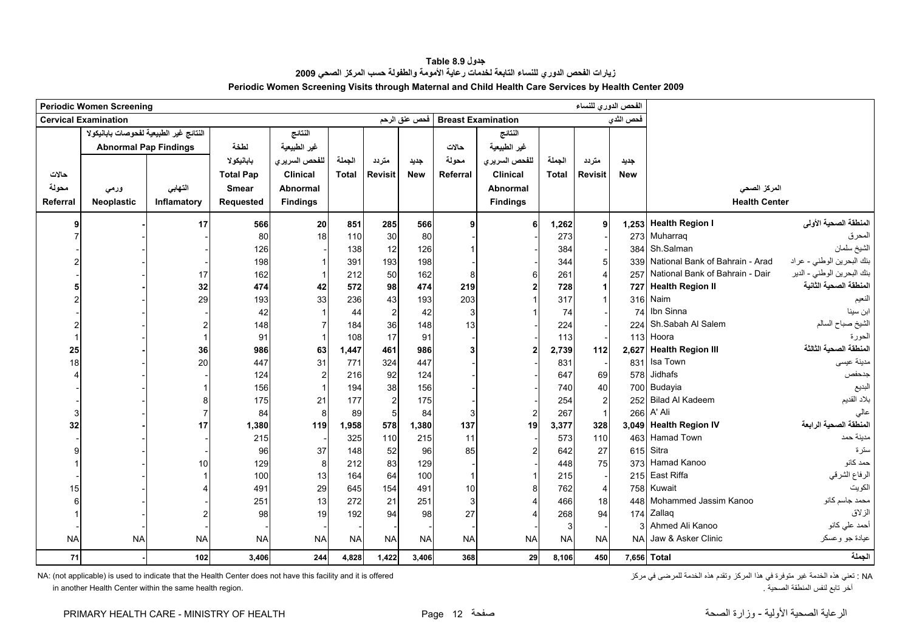# جدول 8.9 Table

## زيارات الفحص الدوري للنساء التابعة لخدمات رعاية الأمومة والطفولة حسب المركز الصحي 2009

## Periodic Women Screening Visits through Maternal and Child Health Care Services by Health Center 2009

| Periodic Women Screening الفحص الدوري للنساء | | | | | | | | | | | | | | |
|---|---|---|---|---|---|---|---|---|---|---|---|---|---|---|
| Cervical Examination فحص عنق الرحم | | | | | | | | Breast Examination فحص الثدي | | | | | | |
| حالات محولة Referral | النتائج غير الطبيعية لفحوصات بابانيكولا Abnormal Pap Findings ورمي Neoplastic | التهابي Inflamatory | لطخة بابانيكولا Total Pap Smear Requested | النتائج غير الطبيعية للفحص السريري Clinical Abnormal Findings | الجملة Total | متردد Revisit | جديد New | حالات محولة Referral | النتائج غير الطبيعية للفحص السريري Clinical Abnormal Findings | الجملة Total | متردد Revisit | جديد New | المركز الصحي Health Center | |
| **9** | **-** | **17** | **566** | **20** | **851** | **285** | **566** | **9** | **6** | **1,262** | **9** | **1,253** | **Health Region I** | **المنطقة الصحية الأولى** |
| 7 | - | - | 80 | 18 | 110 | 30 | 80 | - | - | 273 | - | 273 | Muharraq | المحرق |
| - | - | - | 126 | - | 138 | 12 | 126 | 1 | - | 384 | - | 384 | Sh.Salman | الشيخ سلمان |
| 2 | - | - | 198 | 1 | 391 | 193 | 198 | - | - | 344 | 5 | 339 | National Bank of Bahrain - Arad | بنك البحرين الوطني - عراد |
| - | - | 17 | 162 | 1 | 212 | 50 | 162 | 8 | 6 | 261 | 4 | 257 | National Bank of Bahrain - Dair | بنك البحرين الوطني - الدير |
| **5** | **-** | **32** | **474** | **42** | **572** | **98** | **474** | **219** | **2** | **728** | **1** | **727** | **Health Region II** | **المنطقة الصحية الثانية** |
| 2 | - | 29 | 193 | 33 | 236 | 43 | 193 | 203 | 1 | 317 | 1 | 316 | Naim | النعيم |
| - | - | - | 42 | 1 | 44 | 2 | 42 | 3 | 1 | 74 | - | 74 | Ibn Sinna | ابن سينا |
| 2 | - | 2 | 148 | 7 | 184 | 36 | 148 | 13 | - | 224 | - | 224 | Sh.Sabah Al Salem | الشيخ صباح السالم |
| 1 | - | 1 | 91 | 1 | 108 | 17 | 91 | - | - | 113 | - | 113 | Hoora | الحورة |
| **25** | **-** | **36** | **986** | **63** | **1,447** | **461** | **986** | **3** | **2** | **2,739** | **112** | **2,627** | **Health Region III** | **المنطقة الصحية الثالثة** |
| 18 | - | 20 | 447 | 31 | 771 | 324 | 447 | - | - | 831 | - | 831 | Isa Town | مدينة عيسى |
| 4 | - | - | 124 | 2 | 216 | 92 | 124 | - | - | 647 | 69 | 578 | Jidhafs | جدحفص |
| - | - | 1 | 156 | 1 | 194 | 38 | 156 | - | - | 740 | 40 | 700 | Budayia | البديع |
| - | - | 8 | 175 | 21 | 177 | 2 | 175 | - | - | 254 | 2 | 252 | Bilad Al Kadeem | بلاد القديم |
| 3 | - | 7 | 84 | 8 | 89 | 5 | 84 | 3 | 2 | 267 | 1 | 266 | A' Ali | عالي |
| **32** | **-** | **17** | **1,380** | **119** | **1,958** | **578** | **1,380** | **137** | **19** | **3,377** | **328** | **3,049** | **Health Region IV** | **المنطقة الصحية الرابعة** |
| - | - | - | 215 | - | 325 | 110 | 215 | 11 | - | 573 | 110 | 463 | Hamad Town | مدينة حمد |
| 9 | - | - | 96 | 37 | 148 | 52 | 96 | 85 | 2 | 642 | 27 | 615 | Sitra | سترة |
| 1 | - | 10 | 129 | 8 | 212 | 83 | 129 | - | - | 448 | 75 | 373 | Hamad Kanoo | حمد كانو |
| - | - | 1 | 100 | 13 | 164 | 64 | 100 | 1 | 1 | 215 | - | 215 | East Riffa | الرفاع الشرقي |
| 15 | - | 4 | 491 | 29 | 645 | 154 | 491 | 10 | 8 | 762 | 4 | 758 | Kuwait | الكويت |
| 6 | - | - | 251 | 13 | 272 | 21 | 251 | 3 | 4 | 466 | 18 | 448 | Mohammed Jassim Kanoo | محمد جاسم كانو |
| 1 | - | 2 | 98 | 19 | 192 | 94 | 98 | 27 | 4 | 268 | 94 | 174 | Zallaq | الزلاق |
| - | - | - | - | - | - | - | - | - | - | 3 | - | 3 | Ahmed Ali Kanoo | أحمد علي كانو |
| NA | NA | NA | NA | NA | NA | NA | NA | NA | NA | NA | NA | NA | Jaw & Asker Clinic | عيادة جو وعسكر |
| **71** | **-** | **102** | **3,406** | **244** | **4,828** | **1,422** | **3,406** | **368** | **29** | **8,106** | **450** | **7,656** | **Total** | **الجملة** |

NA: (not applicable) is used to indicate that the Health Center does not have this facility and it is offered in another Health Center within the same health region.

NA : تعني هذه الخدمة غير متوفرة في هذا المركز وتقدم هذه الخدمة للمرضى في مركز آخر تابع لنفس المنطقة الصحية .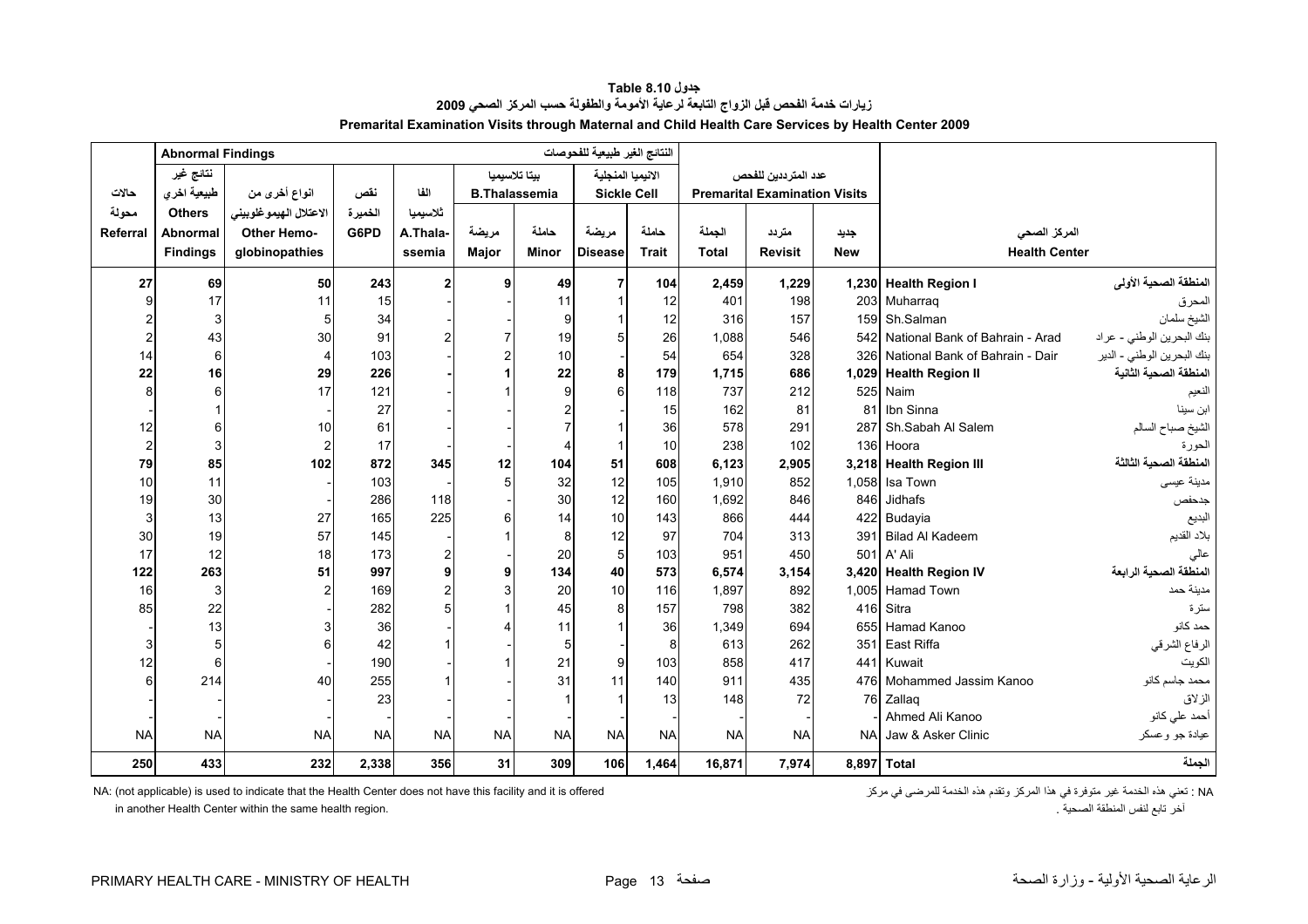# جدول Table 8.10

## زيارات خدمة الفحص قبل الزواج التابعة لرعاية الأمومة والطفولة حسب المركز الصحي 2009

## Premarital Examination Visits through Maternal and Child Health Care Services by Health Center 2009

| حالات محولة Referral | نتائج غير طبيعية اخرى Others Abnormal Findings | انواع أخرى من الاعتلال الهيموغلوبيني Other Hemo- globinopathies | نقص الخميرة G6PD | الفا ثلاسيميا A.Thala- ssemia | بيتا ثلاسيميا B.Thalassemia مريضة Major | حاملة Minor | الانيميا المنجلية Sickle Cell مريضة Disease | حاملة Trait | عدد المترددين للفحص Premarital Examination Visits الجملة Total | متردد Revisit | جديد New | Health Center | المركز الصحي |
|---|---|---|---|---|---|---|---|---|---|---|---|---|---|
| | Abnormal Findings النتائج الغير طبيعية للفحوصات | | | | | | | | | | | | |
| **27** | **69** | **50** | **243** | **2** | **9** | **49** | **7** | **104** | **2,459** | **1,229** | **1,230** | **Health Region I** | **المنطقة الصحية الأولى** |
| 9 | 17 | 11 | 15 | - | - | 11 | 1 | 12 | 401 | 198 | 203 | Muharraq | المحرق |
| 2 | 3 | 5 | 34 | - | - | 9 | 1 | 12 | 316 | 157 | 159 | Sh.Salman | الشيخ سلمان |
| 2 | 43 | 30 | 91 | 2 | 7 | 19 | 5 | 26 | 1,088 | 546 | 542 | National Bank of Bahrain - Arad | بنك البحرين الوطني - عراد |
| 14 | 6 | 4 | 103 | - | 2 | 10 | - | 54 | 654 | 328 | 326 | National Bank of Bahrain - Dair | بنك البحرين الوطني - الدير |
| **22** | **16** | **29** | **226** | **-** | **1** | **22** | **8** | **179** | **1,715** | **686** | **1,029** | **Health Region II** | **المنطقة الصحية الثانية** |
| 8 | 6 | 17 | 121 | - | 1 | 9 | 6 | 118 | 737 | 212 | 525 | Naim | النعيم |
| - | 1 | - | 27 | - | - | 2 | - | 15 | 162 | 81 | 81 | Ibn Sinna | ابن سينا |
| 12 | 6 | 10 | 61 | - | - | 7 | 1 | 36 | 578 | 291 | 287 | Sh.Sabah Al Salem | الشيخ صباح السالم |
| 2 | 3 | 2 | 17 | - | - | 4 | 1 | 10 | 238 | 102 | 136 | Hoora | الحورة |
| **79** | **85** | **102** | **872** | **345** | **12** | **104** | **51** | **608** | **6,123** | **2,905** | **3,218** | **Health Region III** | **المنطقة الصحية الثالثة** |
| 10 | 11 | - | 103 | - | 5 | 32 | 12 | 105 | 1,910 | 852 | 1,058 | Isa Town | مدينة عيسى |
| 19 | 30 | - | 286 | 118 | - | 30 | 12 | 160 | 1,692 | 846 | 846 | Jidhafs | جدحفص |
| 3 | 13 | 27 | 165 | 225 | 6 | 14 | 10 | 143 | 866 | 444 | 422 | Budayia | البديع |
| 30 | 19 | 57 | 145 | - | 1 | 8 | 12 | 97 | 704 | 313 | 391 | Bilad Al Kadeem | بلاد القديم |
| 17 | 12 | 18 | 173 | 2 | - | 20 | 5 | 103 | 951 | 450 | 501 | A' Ali | عالي |
| **122** | **263** | **51** | **997** | **9** | **9** | **134** | **40** | **573** | **6,574** | **3,154** | **3,420** | **Health Region IV** | **المنطقة الصحية الرابعة** |
| 16 | 3 | 2 | 169 | 2 | 3 | 20 | 10 | 116 | 1,897 | 892 | 1,005 | Hamad Town | مدينة حمد |
| 85 | 22 | - | 282 | 5 | 1 | 45 | 8 | 157 | 798 | 382 | 416 | Sitra | سترة |
| - | 13 | 3 | 36 | - | 4 | 11 | 1 | 36 | 1,349 | 694 | 655 | Hamad Kanoo | حمد كانو |
| 3 | 5 | 6 | 42 | 1 | - | 5 | - | 8 | 613 | 262 | 351 | East Riffa | الرفاع الشرقي |
| 12 | 6 | - | 190 | - | 1 | 21 | 9 | 103 | 858 | 417 | 441 | Kuwait | الكويت |
| 6 | 214 | 40 | 255 | 1 | - | 31 | 11 | 140 | 911 | 435 | 476 | Mohammed Jassim Kanoo | محمد جاسم كانو |
| - | - | - | 23 | - | - | 1 | 1 | 13 | 148 | 72 | 76 | Zallaq | الزلاق |
| - | - | - | - | - | - | - | - | - | - | - | - | Ahmed Ali Kanoo | أحمد علي كانو |
| NA | NA | NA | NA | NA | NA | NA | NA | NA | NA | NA | NA | Jaw & Asker Clinic | عيادة جو وعسكر |
| **250** | **433** | **232** | **2,338** | **356** | **31** | **309** | **106** | **1,464** | **16,871** | **7,974** | **8,897** | **Total** | **الجملة** |

NA: (not applicable) is used to indicate that the Health Center does not have this facility and it is offered in another Health Center within the same health region.

NA : تعني هذه الخدمة غير متوفرة في هذا المركز وتقدم هذه الخدمة للمرضى في مركز آخر تابع لنفس المنطقة الصحية .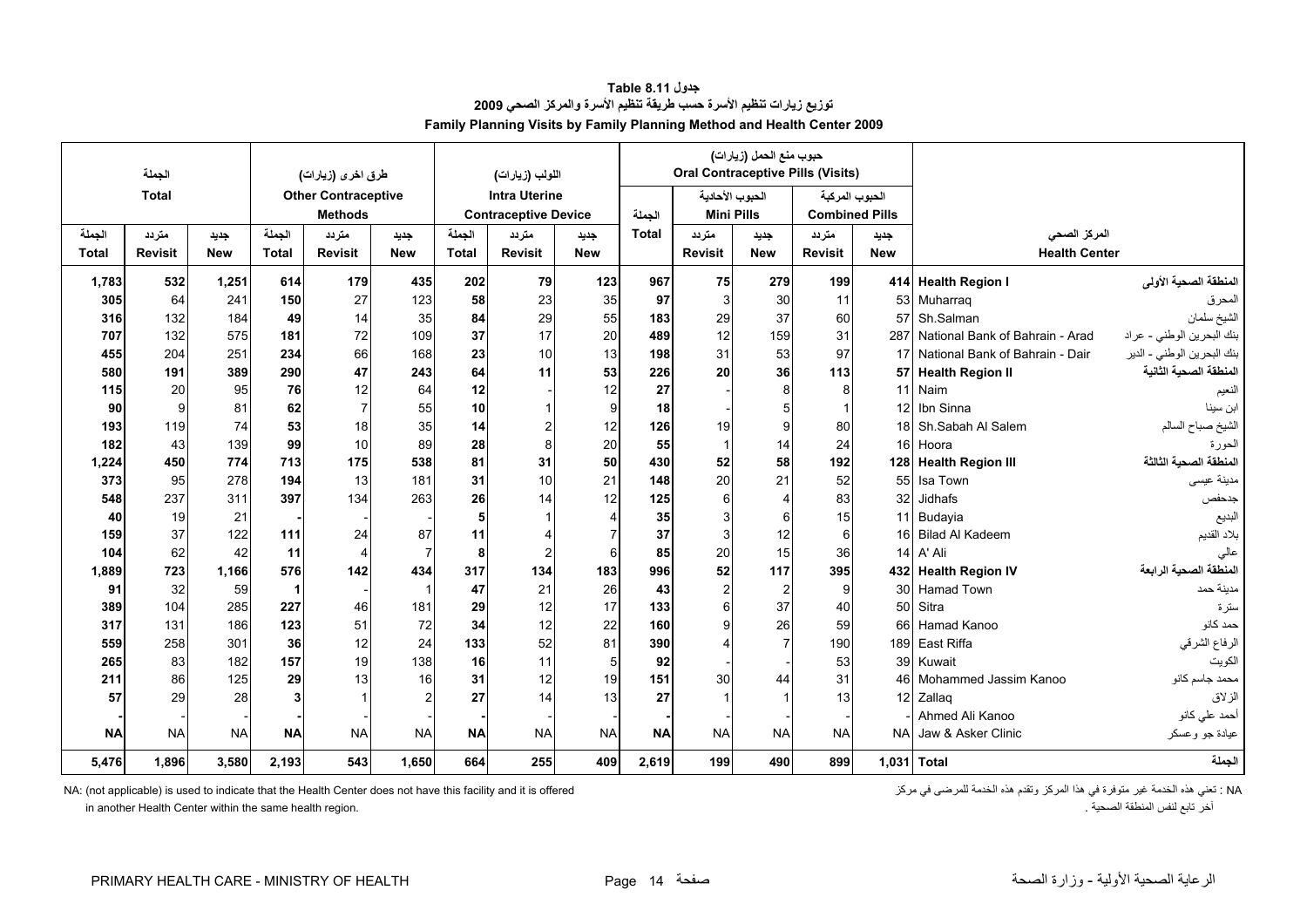# جدول Table 8.11

## توزيع زيارات تنظيم الأسرة حسب طريقة تنظيم الأسرة والمركز الصحي 2009

## Family Planning Visits by Family Planning Method and Health Center 2009

| الجملة Total | | | طرق اخرى (زيارات) Other Contraceptive Methods | | | اللولب (زيارات) Intra Uterine Contraceptive Device | | | حبوب منع الحمل (زيارات) Oral Contraceptive Pills (Visits) | | | | | المركز الصحي Health Center | |
|---|---|---|---|---|---|---|---|---|---|---|---|---|---|---|---|
| | | | | | | | | | الجملة | الحبوب الأحادية Mini Pills | | الحبوب المركبة Combined Pills | | | |
| الجملة Total | متردد Revisit | جديد New | الجملة Total | متردد Revisit | جديد New | الجملة Total | متردد Revisit | جديد New | Total | متردد Revisit | جديد New | متردد Revisit | جديد New | | |
| **1,783** | **532** | **1,251** | **614** | **179** | **435** | **202** | **79** | **123** | **967** | **75** | **279** | **199** | **414** | **Health Region I** | **المنطقة الصحية الأولى** |
| **305** | 64 | 241 | **150** | 27 | 123 | **58** | 23 | 35 | **97** | 3 | 30 | 11 | 53 | Muharraq | المحرق |
| **316** | 132 | 184 | **49** | 14 | 35 | **84** | 29 | 55 | **183** | 29 | 37 | 60 | 57 | Sh.Salman | الشيخ سلمان |
| **707** | 132 | 575 | **181** | 72 | 109 | **37** | 17 | 20 | **489** | 12 | 159 | 31 | 287 | National Bank of Bahrain - Arad | بنك البحرين الوطني - عراد |
| **455** | 204 | 251 | **234** | 66 | 168 | **23** | 10 | 13 | **198** | 31 | 53 | 97 | 17 | National Bank of Bahrain - Dair | بنك البحرين الوطني - الدير |
| **580** | **191** | **389** | **290** | **47** | **243** | **64** | **11** | **53** | **226** | **20** | **36** | **113** | **57** | **Health Region II** | **المنطقة الصحية الثانية** |
| **115** | 20 | 95 | **76** | 12 | 64 | **12** | - | 12 | **27** | - | 8 | 8 | 11 | Naim | النعيم |
| **90** | 9 | 81 | **62** | 7 | 55 | **10** | 1 | 9 | **18** | - | 5 | 1 | 12 | Ibn Sinna | ابن سينا |
| **193** | 119 | 74 | **53** | 18 | 35 | **14** | 2 | 12 | **126** | 19 | 9 | 80 | 18 | Sh.Sabah Al Salem | الشيخ صباح السالم |
| **182** | 43 | 139 | **99** | 10 | 89 | **28** | 8 | 20 | **55** | 1 | 14 | 24 | 16 | Hoora | الحورة |
| **1,224** | **450** | **774** | **713** | **175** | **538** | **81** | **31** | **50** | **430** | **52** | **58** | **192** | **128** | **Health Region III** | **المنطقة الصحية الثالثة** |
| **373** | 95 | 278 | **194** | 13 | 181 | **31** | 10 | 21 | **148** | 20 | 21 | 52 | 55 | Isa Town | مدينة عيسى |
| **548** | 237 | 311 | **397** | 134 | 263 | **26** | 14 | 12 | **125** | 6 | 4 | 83 | 32 | Jidhafs | جدحفص |
| **40** | 19 | 21 | **-** | - | - | **5** | 1 | 4 | **35** | 3 | 6 | 15 | 11 | Budayia | البديع |
| **159** | 37 | 122 | **111** | 24 | 87 | **11** | 4 | 7 | **37** | 3 | 12 | 6 | 16 | Bilad Al Kadeem | بلاد القديم |
| **104** | 62 | 42 | **11** | 4 | 7 | **8** | 2 | 6 | **85** | 20 | 15 | 36 | 14 | A' Ali | عالي |
| **1,889** | **723** | **1,166** | **576** | **142** | **434** | **317** | **134** | **183** | **996** | **52** | **117** | **395** | **432** | **Health Region IV** | **المنطقة الصحية الرابعة** |
| **91** | 32 | 59 | **1** | - | 1 | **47** | 21 | 26 | **43** | 2 | 2 | 9 | 30 | Hamad Town | مدينة حمد |
| **389** | 104 | 285 | **227** | 46 | 181 | **29** | 12 | 17 | **133** | 6 | 37 | 40 | 50 | Sitra | سترة |
| **317** | 131 | 186 | **123** | 51 | 72 | **34** | 12 | 22 | **160** | 9 | 26 | 59 | 66 | Hamad Kanoo | حمد كانو |
| **559** | 258 | 301 | **36** | 12 | 24 | **133** | 52 | 81 | **390** | 4 | 7 | 190 | 189 | East Riffa | الرفاع الشرقي |
| **265** | 83 | 182 | **157** | 19 | 138 | **16** | 11 | 5 | **92** | - | - | 53 | 39 | Kuwait | الكويت |
| **211** | 86 | 125 | **29** | 13 | 16 | **31** | 12 | 19 | **151** | 30 | 44 | 31 | 46 | Mohammed Jassim Kanoo | محمد جاسم كانو |
| **57** | 29 | 28 | **3** | 1 | 2 | **27** | 14 | 13 | **27** | 1 | 1 | 13 | 12 | Zallaq | الزلاق |
| **-** | - | - | **-** | - | - | **-** | - | - | **-** | - | - | - | - | Ahmed Ali Kanoo | أحمد علي كانو |
| **NA** | NA | NA | **NA** | NA | NA | **NA** | NA | NA | **NA** | NA | NA | NA | NA | Jaw & Asker Clinic | عيادة جو وعسكر |
| **5,476** | **1,896** | **3,580** | **2,193** | **543** | **1,650** | **664** | **255** | **409** | **2,619** | **199** | **490** | **899** | **1,031** | **Total** | **الجملة** |

NA: (not applicable) is used to indicate that the Health Center does not have this facility and it is offered in another Health Center within the same health region.

NA : تعني هذه الخدمة غير متوفرة في هذا المركز وتقدم هذه الخدمة للمرضى في مركز آخر تابع لنفس المنطقة الصحية .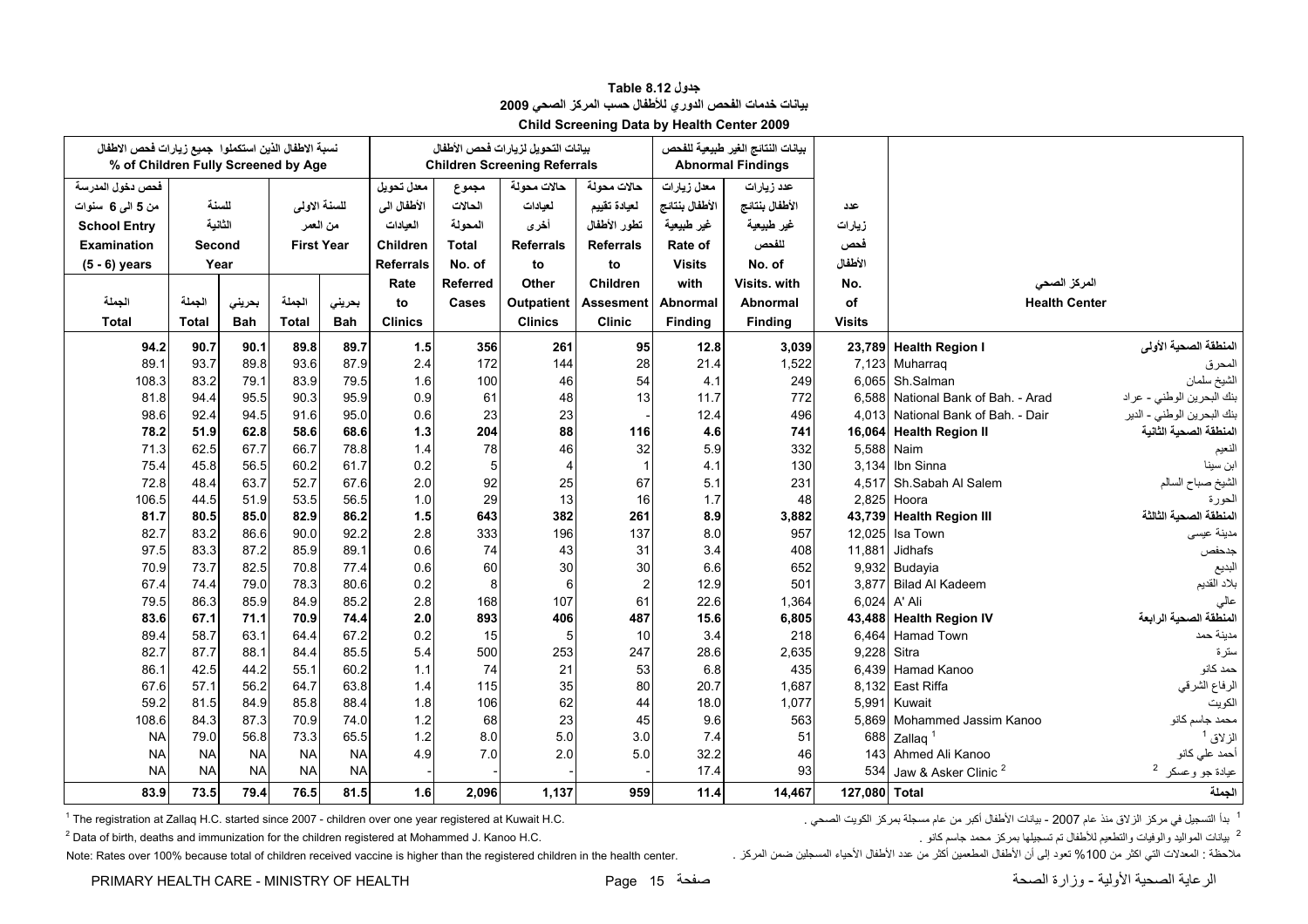# جدول Table 8.12

## بيانات خدمات الفحص الدوري للأطفال حسب المركز الصحي 2009

## Child Screening Data by Health Center 2009

| نسبة الاطفال الذين استكملوا جميع زيارات فحص الاطفال % of Children Fully Screened by Age | | | | | بيانات التحويل لزيارات فحص الأطفال Children Screening Referrals | | | | بيانات النتائج الغير طبيعية للفحص Abnormal Findings | | | | |
|---|---|---|---|---|---|---|---|---|---|---|---|---|---|
| فحص دخول المدرسة من 5 الى 6 سنوات School Entry Examination (5 - 6) years | للسنة الثانية Second Year | | للسنة الاولى من العمر First Year | | معدل تحويل الأطفال الى العيادات Children Referrals Rate to Clinics | مجموع الحالات المحولة Total No. of Referred Cases | حالات محولة لعيادات أخرى Referrals to Other Outpatient Clinics | حالات محولة لعيادة تقييم تطور الأطفال Referrals to Children Assesment Clinic | معدل زيارات الأطفال بنتائج غير طبيعية Rate of Visits with Abnormal Finding | عدد زيارات الأطفال بنتائج غير طبيعية للفحص No. of Visits. with Abnormal Finding | عدد زيارات فحص الأطفال No. of Visits | المركز الصحي Health Center | |
| الجملة Total | الجملة Total | بحريني Bah | الجملة Total | بحريني Bah | | | | | | | | | |
| **94.2** | **90.7** | **90.1** | **89.8** | **89.7** | **1.5** | **356** | **261** | **95** | **12.8** | **3,039** | **23,789** | **Health Region I** | **المنطقة الصحية الأولى** |
| 89.1 | 93.7 | 89.8 | 93.6 | 87.9 | 2.4 | 172 | 144 | 28 | 21.4 | 1,522 | 7,123 | Muharraq | المحرق |
| 108.3 | 83.2 | 79.1 | 83.9 | 79.5 | 1.6 | 100 | 46 | 54 | 4.1 | 249 | 6,065 | Sh.Salman | الشيخ سلمان |
| 81.8 | 94.4 | 95.5 | 90.3 | 95.9 | 0.9 | 61 | 48 | 13 | 11.7 | 772 | 6,588 | National Bank of Bah. - Arad | بنك البحرين الوطني - عراد |
| 98.6 | 92.4 | 94.5 | 91.6 | 95.0 | 0.6 | 23 | 23 | - | 12.4 | 496 | 4,013 | National Bank of Bah. - Dair | بنك البحرين الوطني - الدير |
| **78.2** | **51.9** | **62.8** | **58.6** | **68.6** | **1.3** | **204** | **88** | **116** | **4.6** | **741** | **16,064** | **Health Region II** | **المنطقة الصحية الثانية** |
| 71.3 | 62.5 | 67.7 | 66.7 | 78.8 | 1.4 | 78 | 46 | 32 | 5.9 | 332 | 5,588 | Naim | النعيم |
| 75.4 | 45.8 | 56.5 | 60.2 | 61.7 | 0.2 | 5 | 4 | 1 | 4.1 | 130 | 3,134 | Ibn Sinna | ابن سينا |
| 72.8 | 48.4 | 63.7 | 52.7 | 67.6 | 2.0 | 92 | 25 | 67 | 5.1 | 231 | 4,517 | Sh.Sabah Al Salem | الشيخ صباح السالم |
| 106.5 | 44.5 | 51.9 | 53.5 | 56.5 | 1.0 | 29 | 13 | 16 | 1.7 | 48 | 2,825 | Hoora | الحورة |
| **81.7** | **80.5** | **85.0** | **82.9** | **86.2** | **1.5** | **643** | **382** | **261** | **8.9** | **3,882** | **43,739** | **Health Region III** | **المنطقة الصحية الثالثة** |
| 82.7 | 83.2 | 86.6 | 90.0 | 92.2 | 2.8 | 333 | 196 | 137 | 8.0 | 957 | 12,025 | Isa Town | مدينة عيسى |
| 97.5 | 83.3 | 87.2 | 85.9 | 89.1 | 0.6 | 74 | 43 | 31 | 3.4 | 408 | 11,881 | Jidhafs | جدحفص |
| 70.9 | 73.7 | 82.5 | 70.8 | 77.4 | 0.6 | 60 | 30 | 30 | 6.6 | 652 | 9,932 | Budayia | البديع |
| 67.4 | 74.4 | 79.0 | 78.3 | 80.6 | 0.2 | 8 | 6 | 2 | 12.9 | 501 | 3,877 | Bilad Al Kadeem | بلاد القديم |
| 79.5 | 86.3 | 85.9 | 84.9 | 85.2 | 2.8 | 168 | 107 | 61 | 22.6 | 1,364 | 6,024 | A' Ali | عالي |
| **83.6** | **67.1** | **71.1** | **70.9** | **74.4** | **2.0** | **893** | **406** | **487** | **15.6** | **6,805** | **43,488** | **Health Region IV** | **المنطقة الصحية الرابعة** |
| 89.4 | 58.7 | 63.1 | 64.4 | 67.2 | 0.2 | 15 | 5 | 10 | 3.4 | 218 | 6,464 | Hamad Town | مدينة حمد |
| 82.7 | 87.7 | 88.1 | 84.4 | 85.5 | 5.4 | 500 | 253 | 247 | 28.6 | 2,635 | 9,228 | Sitra | سترة |
| 86.1 | 42.5 | 44.2 | 55.1 | 60.2 | 1.1 | 74 | 21 | 53 | 6.8 | 435 | 6,439 | Hamad Kanoo | حمد كانو |
| 67.6 | 57.1 | 56.2 | 64.7 | 63.8 | 1.4 | 115 | 35 | 80 | 20.7 | 1,687 | 8,132 | East Riffa | الرفاع الشرقي |
| 59.2 | 81.5 | 84.9 | 85.8 | 88.4 | 1.8 | 106 | 62 | 44 | 18.0 | 1,077 | 5,991 | Kuwait | الكويت |
| 108.6 | 84.3 | 87.3 | 70.9 | 74.0 | 1.2 | 68 | 23 | 45 | 9.6 | 563 | 5,869 | Mohammed Jassim Kanoo | محمد جاسم كانو |
| NA | 79.0 | 56.8 | 73.3 | 65.5 | 1.2 | 8.0 | 5.0 | 3.0 | 7.4 | 51 | 688 | Zallaq [1] | الزلاق [1] |
| NA | NA | NA | NA | NA | 4.9 | 7.0 | 2.0 | 5.0 | 32.2 | 46 | 143 | Ahmed Ali Kanoo | أحمد علي كانو |
| NA | NA | NA | NA | NA | - | - | - | - | 17.4 | 93 | 534 | Jaw & Asker Clinic [2] | عيادة جو وعسكر [2] |
| **83.9** | **73.5** | **79.4** | **76.5** | **81.5** | **1.6** | **2,096** | **1,137** | **959** | **11.4** | **14,467** | **127,080** | **Total** | **الجملة** |

[1] The registration at Zallaq H.C. started since 2007 - children over one year registered at Kuwait H.C.

[1] بدأ التسجيل في مركز الزلاق منذ عام 2007 - بيانات الأطفال أكبر من عام مسجلة بمركز الكويت الصحي .

[2] Data of birth, deaths and immunization for the children registered at Mohammed J. Kanoo H.C.

[2] بيانات المواليد والوفيات والتطعيم للأطفال تم تسجيلها بمركز محمد جاسم كانو .

Note: Rates over 100% because total of children received vaccine is higher than the registered children in the health center.

ملاحظة : المعدلات التي اكثر من 100% تعود إلى أن الأطفال المطعمين أكثر من عدد الأطفال الأحياء المسجلين ضمن المركز .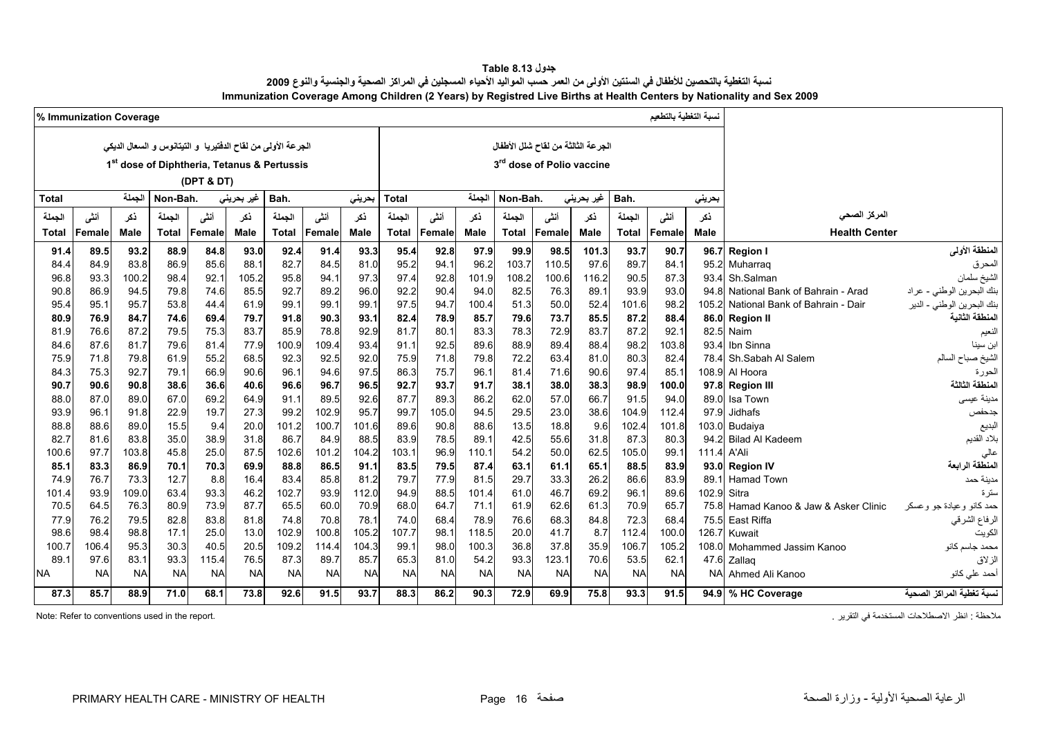جدول 8.13 Table

نسبة التغطية بالتحصين للأطفال في السنتين الأولى من العمر حسب المواليد الأحياء المسجلين في المراكز الصحية والجنسية والنوع 2009

**Immunization Coverage Among Children (2 Years) by Registred Live Births at Health Centers by Nationality and Sex 2009**

| % Immunization Coverage | | | | | | | | | | | | | | | | | نسبة التغطية بالتطعيم | | |
|---|---|---|---|---|---|---|---|---|---|---|---|---|---|---|---|---|---|---|---|
| الجرعة الأولى من لقاح الدفتيريا و التيتانوس و السعال الديكي 1st dose of Diphtheria, Tetanus & Pertussis (DPT & DT) | | | | | | | | | الجرعة الثالثة من لقاح شلل الأطفال 3rd dose of Polio vaccine | | | | | | | | | | |
| Total الجملة | | | Non-Bah. غير بحريني | | | Bah. بحريني | | | Total الجملة | | | Non-Bah. غير بحريني | | | Bah. بحريني | | | | |
| الجملة Total | أنثى Female | ذكر Male | الجملة Total | أنثى Female | ذكر Male | الجملة Total | أنثى Female | ذكر Male | الجملة Total | أنثى Female | ذكر Male | الجملة Total | أنثى Female | ذكر Male | الجملة Total | أنثى Female | ذكر Male | Health Center | المركز الصحي |
| **91.4** | **89.5** | **93.2** | **88.9** | **84.8** | **93.0** | **92.4** | **91.4** | **93.3** | **95.4** | **92.8** | **97.9** | **99.9** | **98.5** | **101.3** | **93.7** | **90.7** | **96.7** | **Region I** | **المنطقة الأولى** |
| 84.4 | 84.9 | 83.8 | 86.9 | 85.6 | 88.1 | 82.7 | 84.5 | 81.0 | 95.2 | 94.1 | 96.2 | 103.7 | 110.5 | 97.6 | 89.7 | 84.1 | 95.2 | Muharraq | المحرق |
| 96.8 | 93.3 | 100.2 | 98.4 | 92.1 | 105.2 | 95.8 | 94.1 | 97.3 | 97.4 | 92.8 | 101.9 | 108.2 | 100.6 | 116.2 | 90.5 | 87.3 | 93.4 | Sh.Salman | الشيخ سلمان |
| 90.8 | 86.9 | 94.5 | 79.8 | 74.6 | 85.5 | 92.7 | 89.2 | 96.0 | 92.2 | 90.4 | 94.0 | 82.5 | 76.3 | 89.1 | 93.9 | 93.0 | 94.8 | National Bank of Bahrain - Arad | بنك البحرين الوطني - عراد |
| 95.4 | 95.1 | 95.7 | 53.8 | 44.4 | 61.9 | 99.1 | 99.1 | 99.1 | 97.5 | 94.7 | 100.4 | 51.3 | 50.0 | 52.4 | 101.6 | 98.2 | 105.2 | National Bank of Bahrain - Dair | بنك البحرين الوطني - الدير |
| **80.9** | **76.9** | **84.7** | **74.6** | **69.4** | **79.7** | **91.8** | **90.3** | **93.1** | **82.4** | **78.9** | **85.7** | **79.6** | **73.7** | **85.5** | **87.2** | **88.4** | **86.0** | **Region II** | **المنطقة الثانية** |
| 81.9 | 76.6 | 87.2 | 79.5 | 75.3 | 83.7 | 85.9 | 78.8 | 92.9 | 81.7 | 80.1 | 83.3 | 78.3 | 72.9 | 83.7 | 87.2 | 92.1 | 82.5 | Naim | النعيم |
| 84.6 | 87.6 | 81.7 | 79.6 | 81.4 | 77.9 | 100.9 | 109.4 | 93.4 | 91.1 | 92.5 | 89.6 | 88.9 | 89.4 | 88.4 | 98.2 | 103.8 | 93.4 | Ibn Sinna | ابن سينا |
| 75.9 | 71.8 | 79.8 | 61.9 | 55.2 | 68.5 | 92.3 | 92.5 | 92.0 | 75.9 | 71.8 | 79.8 | 72.2 | 63.4 | 81.0 | 80.3 | 82.4 | 78.4 | Sh.Sabah Al Salem | الشيخ صباح السالم |
| 84.3 | 75.3 | 92.7 | 79.1 | 66.9 | 90.6 | 96.1 | 94.6 | 97.5 | 86.3 | 75.7 | 96.1 | 81.4 | 71.6 | 90.6 | 97.4 | 85.1 | 108.9 | Al Hoora | الحورة |
| **90.7** | **90.6** | **90.8** | **38.6** | **36.6** | **40.6** | **96.6** | **96.7** | **96.5** | **92.7** | **93.7** | **91.7** | **38.1** | **38.0** | **38.3** | **98.9** | **100.0** | **97.8** | **Region III** | **المنطقة الثالثة** |
| 88.0 | 87.0 | 89.0 | 67.0 | 69.2 | 64.9 | 91.1 | 89.5 | 92.6 | 87.7 | 89.3 | 86.2 | 62.0 | 57.0 | 66.7 | 91.5 | 94.0 | 89.0 | Isa Town | مدينة عيسى |
| 93.9 | 96.1 | 91.8 | 22.9 | 19.7 | 27.3 | 99.2 | 102.9 | 95.7 | 99.7 | 105.0 | 94.5 | 29.5 | 23.0 | 38.6 | 104.9 | 112.4 | 97.9 | Jidhafs | جدحفص |
| 88.8 | 88.6 | 89.0 | 15.5 | 9.4 | 20.0 | 101.2 | 100.7 | 101.6 | 89.6 | 90.8 | 88.6 | 13.5 | 18.8 | 9.6 | 102.4 | 101.8 | 103.0 | Budaiya | البديع |
| 82.7 | 81.6 | 83.8 | 35.0 | 38.9 | 31.8 | 86.7 | 84.9 | 88.5 | 83.9 | 78.5 | 89.1 | 42.5 | 55.6 | 31.8 | 87.3 | 80.3 | 94.2 | Bilad Al Kadeem | بلاد القديم |
| 100.6 | 97.7 | 103.8 | 45.8 | 25.0 | 87.5 | 102.6 | 101.2 | 104.2 | 103.1 | 96.9 | 110.1 | 54.2 | 50.0 | 62.5 | 105.0 | 99.1 | 111.4 | A'Ali | عالي |
| **85.1** | **83.3** | **86.9** | **70.1** | **70.3** | **69.9** | **88.8** | **86.5** | **91.1** | **83.5** | **79.5** | **87.4** | **63.1** | **61.1** | **65.1** | **88.5** | **83.9** | **93.0** | **Region IV** | **المنطقة الرابعة** |
| 74.9 | 76.7 | 73.3 | 12.7 | 8.8 | 16.4 | 83.4 | 85.8 | 81.2 | 79.7 | 77.9 | 81.5 | 29.7 | 33.3 | 26.2 | 86.6 | 83.9 | 89.1 | Hamad Town | مدينة حمد |
| 101.4 | 93.9 | 109.0 | 63.4 | 93.3 | 46.2 | 102.7 | 93.9 | 112.0 | 94.9 | 88.5 | 101.4 | 61.0 | 46.7 | 69.2 | 96.1 | 89.6 | 102.9 | Sitra | سترة |
| 70.5 | 64.5 | 76.3 | 80.9 | 73.9 | 87.7 | 65.5 | 60.0 | 70.9 | 68.0 | 64.7 | 71.1 | 61.9 | 62.6 | 61.3 | 70.9 | 65.7 | 75.8 | Hamad Kanoo & Jaw & Asker Clinic | حمد كانو وعيادة جو وعسكر |
| 77.9 | 76.2 | 79.5 | 82.8 | 83.8 | 81.8 | 74.8 | 70.8 | 78.1 | 74.0 | 68.4 | 78.9 | 76.6 | 68.3 | 84.8 | 72.3 | 68.4 | 75.5 | East Riffa | الرفاع الشرقي |
| 98.6 | 98.4 | 98.8 | 17.1 | 25.0 | 13.0 | 102.9 | 100.8 | 105.2 | 107.7 | 98.1 | 118.5 | 20.0 | 41.7 | 8.7 | 112.4 | 100.0 | 126.7 | Kuwait | الكويت |
| 100.7 | 106.4 | 95.3 | 30.3 | 40.5 | 20.5 | 109.2 | 114.4 | 104.3 | 99.1 | 98.0 | 100.3 | 36.8 | 37.8 | 35.9 | 106.7 | 105.2 | 108.0 | Mohammed Jassim Kanoo | محمد جاسم كانو |
| 89.1 | 97.6 | 83.1 | 93.3 | 115.4 | 76.5 | 87.3 | 89.7 | 85.7 | 65.3 | 81.0 | 54.2 | 93.3 | 123.1 | 70.6 | 53.5 | 62.1 | 47.6 | Zallaq | الزلاق |
| NA | NA | NA | NA | NA | NA | NA | NA | NA | NA | NA | NA | NA | NA | NA | NA | NA | NA | Ahmed Ali Kanoo | أحمد علي كانو |
| **87.3** | **85.7** | **88.9** | **71.0** | **68.1** | **73.8** | **92.6** | **91.5** | **93.7** | **88.3** | **86.2** | **90.3** | **72.9** | **69.9** | **75.8** | **93.3** | **91.5** | **94.9** | **% HC Coverage** | **نسبة تغطية المراكز الصحية** |

Note: Refer to conventions used in the report.

ملاحظة : انظر الاصطلاحات المستخدمة في التقرير .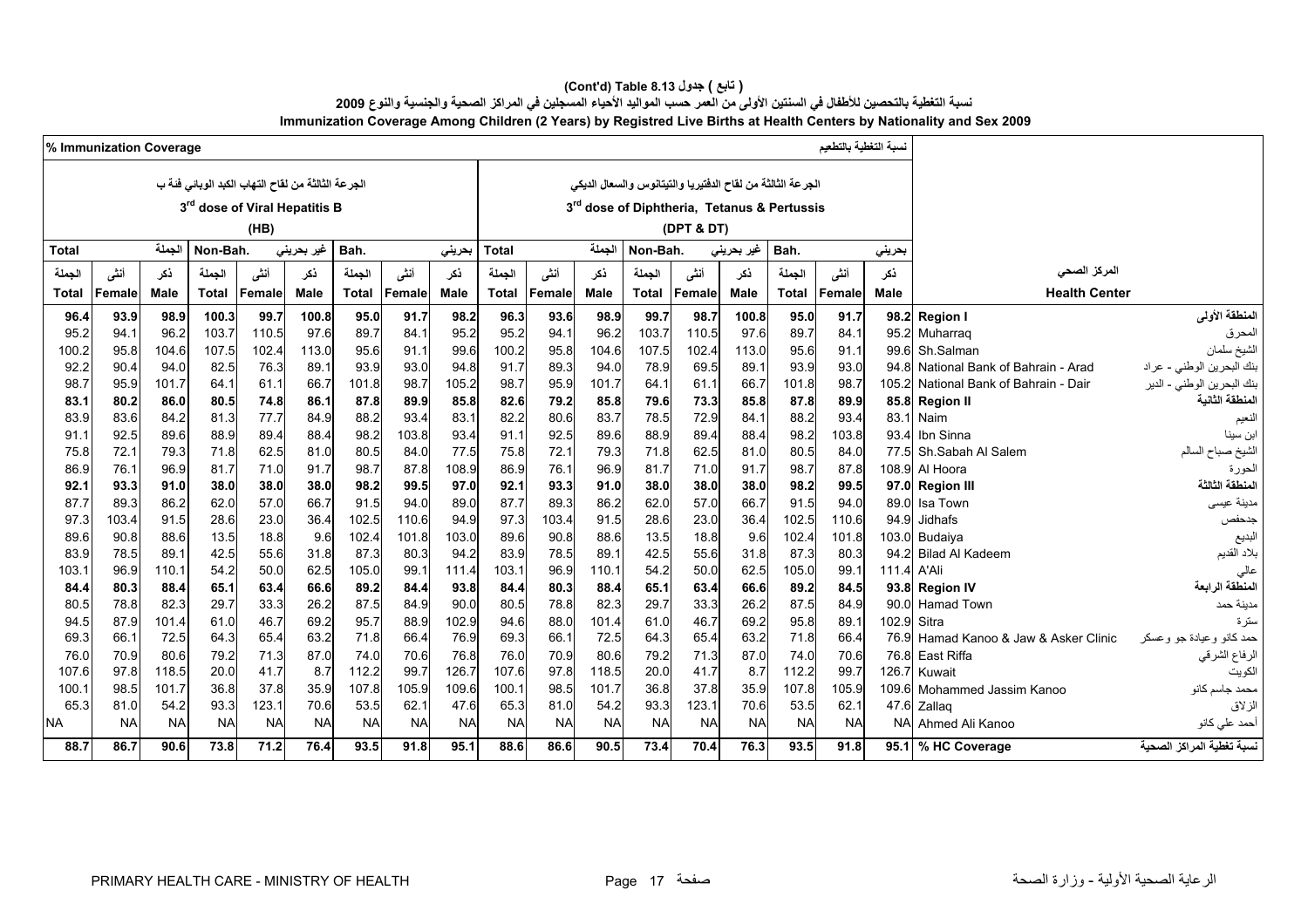# (Cont'd) Table 8.13 ( تابع ) جدول

## نسبة التغطية بالتحصين للأطفال في السنتين الأولى من العمر حسب المواليد الأحياء المسجلين في المراكز الصحية والجنسية والنوع 2009

## Immunization Coverage Among Children (2 Years) by Registred Live Births at Health Centers by Nationality and Sex 2009

| % Immunization Coverage | | | | | | | | | | | | | | | | | | نسبة التغطية بالتطعيم | |
|---|---|---|---|---|---|---|---|---|---|---|---|---|---|---|---|---|---|---|---|
| الجرعة الثالثة من لقاح التهاب الكبد الوبائي فئة ب 3rd dose of Viral Hepatitis B (HB) | | | | | | | | | الجرعة الثالثة من لقاح الدفتيريا والتيتانوس والسعال الديكي 3rd dose of Diphtheria, Tetanus & Pertussis (DPT & DT) | | | | | | | | | | |
| Total الجملة | | | Non-Bah. غير بحريني | | | Bah. بحريني | | | Total الجملة | | | Non-Bah. غير بحريني | | | Bah. بحريني | | | | |
| الجملة Total | أنثى Female | ذكر Male | الجملة Total | أنثى Female | ذكر Male | الجملة Total | أنثى Female | ذكر Male | الجملة Total | أنثى Female | ذكر Male | الجملة Total | أنثى Female | ذكر Male | الجملة Total | أنثى Female | ذكر Male | Health Center | المركز الصحي |
| **96.4** | **93.9** | **98.9** | **100.3** | **99.7** | **100.8** | **95.0** | **91.7** | **98.2** | **96.3** | **93.6** | **98.9** | **99.7** | **98.7** | **100.8** | **95.0** | **91.7** | **98.2** | **Region I** | **المنطقة الأولى** |
| 95.2 | 94.1 | 96.2 | 103.7 | 110.5 | 97.6 | 89.7 | 84.1 | 95.2 | 95.2 | 94.1 | 96.2 | 103.7 | 110.5 | 97.6 | 89.7 | 84.1 | 95.2 | Muharraq | المحرق |
| 100.2 | 95.8 | 104.6 | 107.5 | 102.4 | 113.0 | 95.6 | 91.1 | 99.6 | 100.2 | 95.8 | 104.6 | 107.5 | 102.4 | 113.0 | 95.6 | 91.1 | 99.6 | Sh.Salman | الشيخ سلمان |
| 92.2 | 90.4 | 94.0 | 82.5 | 76.3 | 89.1 | 93.9 | 93.0 | 94.8 | 91.7 | 89.3 | 94.0 | 78.9 | 69.5 | 89.1 | 93.9 | 93.0 | 94.8 | National Bank of Bahrain - Arad | بنك البحرين الوطني - عراد |
| 98.7 | 95.9 | 101.7 | 64.1 | 61.1 | 66.7 | 101.8 | 98.7 | 105.2 | 98.7 | 95.9 | 101.7 | 64.1 | 61.1 | 66.7 | 101.8 | 98.7 | 105.2 | National Bank of Bahrain - Dair | بنك البحرين الوطني - الدير |
| **83.1** | **80.2** | **86.0** | **80.5** | **74.8** | **86.1** | **87.8** | **89.9** | **85.8** | **82.6** | **79.2** | **85.8** | **79.6** | **73.3** | **85.8** | **87.8** | **89.9** | **85.8** | **Region II** | **المنطقة الثانية** |
| 83.9 | 83.6 | 84.2 | 81.3 | 77.7 | 84.9 | 88.2 | 93.4 | 83.1 | 82.2 | 80.6 | 83.7 | 78.5 | 72.9 | 84.1 | 88.2 | 93.4 | 83.1 | Naim | النعيم |
| 91.1 | 92.5 | 89.6 | 88.9 | 89.4 | 88.4 | 98.2 | 103.8 | 93.4 | 91.1 | 92.5 | 89.6 | 88.9 | 89.4 | 88.4 | 98.2 | 103.8 | 93.4 | Ibn Sinna | ابن سينا |
| 75.8 | 72.1 | 79.3 | 71.8 | 62.5 | 81.0 | 80.5 | 84.0 | 77.5 | 75.8 | 72.1 | 79.3 | 71.8 | 62.5 | 81.0 | 80.5 | 84.0 | 77.5 | Sh.Sabah Al Salem | الشيخ صباح السالم |
| 86.9 | 76.1 | 96.9 | 81.7 | 71.0 | 91.7 | 98.7 | 87.8 | 108.9 | 86.9 | 76.1 | 96.9 | 81.7 | 71.0 | 91.7 | 98.7 | 87.8 | 108.9 | Al Hoora | الحورة |
| **92.1** | **93.3** | **91.0** | **38.0** | **38.0** | **38.0** | **98.2** | **99.5** | **97.0** | **92.1** | **93.3** | **91.0** | **38.0** | **38.0** | **38.0** | **98.2** | **99.5** | **97.0** | **Region III** | **المنطقة الثالثة** |
| 87.7 | 89.3 | 86.2 | 62.0 | 57.0 | 66.7 | 91.5 | 94.0 | 89.0 | 87.7 | 89.3 | 86.2 | 62.0 | 57.0 | 66.7 | 91.5 | 94.0 | 89.0 | Isa Town | مدينة عيسى |
| 97.3 | 103.4 | 91.5 | 28.6 | 23.0 | 36.4 | 102.5 | 110.6 | 94.9 | 97.3 | 103.4 | 91.5 | 28.6 | 23.0 | 36.4 | 102.5 | 110.6 | 94.9 | Jidhafs | جدحفص |
| 89.6 | 90.8 | 88.6 | 13.5 | 18.8 | 9.6 | 102.4 | 101.8 | 103.0 | 89.6 | 90.8 | 88.6 | 13.5 | 18.8 | 9.6 | 102.4 | 101.8 | 103.0 | Budaiya | البديع |
| 83.9 | 78.5 | 89.1 | 42.5 | 55.6 | 31.8 | 87.3 | 80.3 | 94.2 | 83.9 | 78.5 | 89.1 | 42.5 | 55.6 | 31.8 | 87.3 | 80.3 | 94.2 | Bilad Al Kadeem | بلاد القديم |
| 103.1 | 96.9 | 110.1 | 54.2 | 50.0 | 62.5 | 105.0 | 99.1 | 111.4 | 103.1 | 96.9 | 110.1 | 54.2 | 50.0 | 62.5 | 105.0 | 99.1 | 111.4 | A'Ali | عالي |
| **84.4** | **80.3** | **88.4** | **65.1** | **63.4** | **66.6** | **89.2** | **84.4** | **93.8** | **84.4** | **80.3** | **88.4** | **65.1** | **63.4** | **66.6** | **89.2** | **84.5** | **93.8** | **Region IV** | **المنطقة الرابعة** |
| 80.5 | 78.8 | 82.3 | 29.7 | 33.3 | 26.2 | 87.5 | 84.9 | 90.0 | 80.5 | 78.8 | 82.3 | 29.7 | 33.3 | 26.2 | 87.5 | 84.9 | 90.0 | Hamad Town | مدينة حمد |
| 94.5 | 87.9 | 101.4 | 61.0 | 46.7 | 69.2 | 95.7 | 88.9 | 102.9 | 94.6 | 88.0 | 101.4 | 61.0 | 46.7 | 69.2 | 95.8 | 89.1 | 102.9 | Sitra | سترة |
| 69.3 | 66.1 | 72.5 | 64.3 | 65.4 | 63.2 | 71.8 | 66.4 | 76.9 | 69.3 | 66.1 | 72.5 | 64.3 | 65.4 | 63.2 | 71.8 | 66.4 | 76.9 | Hamad Kanoo & Jaw & Asker Clinic | حمد كانو وعيادة جو وعسكر |
| 76.0 | 70.9 | 80.6 | 79.2 | 71.3 | 87.0 | 74.0 | 70.6 | 76.8 | 76.0 | 70.9 | 80.6 | 79.2 | 71.3 | 87.0 | 74.0 | 70.6 | 76.8 | East Riffa | الرفاع الشرقي |
| 107.6 | 97.8 | 118.5 | 20.0 | 41.7 | 8.7 | 112.2 | 99.7 | 126.7 | 107.6 | 97.8 | 118.5 | 20.0 | 41.7 | 8.7 | 112.2 | 99.7 | 126.7 | Kuwait | الكويت |
| 100.1 | 98.5 | 101.7 | 36.8 | 37.8 | 35.9 | 107.8 | 105.9 | 109.6 | 100.1 | 98.5 | 101.7 | 36.8 | 37.8 | 35.9 | 107.8 | 105.9 | 109.6 | Mohammed Jassim Kanoo | محمد جاسم كانو |
| 65.3 | 81.0 | 54.2 | 93.3 | 123.1 | 70.6 | 53.5 | 62.1 | 47.6 | 65.3 | 81.0 | 54.2 | 93.3 | 123.1 | 70.6 | 53.5 | 62.1 | 47.6 | Zallaq | الزلاق |
| NA | NA | NA | NA | NA | NA | NA | NA | NA | NA | NA | NA | NA | NA | NA | NA | NA | NA | Ahmed Ali Kanoo | أحمد علي كانو |
| **88.7** | **86.7** | **90.6** | **73.8** | **71.2** | **76.4** | **93.5** | **91.8** | **95.1** | **88.6** | **86.6** | **90.5** | **73.4** | **70.4** | **76.3** | **93.5** | **91.8** | **95.1** | **% HC Coverage** | **نسبة تغطية المراكز الصحية** |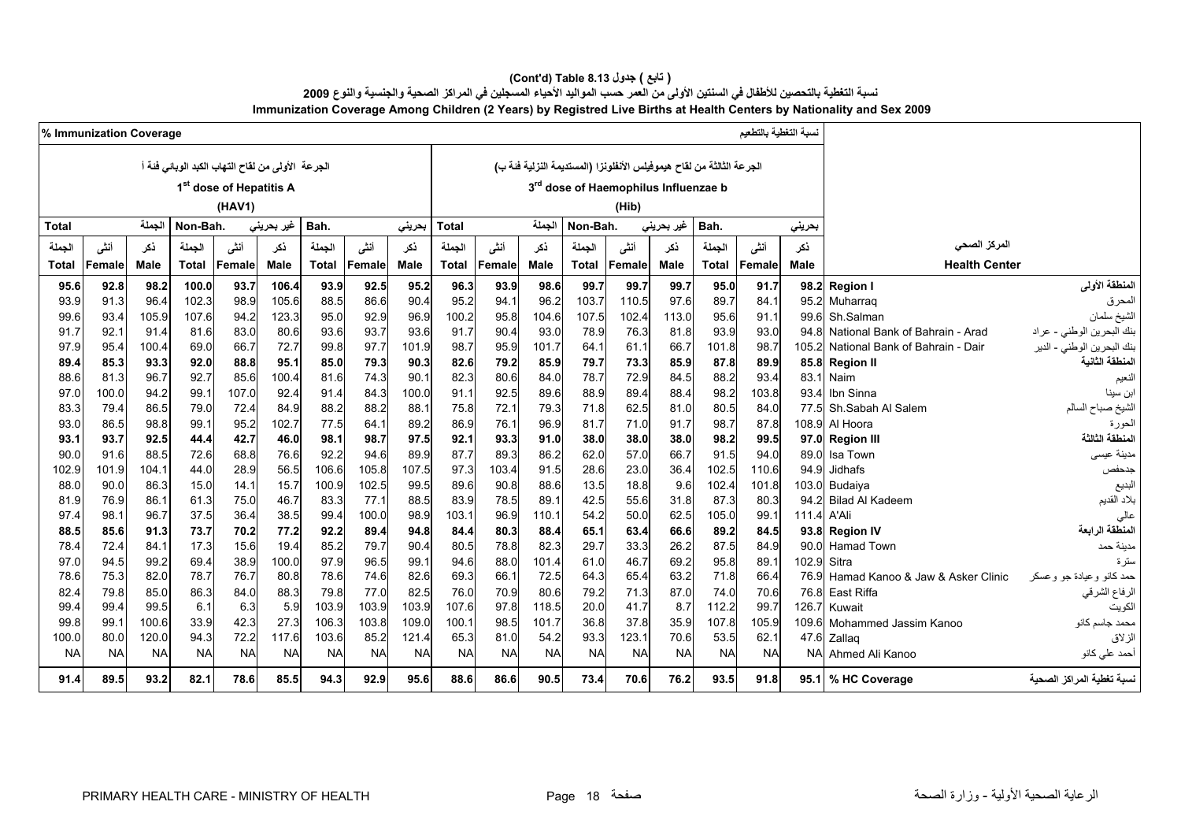**(Cont'd) Table 8.13 تابع ( جدول )**

**نسبة التغطية بالتحصين للأطفال في السنتين الأولى من العمر حسب المواليد الأحياء المسجلين في المراكز الصحية والجنسية والنوع 2009**

**Immunization Coverage Among Children (2 Years) by Registred Live Births at Health Centers by Nationality and Sex 2009**

| % Immunization Coverage | | | | | | | | | | | | | | | | | | نسبة التغطية بالتطعيم | | |
|---|---|---|---|---|---|---|---|---|---|---|---|---|---|---|---|---|---|---|---|
| الجرعة الأولى من لقاح التهاب الكبد الوبائي فئة أ 1st dose of Hepatitis A (HAV1) | | | | | | | | | الجرعة الثالثة من لقاح هيموفيلس الأنفلونزا (المستديمة النزلية فئة ب) 3rd dose of Haemophilus Influenzae b (Hib) | | | | | | | | | | |
| Total الجملة | | | Non-Bah. غير بحريني | | | Bah. بحريني | | | Total الجملة | | | Non-Bah. غير بحريني | | | Bah. بحريني | | | | |
| الجملة Total | أنثى Female | ذكر Male | الجملة Total | أنثى Female | ذكر Male | الجملة Total | أنثى Female | ذكر Male | الجملة Total | أنثى Female | ذكر Male | الجملة Total | أنثى Female | ذكر Male | الجملة Total | أنثى Female | ذكر Male | Health Center | المركز الصحي |
| **95.6** | **92.8** | **98.2** | **100.0** | **93.7** | **106.4** | **93.9** | **92.5** | **95.2** | **96.3** | **93.9** | **98.6** | **99.7** | **99.7** | **99.7** | **95.0** | **91.7** | **98.2** | **Region I** | **المنطقة الأولى** |
| 93.9 | 91.3 | 96.4 | 102.3 | 98.9 | 105.6 | 88.5 | 86.6 | 90.4 | 95.2 | 94.1 | 96.2 | 103.7 | 110.5 | 97.6 | 89.7 | 84.1 | 95.2 | Muharraq | المحرق |
| 99.6 | 93.4 | 105.9 | 107.6 | 94.2 | 123.3 | 95.0 | 92.9 | 96.9 | 100.2 | 95.8 | 104.6 | 107.5 | 102.4 | 113.0 | 95.6 | 91.1 | 99.6 | Sh.Salman | الشيخ سلمان |
| 91.7 | 92.1 | 91.4 | 81.6 | 83.0 | 80.6 | 93.6 | 93.7 | 93.6 | 91.7 | 90.4 | 93.0 | 78.9 | 76.3 | 81.8 | 93.9 | 93.0 | 94.8 | National Bank of Bahrain - Arad | بنك البحرين الوطني - عراد |
| 97.9 | 95.4 | 100.4 | 69.0 | 66.7 | 72.7 | 99.8 | 97.7 | 101.9 | 98.7 | 95.9 | 101.7 | 64.1 | 61.1 | 66.7 | 101.8 | 98.7 | 105.2 | National Bank of Bahrain - Dair | بنك البحرين الوطني - الدير |
| **89.4** | **85.3** | **93.3** | **92.0** | **88.8** | **95.1** | **85.0** | **79.3** | **90.3** | **82.6** | **79.2** | **85.9** | **79.7** | **73.3** | **85.9** | **87.8** | **89.9** | **85.8** | **Region II** | **المنطقة الثانية** |
| 88.6 | 81.3 | 96.7 | 92.7 | 85.6 | 100.4 | 81.6 | 74.3 | 90.1 | 82.3 | 80.6 | 84.0 | 78.7 | 72.9 | 84.5 | 88.2 | 93.4 | 83.1 | Naim | النعيم |
| 97.0 | 100.0 | 94.2 | 99.1 | 107.0 | 92.4 | 91.4 | 84.3 | 100.0 | 91.1 | 92.5 | 89.6 | 88.9 | 89.4 | 88.4 | 98.2 | 103.8 | 93.4 | Ibn Sinna | ابن سينا |
| 83.3 | 79.4 | 86.5 | 79.0 | 72.4 | 84.9 | 88.2 | 88.2 | 88.1 | 75.8 | 72.1 | 79.3 | 71.8 | 62.5 | 81.0 | 80.5 | 84.0 | 77.5 | Sh.Sabah Al Salem | الشيخ صباح السالم |
| 93.0 | 86.5 | 98.8 | 99.1 | 95.2 | 102.7 | 77.5 | 64.1 | 89.2 | 86.9 | 76.1 | 96.9 | 81.7 | 71.0 | 91.7 | 98.7 | 87.8 | 108.9 | Al Hoora | الحورة |
| **93.1** | **93.7** | **92.5** | **44.4** | **42.7** | **46.0** | **98.1** | **98.7** | **97.5** | **92.1** | **93.3** | **91.0** | **38.0** | **38.0** | **38.0** | **98.2** | **99.5** | **97.0** | **Region III** | **المنطقة الثالثة** |
| 90.0 | 91.6 | 88.5 | 72.6 | 68.8 | 76.6 | 92.2 | 94.6 | 89.9 | 87.7 | 89.3 | 86.2 | 62.0 | 57.0 | 66.7 | 91.5 | 94.0 | 89.0 | Isa Town | مدينة عيسى |
| 102.9 | 101.9 | 104.1 | 44.0 | 28.9 | 56.5 | 106.6 | 105.8 | 107.5 | 97.3 | 103.4 | 91.5 | 28.6 | 23.0 | 36.4 | 102.5 | 110.6 | 94.9 | Jidhafs | جدحفص |
| 88.0 | 90.0 | 86.3 | 15.0 | 14.1 | 15.7 | 100.9 | 102.5 | 99.5 | 89.6 | 90.8 | 88.6 | 13.5 | 18.8 | 9.6 | 102.4 | 101.8 | 103.0 | Budaiya | البديع |
| 81.9 | 76.9 | 86.1 | 61.3 | 75.0 | 46.7 | 83.3 | 77.1 | 88.5 | 83.9 | 78.5 | 89.1 | 42.5 | 55.6 | 31.8 | 87.3 | 80.3 | 94.2 | Bilad Al Kadeem | بلاد القديم |
| 97.4 | 98.1 | 96.7 | 37.5 | 36.4 | 38.5 | 99.4 | 100.0 | 98.9 | 103.1 | 96.9 | 110.1 | 54.2 | 50.0 | 62.5 | 105.0 | 99.1 | 111.4 | A'Ali | عالي |
| **88.5** | **85.6** | **91.3** | **73.7** | **70.2** | **77.2** | **92.2** | **89.4** | **94.8** | **84.4** | **80.3** | **88.4** | **65.1** | **63.4** | **66.6** | **89.2** | **84.5** | **93.8** | **Region IV** | **المنطقة الرابعة** |
| 78.4 | 72.4 | 84.1 | 17.3 | 15.6 | 19.4 | 85.2 | 79.7 | 90.4 | 80.5 | 78.8 | 82.3 | 29.7 | 33.3 | 26.2 | 87.5 | 84.9 | 90.0 | Hamad Town | مدينة حمد |
| 97.0 | 94.5 | 99.2 | 69.4 | 38.9 | 100.0 | 97.9 | 96.5 | 99.1 | 94.6 | 88.0 | 101.4 | 61.0 | 46.7 | 69.2 | 95.8 | 89.1 | 102.9 | Sitra | سترة |
| 78.6 | 75.3 | 82.0 | 78.7 | 76.7 | 80.8 | 78.6 | 74.6 | 82.6 | 69.3 | 66.1 | 72.5 | 64.3 | 65.4 | 63.2 | 71.8 | 66.4 | 76.9 | Hamad Kanoo & Jaw & Asker Clinic | حمد كانو وعيادة جو وعسكر |
| 82.4 | 79.8 | 85.0 | 86.3 | 84.0 | 88.3 | 79.8 | 77.0 | 82.5 | 76.0 | 70.9 | 80.6 | 79.2 | 71.3 | 87.0 | 74.0 | 70.6 | 76.8 | East Riffa | الرفاع الشرقي |
| 99.4 | 99.4 | 99.5 | 6.1 | 6.3 | 5.9 | 103.9 | 103.9 | 103.9 | 107.6 | 97.8 | 118.5 | 20.0 | 41.7 | 8.7 | 112.2 | 99.7 | 126.7 | Kuwait | الكويت |
| 99.8 | 99.1 | 100.6 | 33.9 | 42.3 | 27.3 | 106.3 | 103.8 | 109.0 | 100.1 | 98.5 | 101.7 | 36.8 | 37.8 | 35.9 | 107.8 | 105.9 | 109.6 | Mohammed Jassim Kanoo | محمد جاسم كانو |
| 100.0 | 80.0 | 120.0 | 94.3 | 72.2 | 117.6 | 103.6 | 85.2 | 121.4 | 65.3 | 81.0 | 54.2 | 93.3 | 123.1 | 70.6 | 53.5 | 62.1 | 47.6 | Zallaq | الزلاق |
| NA | NA | NA | NA | NA | NA | NA | NA | NA | NA | NA | NA | NA | NA | NA | NA | NA | NA | Ahmed Ali Kanoo | أحمد علي كانو |
| **91.4** | **89.5** | **93.2** | **82.1** | **78.6** | **85.5** | **94.3** | **92.9** | **95.6** | **88.6** | **86.6** | **90.5** | **73.4** | **70.6** | **76.2** | **93.5** | **91.8** | **95.1** | **% HC Coverage** | **نسبة تغطية المراكز الصحية** |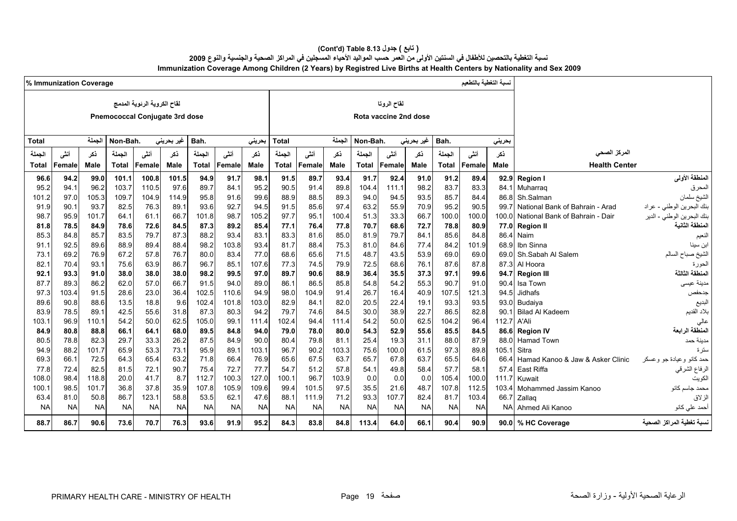# (Cont'd) Table 8.13 تابع ) جدول )

## نسبة التغطية بالتحصين للأطفال في السنتين الأولى من العمر حسب المواليد الأحياء المسجلين في المراكز الصحية والجنسية والنوع 2009

## Immunization Coverage Among Children (2 Years) by Registred Live Births at Health Centers by Nationality and Sex 2009

% Immunization Coverage نسبة التغطية بالتطعيم

| لقاح الكروية الرئوية المدمج Pneumococcal Conjugate 3rd dose | | | | | | | | | لقاح الروتا Rota vaccine 2nd dose | | | | | | | | | | |
|---|---|---|---|---|---|---|---|---|---|---|---|---|---|---|---|---|---|---|---|
| Total الجملة | | | Non-Bah. غير بحريني | | | Bah. بحريني | | | Total الجملة | | | Non-Bah. غير بحريني | | | Bah. بحريني | | | | |
| الجملة Total | أنثى Female | ذكر Male | الجملة Total | أنثى Female | ذكر Male | الجملة Total | أنثى Female | ذكر Male | الجملة Total | أنثى Female | ذكر Male | الجملة Total | أنثى Female | ذكر Male | الجملة Total | أنثى Female | ذكر Male | Health Center | المركز الصحي |
| **96.6** | **94.2** | **99.0** | **101.1** | **100.8** | **101.5** | **94.9** | **91.7** | **98.1** | **91.5** | **89.7** | **93.4** | **91.7** | **92.4** | **91.0** | **91.2** | **89.4** | **92.9** | **Region I** | **المنطقة الأولى** |
| 95.2 | 94.1 | 96.2 | 103.7 | 110.5 | 97.6 | 89.7 | 84.1 | 95.2 | 90.5 | 91.4 | 89.8 | 104.4 | 111.1 | 98.2 | 83.7 | 83.3 | 84.1 | Muharraq | المحرق |
| 101.2 | 97.0 | 105.3 | 109.7 | 104.9 | 114.9 | 95.8 | 91.6 | 99.6 | 88.9 | 88.5 | 89.3 | 94.0 | 94.5 | 93.5 | 85.7 | 84.4 | 86.8 | Sh.Salman | الشيخ سلمان |
| 91.9 | 90.1 | 93.7 | 82.5 | 76.3 | 89.1 | 93.6 | 92.7 | 94.5 | 91.5 | 85.6 | 97.4 | 63.2 | 55.9 | 70.9 | 95.2 | 90.5 | 99.7 | National Bank of Bahrain - Arad | بنك البحرين الوطني - عراد |
| 98.7 | 95.9 | 101.7 | 64.1 | 61.1 | 66.7 | 101.8 | 98.7 | 105.2 | 97.7 | 95.1 | 100.4 | 51.3 | 33.3 | 66.7 | 100.0 | 100.0 | 100.0 | National Bank of Bahrain - Dair | بنك البحرين الوطني - الدير |
| **81.8** | **78.5** | **84.9** | **78.6** | **72.6** | **84.5** | **87.3** | **89.2** | **85.4** | **77.1** | **76.4** | **77.8** | **70.7** | **68.6** | **72.7** | **78.8** | **80.9** | **77.0** | **Region II** | **المنطقة الثانية** |
| 85.3 | 84.8 | 85.7 | 83.5 | 79.7 | 87.3 | 88.2 | 93.4 | 83.1 | 83.3 | 81.6 | 85.0 | 81.9 | 79.7 | 84.1 | 85.6 | 84.8 | 86.4 | Naim | النعيم |
| 91.1 | 92.5 | 89.6 | 88.9 | 89.4 | 88.4 | 98.2 | 103.8 | 93.4 | 81.7 | 88.4 | 75.3 | 81.0 | 84.6 | 77.4 | 84.2 | 101.9 | 68.9 | Ibn Sinna | ابن سينا |
| 73.1 | 69.2 | 76.9 | 67.2 | 57.8 | 76.7 | 80.0 | 83.4 | 77.0 | 68.6 | 65.6 | 71.5 | 48.7 | 43.5 | 53.9 | 69.0 | 69.0 | 69.0 | Sh.Sabah Al Salem | الشيخ صباح السالم |
| 82.1 | 70.4 | 93.1 | 75.6 | 63.9 | 86.7 | 96.7 | 85.1 | 107.6 | 77.3 | 74.5 | 79.9 | 72.5 | 68.6 | 76.1 | 87.6 | 87.8 | 87.3 | Al Hoora | الحورة |
| **92.1** | **93.3** | **91.0** | **38.0** | **38.0** | **38.0** | **98.2** | **99.5** | **97.0** | **89.7** | **90.6** | **88.9** | **36.4** | **35.5** | **37.3** | **97.1** | **99.6** | **94.7** | **Region III** | **المنطقة الثالثة** |
| 87.7 | 89.3 | 86.2 | 62.0 | 57.0 | 66.7 | 91.5 | 94.0 | 89.0 | 86.1 | 86.5 | 85.8 | 54.8 | 54.2 | 55.3 | 90.7 | 91.0 | 90.4 | Isa Town | مدينة عيسى |
| 97.3 | 103.4 | 91.5 | 28.6 | 23.0 | 36.4 | 102.5 | 110.6 | 94.9 | 98.0 | 104.9 | 91.4 | 26.7 | 16.4 | 40.9 | 107.5 | 121.3 | 94.5 | Jidhafs | جدحفص |
| 89.6 | 90.8 | 88.6 | 13.5 | 18.8 | 9.6 | 102.4 | 101.8 | 103.0 | 82.9 | 84.1 | 82.0 | 20.5 | 22.4 | 19.1 | 93.3 | 93.5 | 93.0 | Budaiya | البديع |
| 83.9 | 78.5 | 89.1 | 42.5 | 55.6 | 31.8 | 87.3 | 80.3 | 94.2 | 79.7 | 74.6 | 84.5 | 30.0 | 38.9 | 22.7 | 86.5 | 82.8 | 90.1 | Bilad Al Kadeem | بلاد القديم |
| 103.1 | 96.9 | 110.1 | 54.2 | 50.0 | 62.5 | 105.0 | 99.1 | 111.4 | 102.4 | 94.4 | 111.4 | 54.2 | 50.0 | 62.5 | 104.2 | 96.4 | 112.7 | A'Ali | عالي |
| **84.9** | **80.8** | **88.8** | **66.1** | **64.1** | **68.0** | **89.5** | **84.8** | **94.0** | **79.0** | **78.0** | **80.0** | **54.3** | **52.9** | **55.6** | **85.5** | **84.5** | **86.6** | **Region IV** | **المنطقة الرابعة** |
| 80.5 | 78.8 | 82.3 | 29.7 | 33.3 | 26.2 | 87.5 | 84.9 | 90.0 | 80.4 | 79.8 | 81.1 | 25.4 | 19.3 | 31.1 | 88.0 | 87.9 | 88.0 | Hamad Town | مدينة حمد |
| 94.9 | 88.2 | 101.7 | 65.9 | 53.3 | 73.1 | 95.9 | 89.1 | 103.1 | 96.7 | 90.2 | 103.3 | 75.6 | 100.0 | 61.5 | 97.3 | 89.8 | 105.1 | Sitra | سترة |
| 69.3 | 66.1 | 72.5 | 64.3 | 65.4 | 63.2 | 71.8 | 66.4 | 76.9 | 65.6 | 67.5 | 63.7 | 65.7 | 67.8 | 63.7 | 65.5 | 64.6 | 66.4 | Hamad Kanoo & Jaw & Asker Clinic | حمد كانو وعيادة جو وعسكر |
| 77.8 | 72.4 | 82.5 | 81.5 | 72.1 | 90.7 | 75.4 | 72.7 | 77.7 | 54.7 | 51.2 | 57.8 | 54.1 | 49.8 | 58.4 | 57.7 | 58.1 | 57.4 | East Riffa | الرفاع الشرقي |
| 108.0 | 98.4 | 118.8 | 20.0 | 41.7 | 8.7 | 112.7 | 100.3 | 127.0 | 100.1 | 96.7 | 103.9 | 0.0 | 0.0 | 0.0 | 105.4 | 100.0 | 111.7 | Kuwait | الكويت |
| 100.1 | 98.5 | 101.7 | 36.8 | 37.8 | 35.9 | 107.8 | 105.9 | 109.6 | 99.4 | 101.5 | 97.5 | 35.5 | 21.6 | 48.7 | 107.8 | 112.5 | 103.4 | Mohammed Jassim Kanoo | محمد جاسم كانو |
| 63.4 | 81.0 | 50.8 | 86.7 | 123.1 | 58.8 | 53.5 | 62.1 | 47.6 | 88.1 | 111.9 | 71.2 | 93.3 | 107.7 | 82.4 | 81.7 | 103.4 | 66.7 | Zallaq | الزلاق |
| NA | NA | NA | NA | NA | NA | NA | NA | NA | NA | NA | NA | NA | NA | NA | NA | NA | NA | Ahmed Ali Kanoo | أحمد علي كانو |
| **88.7** | **86.7** | **90.6** | **73.6** | **70.7** | **76.3** | **93.6** | **91.9** | **95.2** | **84.3** | **83.8** | **84.8** | **113.4** | **64.0** | **66.1** | **90.4** | **90.9** | **90.0** | **% HC Coverage** | **نسبة تغطية المراكز الصحية** |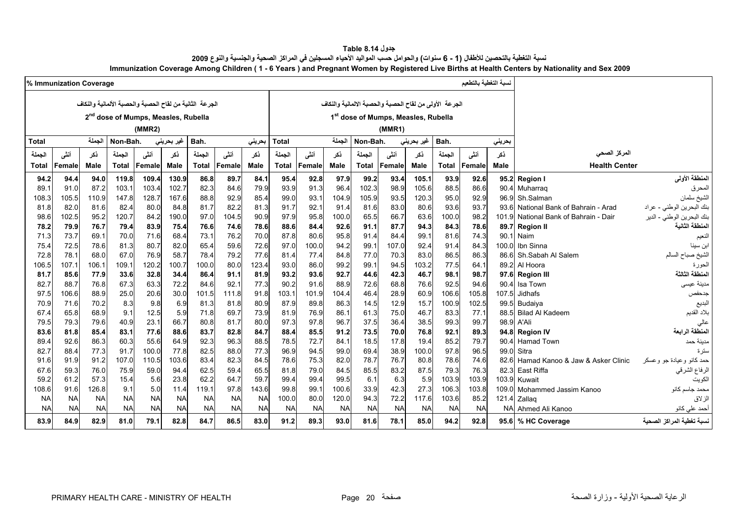# جدول Table 8.14

**نسبة التغطية بالتحصين للأطفال (1 - 6 سنوات) والحوامل حسب المواليد الأحياء المسجلين في المراكز الصحية والجنسية والنوع 2009**

**Immunization Coverage Among Children ( 1 - 6 Years ) and Pregnant Women by Registered Live Births at Health Centers by Nationality and Sex 2009**

| % Immunization Coverage نسبة التغطية بالتطعيم | | | | | | | | | | | | | | | | | | | |
|---|---|---|---|---|---|---|---|---|---|---|---|---|---|---|---|---|---|---|---|
| الجرعة الثانية من لقاح الحصبة والحصبة الألمانية والنكاف 2nd dose of Mumps, Measles, Rubella (MMR2) | | | | | | | | | الجرعة الأولى من لقاح الحصبة والحصبة الالمانية والنكاف 1st dose of Mumps, Measles, Rubella (MMR1) | | | | | | | | | | |
| Total الجملة | | | Non-Bah. غير بحريني | | | Bah. بحريني | | | Total الجملة | | | Non-Bah. غير بحريني | | | Bah. بحريني | | | | |
| الجملة Total | أنثى Female | ذكر Male | الجملة Total | أنثى Female | ذكر Male | الجملة Total | أنثى Female | ذكر Male | الجملة Total | أنثى Female | ذكر Male | الجملة Total | أنثى Female | ذكر Male | الجملة Total | أنثى Female | ذكر Male | Health Center | المركز الصحي |
| **94.2** | **94.4** | **94.0** | **119.8** | **109.4** | **130.9** | **86.8** | **89.7** | **84.1** | **95.4** | **92.8** | **97.9** | **99.2** | **93.4** | **105.1** | **93.9** | **92.6** | **95.2** | **Region I** | **المنطقة الأولى** |
| 89.1 | 91.0 | 87.2 | 103.1 | 103.4 | 102.7 | 82.3 | 84.6 | 79.9 | 93.9 | 91.3 | 96.4 | 102.3 | 98.9 | 105.6 | 88.5 | 86.6 | 90.4 | Muharraq | المحرق |
| 108.3 | 105.5 | 110.9 | 147.8 | 128.7 | 167.6 | 88.8 | 92.9 | 85.4 | 99.0 | 93.1 | 104.9 | 105.9 | 93.5 | 120.3 | 95.0 | 92.9 | 96.9 | Sh.Salman | الشيخ سلمان |
| 81.8 | 82.0 | 81.6 | 82.4 | 80.0 | 84.8 | 81.7 | 82.2 | 81.3 | 91.7 | 92.1 | 91.4 | 81.6 | 83.0 | 80.6 | 93.6 | 93.7 | 93.6 | National Bank of Bahrain - Arad | بنك البحرين الوطني - عراد |
| 98.6 | 102.5 | 95.2 | 120.7 | 84.2 | 190.0 | 97.0 | 104.5 | 90.9 | 97.9 | 95.8 | 100.0 | 65.5 | 66.7 | 63.6 | 100.0 | 98.2 | 101.9 | National Bank of Bahrain - Dair | بنك البحرين الوطني - الدير |
| **78.2** | **79.9** | **76.7** | **79.4** | **83.9** | **75.4** | **76.6** | **74.6** | **78.6** | **88.6** | **84.4** | **92.6** | **91.1** | **87.7** | **94.3** | **84.3** | **78.6** | **89.7** | **Region II** | **المنطقة الثانية** |
| 71.3 | 73.7 | 69.1 | 70.0 | 71.6 | 68.4 | 73.1 | 76.2 | 70.0 | 87.8 | 80.6 | 95.8 | 91.4 | 84.4 | 99.1 | 81.6 | 74.3 | 90.1 | Naim | النعيم |
| 75.4 | 72.5 | 78.6 | 81.3 | 80.7 | 82.0 | 65.4 | 59.6 | 72.6 | 97.0 | 100.0 | 94.2 | 99.1 | 107.0 | 92.4 | 91.4 | 84.3 | 100.0 | Ibn Sinna | ابن سينا |
| 72.8 | 78.1 | 68.0 | 67.0 | 76.9 | 58.7 | 78.4 | 79.2 | 77.6 | 81.4 | 77.4 | 84.8 | 77.0 | 70.3 | 83.0 | 86.5 | 86.3 | 86.6 | Sh.Sabah Al Salem | الشيخ صباح السالم |
| 106.5 | 107.1 | 106.1 | 109.1 | 120.2 | 100.7 | 100.0 | 80.0 | 123.4 | 93.0 | 86.0 | 99.2 | 99.1 | 94.5 | 103.2 | 77.5 | 64.1 | 89.2 | Al Hoora | الحورة |
| **81.7** | **85.6** | **77.9** | **33.6** | **32.8** | **34.4** | **86.4** | **91.1** | **81.9** | **93.2** | **93.6** | **92.7** | **44.6** | **42.3** | **46.7** | **98.1** | **98.7** | **97.6** | **Region III** | **المنطقة الثالثة** |
| 82.7 | 88.7 | 76.8 | 67.3 | 63.3 | 72.2 | 84.6 | 92.1 | 77.3 | 90.2 | 91.6 | 88.9 | 72.6 | 68.8 | 76.6 | 92.5 | 94.6 | 90.4 | Isa Town | مدينة عيسى |
| 97.5 | 106.6 | 88.9 | 25.0 | 20.6 | 30.0 | 101.5 | 111.8 | 91.8 | 103.1 | 101.9 | 104.4 | 46.4 | 28.9 | 60.9 | 106.6 | 105.8 | 107.5 | Jidhafs | جدحفص |
| 70.9 | 71.6 | 70.2 | 8.3 | 9.8 | 6.9 | 81.3 | 81.8 | 80.9 | 87.9 | 89.8 | 86.3 | 14.5 | 12.9 | 15.7 | 100.9 | 102.5 | 99.5 | Budaiya | البديع |
| 67.4 | 65.8 | 68.9 | 9.1 | 12.5 | 5.9 | 71.8 | 69.7 | 73.9 | 81.9 | 76.9 | 86.1 | 61.3 | 75.0 | 46.7 | 83.3 | 77.1 | 88.5 | Bilad Al Kadeem | بلاد القديم |
| 79.5 | 79.3 | 79.6 | 40.9 | 23.1 | 66.7 | 80.8 | 81.7 | 80.0 | 97.3 | 97.8 | 96.7 | 37.5 | 36.4 | 38.5 | 99.3 | 99.7 | 98.9 | A'Ali | عالي |
| **83.6** | **81.8** | **85.4** | **83.1** | **77.6** | **88.6** | **83.7** | **82.8** | **84.7** | **88.4** | **85.5** | **91.2** | **73.5** | **70.0** | **76.8** | **92.1** | **89.3** | **94.8** | **Region IV** | **المنطقة الرابعة** |
| 89.4 | 92.6 | 86.3 | 60.3 | 55.6 | 64.9 | 92.3 | 96.3 | 88.5 | 78.5 | 72.7 | 84.1 | 18.5 | 17.8 | 19.4 | 85.2 | 79.7 | 90.4 | Hamad Town | مدينة حمد |
| 82.7 | 88.4 | 77.3 | 91.7 | 100.0 | 77.8 | 82.5 | 88.0 | 77.3 | 96.9 | 94.5 | 99.0 | 69.4 | 38.9 | 100.0 | 97.8 | 96.5 | 99.0 | Sitra | سترة |
| 91.6 | 91.9 | 91.2 | 107.0 | 110.5 | 103.6 | 83.4 | 82.3 | 84.5 | 78.6 | 75.3 | 82.0 | 78.7 | 76.7 | 80.8 | 78.6 | 74.6 | 82.6 | Hamad Kanoo & Jaw & Asker Clinic | حمد كانو وعيادة جو وعسكر |
| 67.6 | 59.3 | 76.0 | 75.9 | 59.0 | 94.4 | 62.5 | 59.4 | 65.5 | 81.8 | 79.0 | 84.5 | 85.5 | 83.2 | 87.5 | 79.3 | 76.3 | 82.3 | East Riffa | الرفاع الشرقي |
| 59.2 | 61.2 | 57.3 | 15.4 | 5.6 | 23.8 | 62.2 | 64.7 | 59.7 | 99.4 | 99.4 | 99.5 | 6.1 | 6.3 | 5.9 | 103.9 | 103.9 | 103.9 | Kuwait | الكويت |
| 108.6 | 91.6 | 126.8 | 9.1 | 5.0 | 11.4 | 119.1 | 97.8 | 143.6 | 99.8 | 99.1 | 100.6 | 33.9 | 42.3 | 27.3 | 106.3 | 103.8 | 109.0 | Mohammed Jassim Kanoo | محمد جاسم كانو |
| NA | NA | NA | NA | NA | NA | NA | NA | NA | 100.0 | 80.0 | 120.0 | 94.3 | 72.2 | 117.6 | 103.6 | 85.2 | 121.4 | Zallaq | الزلاق |
| NA | NA | NA | NA | NA | NA | NA | NA | NA | NA | NA | NA | NA | NA | NA | NA | NA | NA | Ahmed Ali Kanoo | أحمد علي كانو |
| **83.9** | **84.9** | **82.9** | **81.0** | **79.1** | **82.8** | **84.7** | **86.5** | **83.0** | **91.2** | **89.3** | **93.0** | **81.6** | **78.1** | **85.0** | **94.2** | **92.8** | **95.6** | **% HC Coverage** | **نسبة تغطية المراكز الصحية** |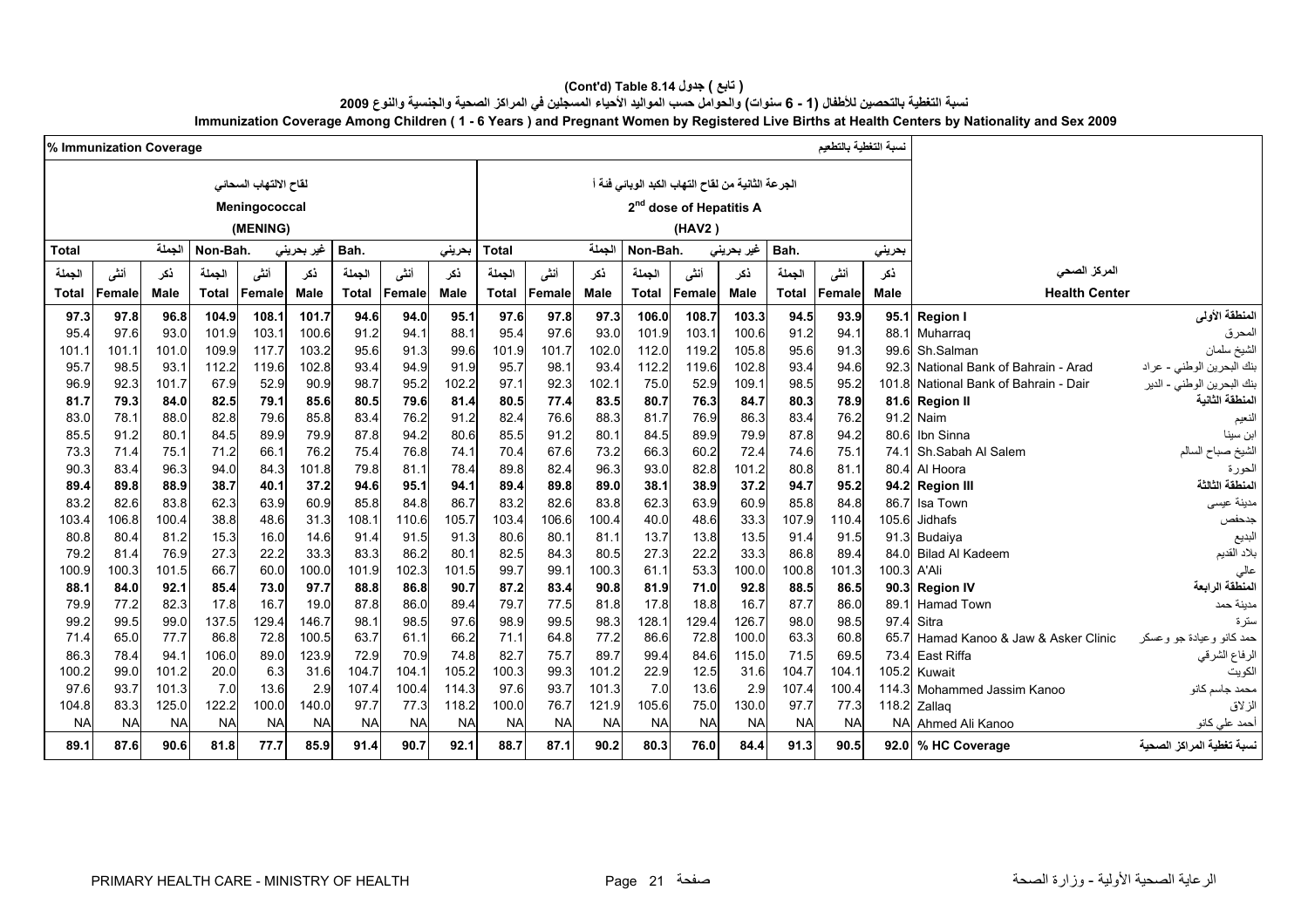## (Cont'd) Table 8.14 ( تابع ) جدول

## نسبة التغطية بالتحصين للأطفال (1 - 6 سنوات) والحوامل حسب المواليد الأحياء المسجلين في المراكز الصحية والجنسية والنوع 2009

## Immunization Coverage Among Children ( 1 - 6 Years ) and Pregnant Women by Registered Live Births at Health Centers by Nationality and Sex 2009

| % Immunization Coverage نسبة التغطية بالتطعيم | | | | | | | | | | | | | | | | | | | |
|---|---|---|---|---|---|---|---|---|---|---|---|---|---|---|---|---|---|---|---|
| لقاح الالتهاب السحائي Meningococcal (MENING) | | | | | | | | | الجرعة الثانية من لقاح التهاب الكبد الوبائي فئة أ 2nd dose of Hepatitis A (HAV2) | | | | | | | | | | |
| Total الجملة | | | Non-Bah. غير بحريني | | | Bah. بحريني | | | Total الجملة | | | Non-Bah. غير بحريني | | | Bah. بحريني | | | | |
| الجملة Total | أنثى Female | ذكر Male | الجملة Total | أنثى Female | ذكر Male | الجملة Total | أنثى Female | ذكر Male | الجملة Total | أنثى Female | ذكر Male | الجملة Total | أنثى Female | ذكر Male | الجملة Total | أنثى Female | ذكر Male | المركز الصحي Health Center | |
| **97.3** | **97.8** | **96.8** | **104.9** | **108.1** | **101.7** | **94.6** | **94.0** | **95.1** | **97.6** | **97.8** | **97.3** | **106.0** | **108.7** | **103.3** | **94.5** | **93.9** | **95.1** | **Region I** | **المنطقة الأولى** |
| 95.4 | 97.6 | 93.0 | 101.9 | 103.1 | 100.6 | 91.2 | 94.1 | 88.1 | 95.4 | 97.6 | 93.0 | 101.9 | 103.1 | 100.6 | 91.2 | 94.1 | 88.1 | Muharraq | المحرق |
| 101.1 | 101.1 | 101.0 | 109.9 | 117.7 | 103.2 | 95.6 | 91.3 | 99.6 | 101.9 | 101.7 | 102.0 | 112.0 | 119.2 | 105.8 | 95.6 | 91.3 | 99.6 | Sh.Salman | الشيخ سلمان |
| 95.7 | 98.5 | 93.1 | 112.2 | 119.6 | 102.8 | 93.4 | 94.9 | 91.9 | 95.7 | 98.1 | 93.4 | 112.2 | 119.6 | 102.8 | 93.4 | 94.6 | 92.3 | National Bank of Bahrain - Arad | بنك البحرين الوطني - عراد |
| 96.9 | 92.3 | 101.7 | 67.9 | 52.9 | 90.9 | 98.7 | 95.2 | 102.2 | 97.1 | 92.3 | 102.1 | 75.0 | 52.9 | 109.1 | 98.5 | 95.2 | 101.8 | National Bank of Bahrain - Dair | بنك البحرين الوطني - الدير |
| **81.7** | **79.3** | **84.0** | **82.5** | **79.1** | **85.6** | **80.5** | **79.6** | **81.4** | **80.5** | **77.4** | **83.5** | **80.7** | **76.3** | **84.7** | **80.3** | **78.9** | **81.6** | **Region II** | **المنطقة الثانية** |
| 83.0 | 78.1 | 88.0 | 82.8 | 79.6 | 85.8 | 83.4 | 76.2 | 91.2 | 82.4 | 76.6 | 88.3 | 81.7 | 76.9 | 86.3 | 83.4 | 76.2 | 91.2 | Naim | النعيم |
| 85.5 | 91.2 | 80.1 | 84.5 | 89.9 | 79.9 | 87.8 | 94.2 | 80.6 | 85.5 | 91.2 | 80.1 | 84.5 | 89.9 | 79.9 | 87.8 | 94.2 | 80.6 | Ibn Sinna | ابن سينا |
| 73.3 | 71.4 | 75.1 | 71.2 | 66.1 | 76.2 | 75.4 | 76.8 | 74.1 | 70.4 | 67.6 | 73.2 | 66.3 | 60.2 | 72.4 | 74.6 | 75.1 | 74.1 | Sh.Sabah Al Salem | الشيخ صباح السالم |
| 90.3 | 83.4 | 96.3 | 94.0 | 84.3 | 101.8 | 79.8 | 81.1 | 78.4 | 89.8 | 82.4 | 96.3 | 93.0 | 82.8 | 101.2 | 80.8 | 81.1 | 80.4 | Al Hoora | الحورة |
| **89.4** | **89.8** | **88.9** | **38.7** | **40.1** | **37.2** | **94.6** | **95.1** | **94.1** | **89.4** | **89.8** | **89.0** | **38.1** | **38.9** | **37.2** | **94.7** | **95.2** | **94.2** | **Region III** | **المنطقة الثالثة** |
| 83.2 | 82.6 | 83.8 | 62.3 | 63.9 | 60.9 | 85.8 | 84.8 | 86.7 | 83.2 | 82.6 | 83.8 | 62.3 | 63.9 | 60.9 | 85.8 | 84.8 | 86.7 | Isa Town | مدينة عيسى |
| 103.4 | 106.8 | 100.4 | 38.8 | 48.6 | 31.3 | 108.1 | 110.6 | 105.7 | 103.4 | 106.6 | 100.4 | 40.0 | 48.6 | 33.3 | 107.9 | 110.4 | 105.6 | Jidhafs | جدحفص |
| 80.8 | 80.4 | 81.2 | 15.3 | 16.0 | 14.6 | 91.4 | 91.5 | 91.3 | 80.6 | 80.1 | 81.1 | 13.7 | 13.8 | 13.5 | 91.4 | 91.5 | 91.3 | Budaiya | البديع |
| 79.2 | 81.4 | 76.9 | 27.3 | 22.2 | 33.3 | 83.3 | 86.2 | 80.1 | 82.5 | 84.3 | 80.5 | 27.3 | 22.2 | 33.3 | 86.8 | 89.4 | 84.0 | Bilad Al Kadeem | بلاد القديم |
| 100.9 | 100.3 | 101.5 | 66.7 | 60.0 | 100.0 | 101.9 | 102.3 | 101.5 | 99.7 | 99.1 | 100.3 | 61.1 | 53.3 | 100.0 | 100.8 | 101.3 | 100.3 | A'Ali | عالي |
| **88.1** | **84.0** | **92.1** | **85.4** | **73.0** | **97.7** | **88.8** | **86.8** | **90.7** | **87.2** | **83.4** | **90.8** | **81.9** | **71.0** | **92.8** | **88.5** | **86.5** | **90.3** | **Region IV** | **المنطقة الرابعة** |
| 79.9 | 77.2 | 82.3 | 17.8 | 16.7 | 19.0 | 87.8 | 86.0 | 89.4 | 79.7 | 77.5 | 81.8 | 17.8 | 18.8 | 16.7 | 87.7 | 86.0 | 89.1 | Hamad Town | مدينة حمد |
| 99.2 | 99.5 | 99.0 | 137.5 | 129.4 | 146.7 | 98.1 | 98.5 | 97.6 | 98.9 | 99.5 | 98.3 | 128.1 | 129.4 | 126.7 | 98.0 | 98.5 | 97.4 | Sitra | سترة |
| 71.4 | 65.0 | 77.7 | 86.8 | 72.8 | 100.5 | 63.7 | 61.1 | 66.2 | 71.1 | 64.8 | 77.2 | 86.6 | 72.8 | 100.0 | 63.3 | 60.8 | 65.7 | Hamad Kanoo & Jaw & Asker Clinic | حمد كانو وعيادة جو وعسكر |
| 86.3 | 78.4 | 94.1 | 106.0 | 89.0 | 123.9 | 72.9 | 70.9 | 74.8 | 82.7 | 75.7 | 89.7 | 99.4 | 84.6 | 115.0 | 71.5 | 69.5 | 73.4 | East Riffa | الرفاع الشرقي |
| 100.2 | 99.0 | 101.2 | 20.0 | 6.3 | 31.6 | 104.7 | 104.1 | 105.2 | 100.3 | 99.3 | 101.2 | 22.9 | 12.5 | 31.6 | 104.7 | 104.1 | 105.2 | Kuwait | الكويت |
| 97.6 | 93.7 | 101.3 | 7.0 | 13.6 | 2.9 | 107.4 | 100.4 | 114.3 | 97.6 | 93.7 | 101.3 | 7.0 | 13.6 | 2.9 | 107.4 | 100.4 | 114.3 | Mohammed Jassim Kanoo | محمد جاسم كانو |
| 104.8 | 83.3 | 125.0 | 122.2 | 100.0 | 140.0 | 97.7 | 77.3 | 118.2 | 100.0 | 76.7 | 121.9 | 105.6 | 75.0 | 130.0 | 97.7 | 77.3 | 118.2 | Zallaq | الزلاق |
| NA | NA | NA | NA | NA | NA | NA | NA | NA | NA | NA | NA | NA | NA | NA | NA | NA | NA | Ahmed Ali Kanoo | أحمد علي كانو |
| **89.1** | **87.6** | **90.6** | **81.8** | **77.7** | **85.9** | **91.4** | **90.7** | **92.1** | **88.7** | **87.1** | **90.2** | **80.3** | **76.0** | **84.4** | **91.3** | **90.5** | **92.0** | **% HC Coverage** | **نسبة تغطية المراكز الصحية** |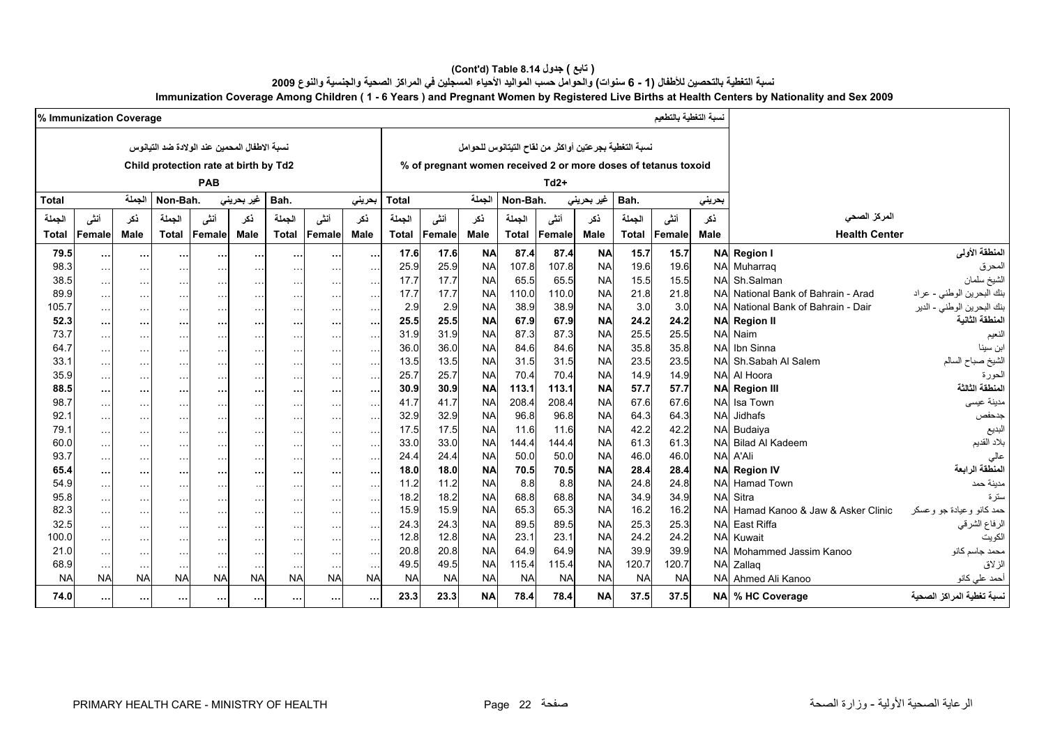# (Cont'd) Table 8.14 ( تابع ) جدول

## نسبة التغطية بالتحصين للأطفال (1 - 6 سنوات) والحوامل حسب المواليد الأحياء المسجلين في المراكز الصحية والجنسية والنوع 2009

## Immunization Coverage Among Children ( 1 - 6 Years ) and Pregnant Women by Registered Live Births at Health Centers by Nationality and Sex 2009

| % Immunization Coverage | | | | | | | | | | | | | | | | | نسبة التغطية بالتطعيم | | |
|---|---|---|---|---|---|---|---|---|---|---|---|---|---|---|---|---|---|---|---|
| نسبة الاطفال المحمين عند الولادة ضد التيتانوس Child protection rate at birth by Td2 PAB | | | | | | | | | نسبة التغطية بجرعتين أواكثر من لقاح التيتانوس للحوامل % of pregnant women received 2 or more doses of tetanus toxoid Td2+ | | | | | | | | | | |
| Total الجملة | | | Non-Bah. غير بحريني | | | Bah. بحريني | | | Total الجملة | | | Non-Bah. غير بحريني | | | Bah. بحريني | | | | |
| الجملة Total | أنثى Female | ذكر Male | الجملة Total | أنثى Female | ذكر Male | الجملة Total | أنثى Female | ذكر Male | الجملة Total | أنثى Female | ذكر Male | الجملة Total | أنثى Female | ذكر Male | الجملة Total | أنثى Female | ذكر Male | Health Center | المركز الصحي |
| **79.5** | **…** | **…** | **…** | **…** | **…** | **…** | **…** | **…** | **17.6** | **17.6** | **NA** | **87.4** | **87.4** | **NA** | **15.7** | **15.7** | **NA** | **Region I** | **المنطقة الأولى** |
| 98.3 | … | … | … | … | … | … | … | … | 25.9 | 25.9 | NA | 107.8 | 107.8 | NA | 19.6 | 19.6 | NA | Muharraq | المحرق |
| 38.5 | … | … | … | … | … | … | … | … | 17.7 | 17.7 | NA | 65.5 | 65.5 | NA | 15.5 | 15.5 | NA | Sh.Salman | الشيخ سلمان |
| 89.9 | … | … | … | … | … | … | … | … | 17.7 | 17.7 | NA | 110.0 | 110.0 | NA | 21.8 | 21.8 | NA | National Bank of Bahrain - Arad | بنك البحرين الوطني - عراد |
| 105.7 | … | … | … | … | … | … | … | … | 2.9 | 2.9 | NA | 38.9 | 38.9 | NA | 3.0 | 3.0 | NA | National Bank of Bahrain - Dair | بنك البحرين الوطني - الدير |
| **52.3** | **…** | **…** | **…** | **…** | **…** | **…** | **…** | **…** | **25.5** | **25.5** | **NA** | **67.9** | **67.9** | **NA** | **24.2** | **24.2** | **NA** | **Region II** | **المنطقة الثانية** |
| 73.7 | … | … | … | … | … | … | … | … | 31.9 | 31.9 | NA | 87.3 | 87.3 | NA | 25.5 | 25.5 | NA | Naim | النعيم |
| 64.7 | … | … | … | … | … | … | … | … | 36.0 | 36.0 | NA | 84.6 | 84.6 | NA | 35.8 | 35.8 | NA | Ibn Sinna | ابن سينا |
| 33.1 | … | … | … | … | … | … | … | … | 13.5 | 13.5 | NA | 31.5 | 31.5 | NA | 23.5 | 23.5 | NA | Sh.Sabah Al Salem | الشيخ صباح السالم |
| 35.9 | … | … | … | … | … | … | … | … | 25.7 | 25.7 | NA | 70.4 | 70.4 | NA | 14.9 | 14.9 | NA | Al Hoora | الحورة |
| **88.5** | **…** | **…** | **…** | **…** | **…** | **…** | **…** | **…** | **30.9** | **30.9** | **NA** | **113.1** | **113.1** | **NA** | **57.7** | **57.7** | **NA** | **Region III** | **المنطقة الثالثة** |
| 98.7 | … | … | … | … | … | … | … | … | 41.7 | 41.7 | NA | 208.4 | 208.4 | NA | 67.6 | 67.6 | NA | Isa Town | مدينة عيسى |
| 92.1 | … | … | … | … | … | … | … | … | 32.9 | 32.9 | NA | 96.8 | 96.8 | NA | 64.3 | 64.3 | NA | Jidhafs | جدحفص |
| 79.1 | … | … | … | … | … | … | … | … | 17.5 | 17.5 | NA | 11.6 | 11.6 | NA | 42.2 | 42.2 | NA | Budaiya | البديع |
| 60.0 | … | … | … | … | … | … | … | … | 33.0 | 33.0 | NA | 144.4 | 144.4 | NA | 61.3 | 61.3 | NA | Bilad Al Kadeem | بلاد القديم |
| 93.7 | … | … | … | … | … | … | … | … | 24.4 | 24.4 | NA | 50.0 | 50.0 | NA | 46.0 | 46.0 | NA | A'Ali | عالي |
| **65.4** | **…** | **…** | **…** | **…** | **…** | **…** | **…** | **…** | **18.0** | **18.0** | **NA** | **70.5** | **70.5** | **NA** | **28.4** | **28.4** | **NA** | **Region IV** | **المنطقة الرابعة** |
| 54.9 | … | … | … | … | … | … | … | … | 11.2 | 11.2 | NA | 8.8 | 8.8 | NA | 24.8 | 24.8 | NA | Hamad Town | مدينة حمد |
| 95.8 | … | … | … | … | … | … | … | … | 18.2 | 18.2 | NA | 68.8 | 68.8 | NA | 34.9 | 34.9 | NA | Sitra | سترة |
| 82.3 | … | … | … | … | … | … | … | … | 15.9 | 15.9 | NA | 65.3 | 65.3 | NA | 16.2 | 16.2 | NA | Hamad Kanoo & Jaw & Asker Clinic | حمد كانو وعيادة جو وعسكر |
| 32.5 | … | … | … | … | … | … | … | … | 24.3 | 24.3 | NA | 89.5 | 89.5 | NA | 25.3 | 25.3 | NA | East Riffa | الرفاع الشرقي |
| 100.0 | … | … | … | … | … | … | … | … | 12.8 | 12.8 | NA | 23.1 | 23.1 | NA | 24.2 | 24.2 | NA | Kuwait | الكويت |
| 21.0 | … | … | … | … | … | … | … | … | 20.8 | 20.8 | NA | 64.9 | 64.9 | NA | 39.9 | 39.9 | NA | Mohammed Jassim Kanoo | محمد جاسم كانو |
| 68.9 | … | … | … | … | … | … | … | … | 49.5 | 49.5 | NA | 115.4 | 115.4 | NA | 120.7 | 120.7 | NA | Zallaq | الزلاق |
| NA | NA | NA | NA | NA | NA | NA | NA | NA | NA | NA | NA | NA | NA | NA | NA | NA | NA | Ahmed Ali Kanoo | أحمد علي كانو |
| **74.0** | **…** | **…** | **…** | **…** | **…** | **…** | **…** | **…** | **23.3** | **23.3** | **NA** | **78.4** | **78.4** | **NA** | **37.5** | **37.5** | **NA** | **% HC Coverage** | **نسبة تغطية المراكز الصحية** |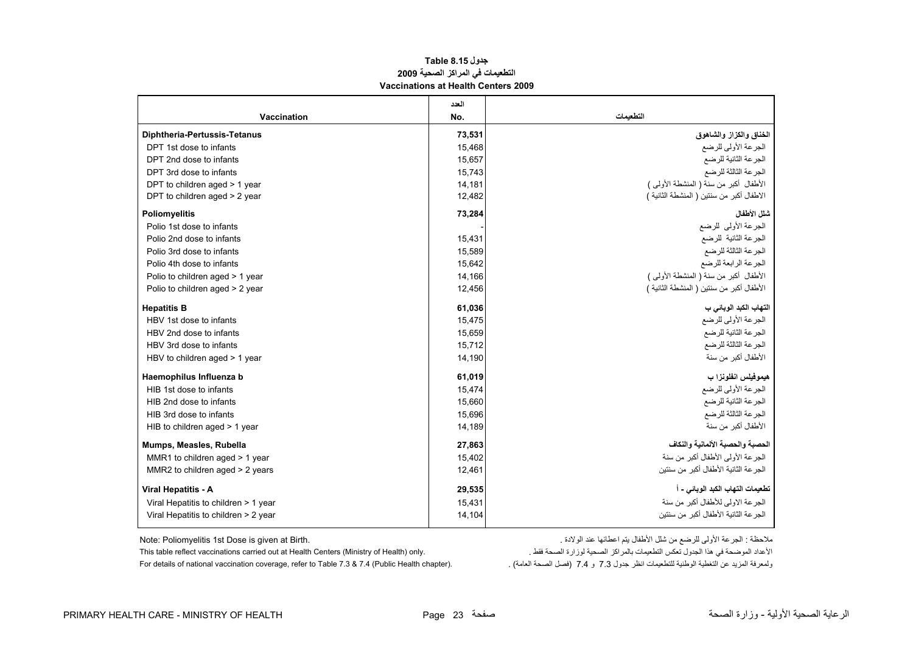**جدول Table 8.15**
**التطعيمات في المراكز الصحية 2009**
**Vaccinations at Health Centers 2009**

| Vaccination | العدد No. | التطعيمات |
|---|---|---|
| **Diphtheria-Pertussis-Tetanus** | **73,531** | **الخناق والكزاز والشاهوق** |
| DPT 1st dose to infants | 15,468 | الجرعة الأولى للرضع |
| DPT 2nd dose to infants | 15,657 | الجرعة الثانية للرضع |
| DPT 3rd dose to infants | 15,743 | الجرعة الثالثة للرضع |
| DPT to children aged > 1 year | 14,181 | الأطفال أكبر من سنة ( المنشطة الأولى ) |
| DPT to children aged > 2 year | 12,482 | الاطفال أكبر من سنتين ( المنشطة الثانية ) |
| **Poliomyelitis** | **73,284** | **شلل الأطفال** |
| Polio 1st dose to infants | - | الجرعة الأولى للرضع |
| Polio 2nd dose to infants | 15,431 | الجرعة الثانية للرضع |
| Polio 3rd dose to infants | 15,589 | الجرعة الثالثة للرضع |
| Polio 4th dose to infants | 15,642 | الجرعة الرابعة للرضع |
| Polio to children aged > 1 year | 14,166 | الأطفال أكبر من سنة ( المنشطة الأولى ) |
| Polio to children aged > 2 year | 12,456 | الأطفال أكبر من سنتين ( المنشطة الثانية ) |
| **Hepatitis B** | **61,036** | **التهاب الكبد الوبائي ب** |
| HBV 1st dose to infants | 15,475 | الجرعة الأولى للرضع |
| HBV 2nd dose to infants | 15,659 | الجرعة الثانية للرضع |
| HBV 3rd dose to infants | 15,712 | الجرعة الثالثة للرضع |
| HBV to children aged > 1 year | 14,190 | الأطفال أكبر من سنة |
| **Haemophilus Influenza b** | **61,019** | **هيموفيلس انفلونزا ب** |
| HIB 1st dose to infants | 15,474 | الجرعة الأولى للرضع |
| HIB 2nd dose to infants | 15,660 | الجرعة الثانية للرضع |
| HIB 3rd dose to infants | 15,696 | الجرعة الثالثة للرضع |
| HIB to children aged > 1 year | 14,189 | الأطفال أكبر من سنة |
| **Mumps, Measles, Rubella** | **27,863** | **الحصبة والحصبة الألمانية والنكاف** |
| MMR1 to children aged > 1 year | 15,402 | الجرعة الأولى الأطفال أكبر من سنة |
| MMR2 to children aged > 2 years | 12,461 | الجرعة الثانية الأطفال أكبر من سنتين |
| **Viral Hepatitis - A** | **29,535** | **تطعيمات التهاب الكبد الوبائي - أ** |
| Viral Hepatitis to children > 1 year | 15,431 | الجرعة الاولى للأطفال أكبر من سنة |
| Viral Hepatitis to children > 2 year | 14,104 | الجرعة الثانية الأطفال أكبر من سنتين |

Note: Poliomyelitis 1st Dose is given at Birth.
This table reflect vaccinations carried out at Health Centers (Ministry of Health) only.
For details of national vaccination coverage, refer to Table 7.3 & 7.4 (Public Health chapter).

ملاحظة : الجرعة الأولى للرضع من شلل الأطفال يتم اعطائها عند الولادة .
الأعداد الموضحة في هذا الجدول تعكس التطعيمات بالمراكز الصحية لوزارة الصحة فقط .
ولمعرفة المزيد عن التغطية الوطنية للتطعيمات انظر جدول 7.3 و 7.4 (فصل الصحة العامة) .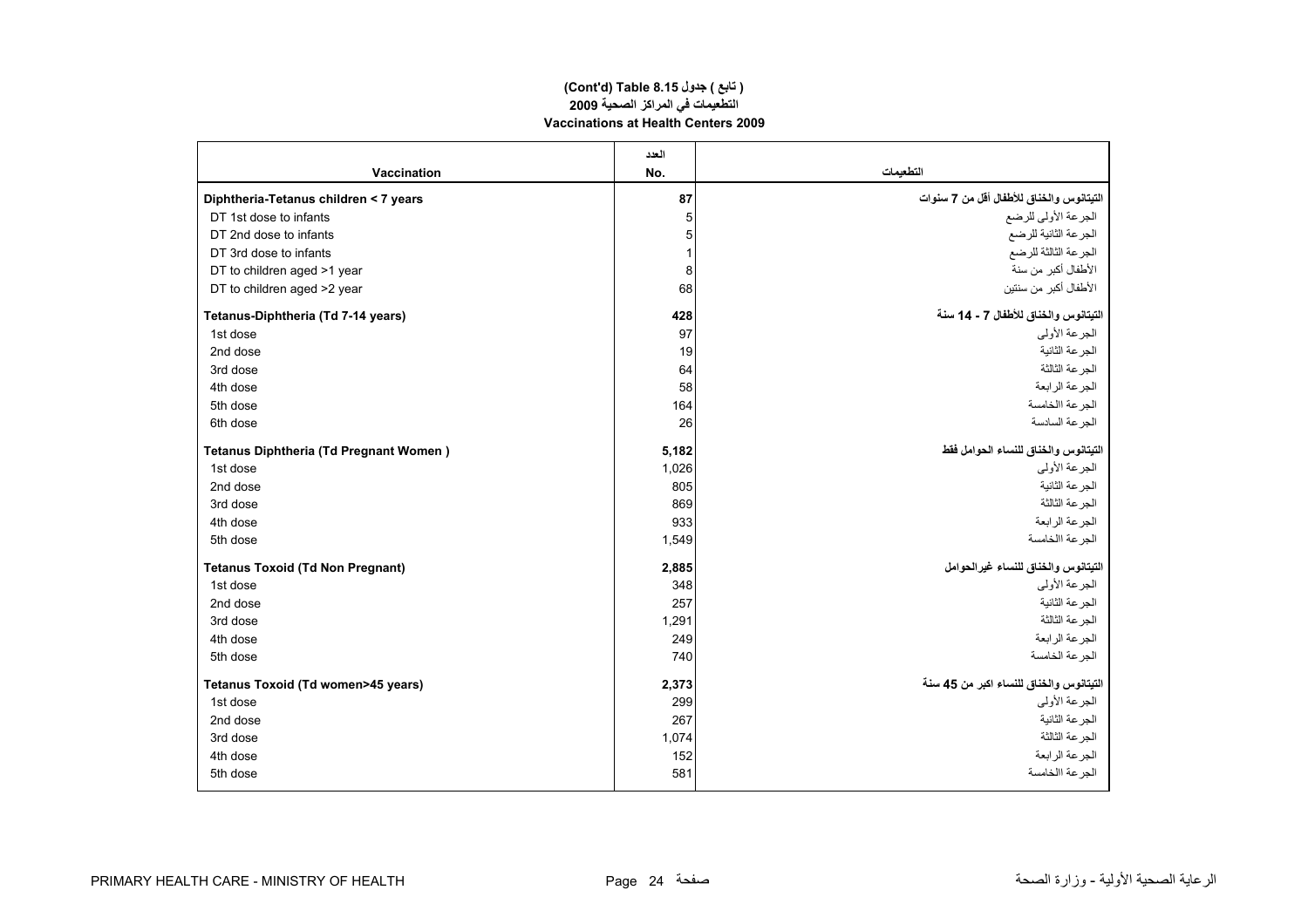# (Cont'd) Table 8.15 جدول ( تابع )
## التطعيمات في المراكز الصحية 2009
## Vaccinations at Health Centers 2009

| Vaccination | العدد No. | التطعيمات |
|---|---|---|
| **Diphtheria-Tetanus children < 7 years** | **87** | **التيتانوس والخناق للأطفال أقل من 7 سنوات** |
| DT 1st dose to infants | 5 | الجرعة الأولى للرضع |
| DT 2nd dose to infants | 5 | الجرعة الثانية للرضع |
| DT 3rd dose to infants | 1 | الجرعة الثالثة للرضع |
| DT to children aged >1 year | 8 | الأطفال أكبر من سنة |
| DT to children aged >2 year | 68 | الأطفال أكبر من سنتين |
| **Tetanus-Diphtheria (Td 7-14 years)** | **428** | **التيتانوس والخناق للأطفال 7 - 14 سنة** |
| 1st dose | 97 | الجرعة الأولى |
| 2nd dose | 19 | الجرعة الثانية |
| 3rd dose | 64 | الجرعة الثالثة |
| 4th dose | 58 | الجرعة الرابعة |
| 5th dose | 164 | الجرعة الخامسة |
| 6th dose | 26 | الجرعة السادسة |
| **Tetanus Diphtheria (Td Pregnant Women )** | **5,182** | **التيتانوس والخناق للنساء الحوامل فقط** |
| 1st dose | 1,026 | الجرعة الأولى |
| 2nd dose | 805 | الجرعة الثانية |
| 3rd dose | 869 | الجرعة الثالثة |
| 4th dose | 933 | الجرعة الرابعة |
| 5th dose | 1,549 | الجرعة الخامسة |
| **Tetanus Toxoid (Td Non Pregnant)** | **2,885** | **التيتانوس والخناق للنساء غيرالحوامل** |
| 1st dose | 348 | الجرعة الأولى |
| 2nd dose | 257 | الجرعة الثانية |
| 3rd dose | 1,291 | الجرعة الثالثة |
| 4th dose | 249 | الجرعة الرابعة |
| 5th dose | 740 | الجرعة الخامسة |
| **Tetanus Toxoid (Td women>45 years)** | **2,373** | **التيتانوس والخناق للنساء اكبر من 45 سنة** |
| 1st dose | 299 | الجرعة الأولى |
| 2nd dose | 267 | الجرعة الثانية |
| 3rd dose | 1,074 | الجرعة الثالثة |
| 4th dose | 152 | الجرعة الرابعة |
| 5th dose | 581 | الجرعة الخامسة |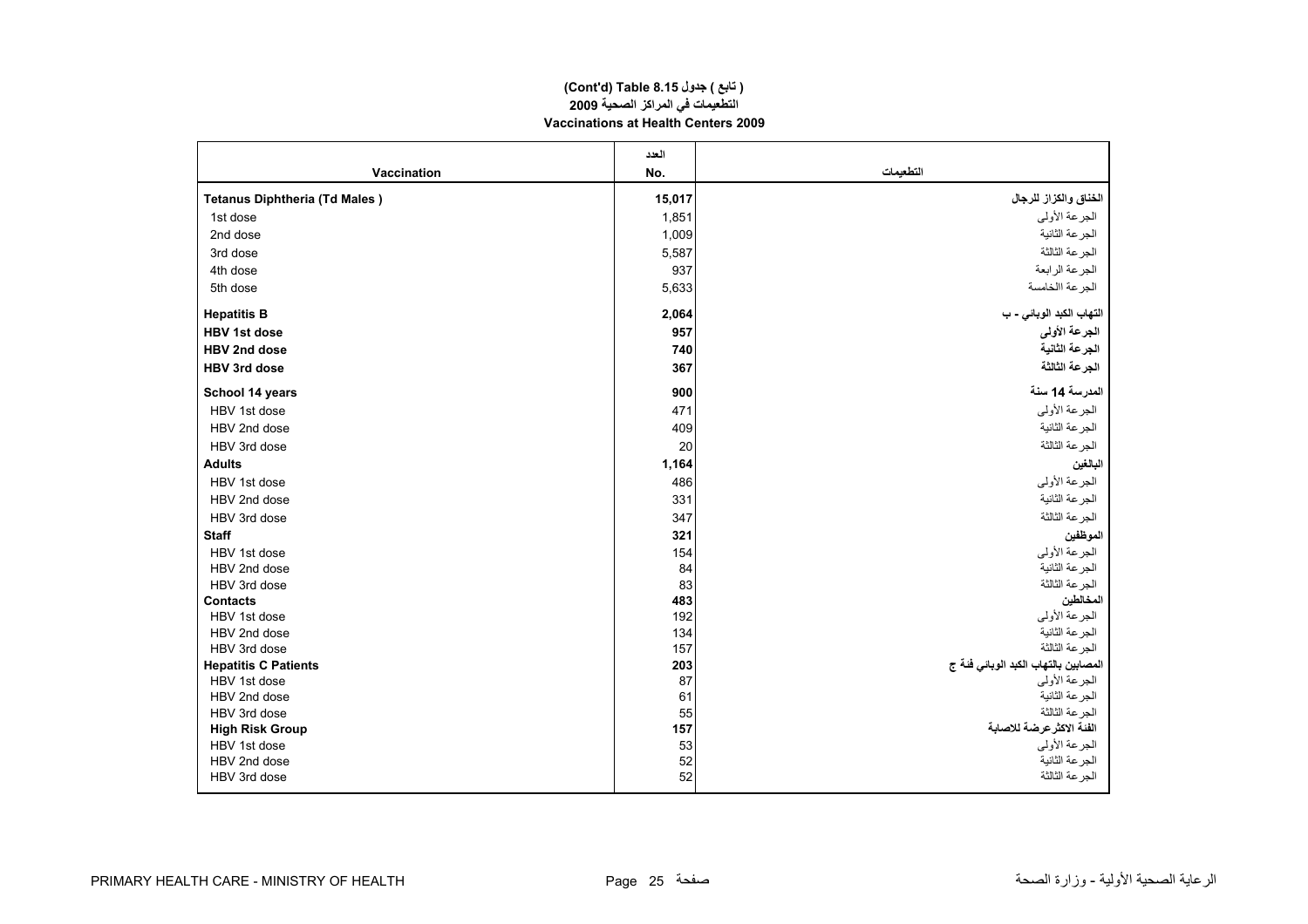# ( تابع ) جدول 8.15 (Cont'd) Table 8.15
## التطعيمات في المراكز الصحية 2009
## Vaccinations at Health Centers 2009

| Vaccination | العدد No. | التطعيمات |
|---|---|---|
| **Tetanus Diphtheria (Td Males )** | **15,017** | **الخناق والكزاز للرجال** |
| 1st dose | 1,851 | الجرعة الأولى |
| 2nd dose | 1,009 | الجرعة الثانية |
| 3rd dose | 5,587 | الجرعة الثالثة |
| 4th dose | 937 | الجرعة الرابعة |
| 5th dose | 5,633 | الجرعة الخامسة |
| **Hepatitis B** | **2,064** | **التهاب الكبد الوبائي - ب** |
| **HBV 1st dose** | **957** | **الجرعة الأولى** |
| **HBV 2nd dose** | **740** | **الجرعة الثانية** |
| **HBV 3rd dose** | **367** | **الجرعة الثالثة** |
| **School 14 years** | **900** | **المدرسة 14 سنة** |
| HBV 1st dose | 471 | الجرعة الأولى |
| HBV 2nd dose | 409 | الجرعة الثانية |
| HBV 3rd dose | 20 | الجرعة الثالثة |
| **Adults** | **1,164** | **البالغين** |
| HBV 1st dose | 486 | الجرعة الأولى |
| HBV 2nd dose | 331 | الجرعة الثانية |
| HBV 3rd dose | 347 | الجرعة الثالثة |
| **Staff** | **321** | **الموظفين** |
| HBV 1st dose | 154 | الجرعة الأولى |
| HBV 2nd dose | 84 | الجرعة الثانية |
| HBV 3rd dose | 83 | الجرعة الثالثة |
| **Contacts** | **483** | **المخالطين** |
| HBV 1st dose | 192 | الجرعة الأولى |
| HBV 2nd dose | 134 | الجرعة الثانية |
| HBV 3rd dose | 157 | الجرعة الثالثة |
| **Hepatitis C Patients** | **203** | **المصابين بالتهاب الكبد الوبائي فئة ج** |
| HBV 1st dose | 87 | الجرعة الأولى |
| HBV 2nd dose | 61 | الجرعة الثانية |
| HBV 3rd dose | 55 | الجرعة الثالثة |
| **High Risk Group** | **157** | **الفئة الاكثرعرضة للاصابة** |
| HBV 1st dose | 53 | الجرعة الأولى |
| HBV 2nd dose | 52 | الجرعة الثانية |
| HBV 3rd dose | 52 | الجرعة الثالثة |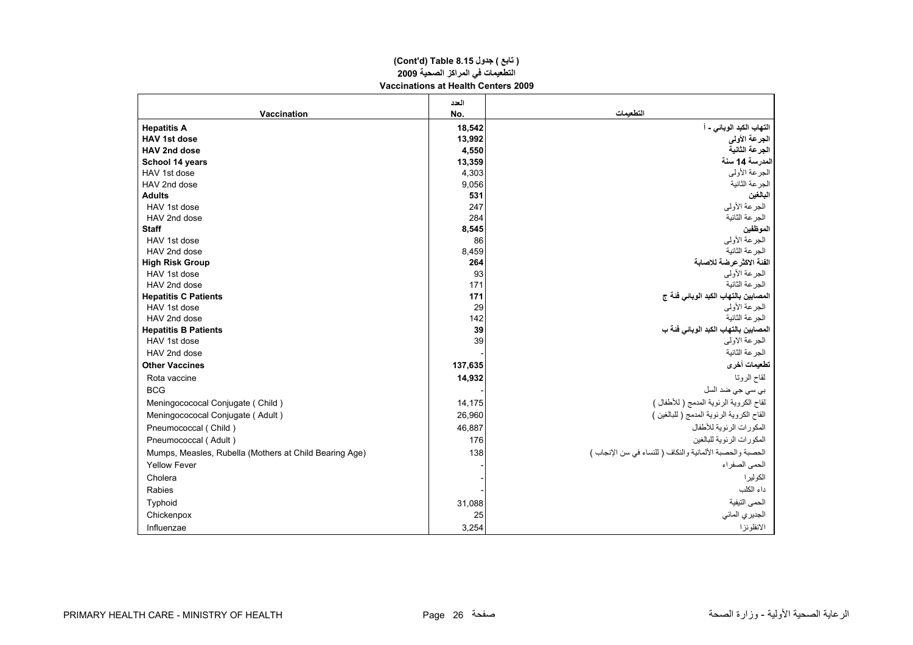# (Cont'd) Table 8.15 ( تابع ) جدول
## التطعيمات في المراكز الصحية 2009
## Vaccinations at Health Centers 2009

| Vaccination | العدد No. | التطعيمات |
|---|---|---|
| **Hepatitis A** | **18,542** | **التهاب الكبد الوبائي - أ** |
| **HAV 1st dose** | **13,992** | **الجرعة الأولى** |
| **HAV 2nd dose** | **4,550** | **الجرعة الثانية** |
| **School 14 years** | **13,359** | **المدرسة 14 سنة** |
| HAV 1st dose | 4,303 | الجرعة الأولى |
| HAV 2nd dose | 9,056 | الجرعة الثانية |
| **Adults** | **531** | **البالغين** |
| HAV 1st dose | 247 | الجرعة الأولى |
| HAV 2nd dose | 284 | الجرعة الثانية |
| **Staff** | **8,545** | **الموظفين** |
| HAV 1st dose | 86 | الجرعة الأولى |
| HAV 2nd dose | 8,459 | الجرعة الثانية |
| **High Risk Group** | **264** | **الفئة الاكثرعرضة للاصابة** |
| HAV 1st dose | 93 | الجرعة الأولى |
| HAV 2nd dose | 171 | الجرعة الثانية |
| **Hepatitis C Patients** | **171** | **المصابين بالتهاب الكبد الوبائي فئة ج** |
| HAV 1st dose | 29 | الجرعة الأولى |
| HAV 2nd dose | 142 | الجرعة الثانية |
| **Hepatitis B Patients** | **39** | **المصابين بالتهاب الكبد الوبائي فئة ب** |
| HAV 1st dose | 39 | الجرعة الاولى |
| HAV 2nd dose | - | الجرعة الثانية |
| **Other Vaccines** | **137,635** | **تطعيمات أخرى** |
| Rota vaccine | **14,932** | لقاح الروتا |
| BCG | - | بي سي جي ضد السل |
| Meningocococal Conjugate ( Child ) | 14,175 | لقاح الكروية الرئوية المدمج ( للأطفال ) |
| Meningocococal Conjugate ( Adult ) | 26,960 | القاح الكروية الرئوية المدمج ( للبالغين ) |
| Pneumococcal ( Child ) | 46,887 | المكورات الرئوية للأطفال |
| Pneumococcal ( Adult ) | 176 | المكورات الرئوية للبالغين |
| Mumps, Measles, Rubella (Mothers at Child Bearing Age) | 138 | الحصبة والحصبة الألمانية والنكاف ( للنساء في سن الإنجاب ) |
| Yellow Fever | - | الحمى الصفراء |
| Cholera | - | الكوليرا |
| Rabies | - | داء الكلب |
| Typhoid | 31,088 | الحمى التيفية |
| Chickenpox | 25 | الجديري المائي |
| Influenzae | 3,254 | الانفلونزا |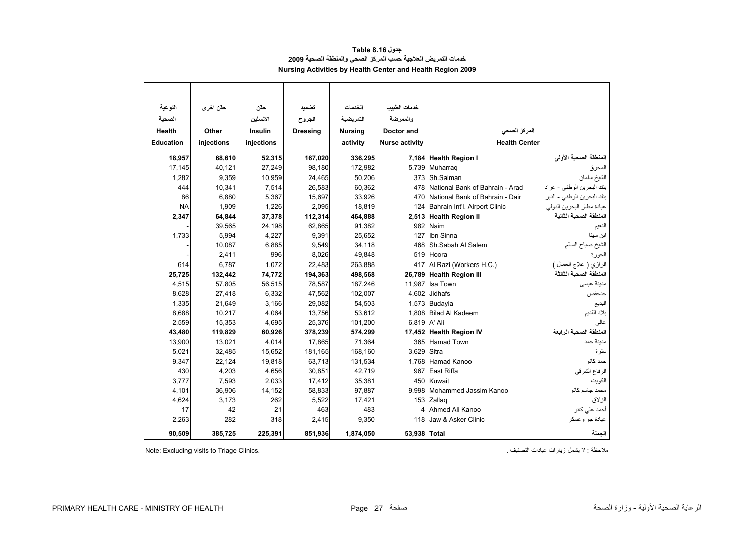**جدول Table 8.16**

**خدمات التمريض العلاجية حسب المركز الصحي والمنطقة الصحية 2009**

**Nursing Activities by Health Center and Health Region 2009**

| التوعية الصحية Health Education | حقن اخرى Other injections | حقن الانسلين Insulin injections | تضميد الجروح Dressing | الخدمات التمريضية Nursing activity | خدمات الطبيب والممرضة Doctor and Nurse activity | المركز الصحي Health Center | |
|---|---|---|---|---|---|---|---|
| **18,957** | **68,610** | **52,315** | **167,020** | **336,295** | **7,184** | **Health Region I** | **المنطقة الصحية الأولى** |
| 17,145 | 40,121 | 27,249 | 98,180 | 172,982 | 5,739 | Muharraq | المحرق |
| 1,282 | 9,359 | 10,959 | 24,465 | 50,206 | 373 | Sh.Salman | الشيخ سلمان |
| 444 | 10,341 | 7,514 | 26,583 | 60,362 | 478 | National Bank of Bahrain - Arad | بنك البحرين الوطني - عراد |
| 86 | 6,880 | 5,367 | 15,697 | 33,926 | 470 | National Bank of Bahrain - Dair | بنك البحرين الوطني - الدير |
| NA | 1,909 | 1,226 | 2,095 | 18,819 | 124 | Bahrain Int'l. Airport Clinic | عيادة مطار البحرين الدولي |
| **2,347** | **64,844** | **37,378** | **112,314** | **464,888** | **2,513** | **Health Region II** | **المنطقة الصحية الثانية** |
| - | 39,565 | 24,198 | 62,865 | 91,382 | 982 | Naim | النعيم |
| 1,733 | 5,994 | 4,227 | 9,391 | 25,652 | 127 | Ibn Sinna | ابن سينا |
| - | 10,087 | 6,885 | 9,549 | 34,118 | 468 | Sh.Sabah Al Salem | الشيخ صباح السالم |
| - | 2,411 | 996 | 8,026 | 49,848 | 519 | Hoora | الحورة |
| 614 | 6,787 | 1,072 | 22,483 | 263,888 | 417 | Al Razi (Workers H.C.) | الرازي ( علاج العمال ) |
| **25,725** | **132,442** | **74,772** | **194,363** | **498,568** | **26,789** | **Health Region III** | **المنطقة الصحية الثالثة** |
| 4,515 | 57,805 | 56,515 | 78,587 | 187,246 | 11,987 | Isa Town | مدينة عيسى |
| 8,628 | 27,418 | 6,332 | 47,562 | 102,007 | 4,602 | Jidhafs | جدحفص |
| 1,335 | 21,649 | 3,166 | 29,082 | 54,503 | 1,573 | Budayia | البديع |
| 8,688 | 10,217 | 4,064 | 13,756 | 53,612 | 1,808 | Bilad Al Kadeem | بلاد القديم |
| 2,559 | 15,353 | 4,695 | 25,376 | 101,200 | 6,819 | A' Ali | عالي |
| **43,480** | **119,829** | **60,926** | **378,239** | **574,299** | **17,452** | **Health Region IV** | **المنطقة الصحية الرابعة** |
| 13,900 | 13,021 | 4,014 | 17,865 | 71,364 | 365 | Hamad Town | مدينة حمد |
| 5,021 | 32,485 | 15,652 | 181,165 | 168,160 | 3,629 | Sitra | سترة |
| 9,347 | 22,124 | 19,818 | 63,713 | 131,534 | 1,768 | Hamad Kanoo | حمد كانو |
| 430 | 4,203 | 4,656 | 30,851 | 42,719 | 967 | East Riffa | الرفاع الشرقي |
| 3,777 | 7,593 | 2,033 | 17,412 | 35,381 | 450 | Kuwait | الكويت |
| 4,101 | 36,906 | 14,152 | 58,833 | 97,887 | 9,998 | Mohammed Jassim Kanoo | محمد جاسم كانو |
| 4,624 | 3,173 | 262 | 5,522 | 17,421 | 153 | Zallaq | الزلاق |
| 17 | 42 | 21 | 463 | 483 | 4 | Ahmed Ali Kanoo | أحمد علي كانو |
| 2,263 | 282 | 318 | 2,415 | 9,350 | 118 | Jaw & Asker Clinic | عيادة جو وعسكر |
| **90,509** | **385,725** | **225,391** | **851,936** | **1,874,050** | **53,938** | **Total** | **الجملة** |

Note: Excluding visits to Triage Clinics.

ملاحظة : لا يشمل زيارات عيادات التصنيف .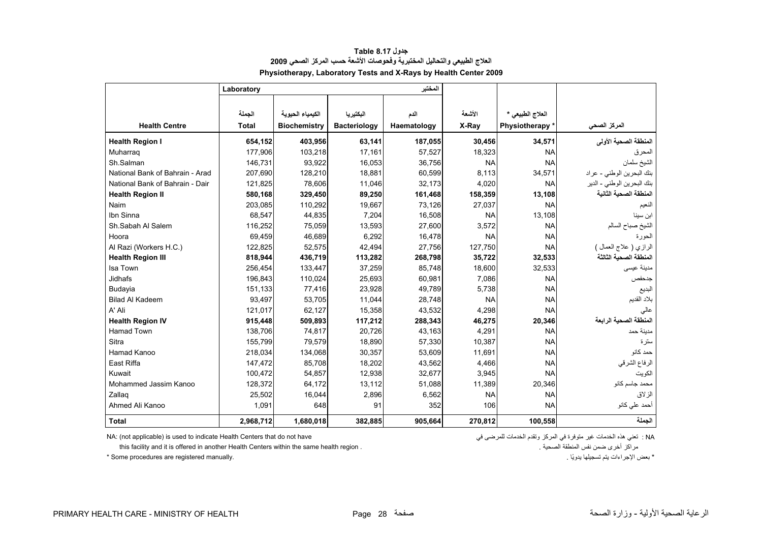**جدول Table 8.17**

**العلاج الطبيعي والتحاليل المختبرية وفحوصات الأشعة حسب المركز الصحي 2009**

**Physiotherapy, Laboratory Tests and X-Rays by Health Center 2009**

| | Laboratory | | | المختبر | | | |
|---|---|---|---|---|---|---|---|
| **Health Centre** | الجملة **Total** | الكيمياء الحيوية **Biochemistry** | البكتيريا **Bacteriology** | الدم **Haematology** | الأشعة **X-Ray** | العلاج الطبيعي * **Physiotherapy *** | **المركز الصحي** |
| **Health Region I** | **654,152** | **403,956** | **63,141** | **187,055** | **30,456** | **34,571** | **المنطقة الصحية الأولى** |
| Muharraq | 177,906 | 103,218 | 17,161 | 57,527 | 18,323 | NA | المحرق |
| Sh.Salman | 146,731 | 93,922 | 16,053 | 36,756 | NA | NA | الشيخ سلمان |
| National Bank of Bahrain - Arad | 207,690 | 128,210 | 18,881 | 60,599 | 8,113 | 34,571 | بنك البحرين الوطني - عراد |
| National Bank of Bahrain - Dair | 121,825 | 78,606 | 11,046 | 32,173 | 4,020 | NA | بنك البحرين الوطني - الدير |
| **Health Region II** | **580,168** | **329,450** | **89,250** | **161,468** | **158,359** | **13,108** | **المنطقة الصحية الثانية** |
| Naim | 203,085 | 110,292 | 19,667 | 73,126 | 27,037 | NA | النعيم |
| Ibn Sinna | 68,547 | 44,835 | 7,204 | 16,508 | NA | 13,108 | ابن سينا |
| Sh.Sabah Al Salem | 116,252 | 75,059 | 13,593 | 27,600 | 3,572 | NA | الشيخ صباح السالم |
| Hoora | 69,459 | 46,689 | 6,292 | 16,478 | NA | NA | الحورة |
| Al Razi (Workers H.C.) | 122,825 | 52,575 | 42,494 | 27,756 | 127,750 | NA | الرازي ( علاج العمال ) |
| **Health Region III** | **818,944** | **436,719** | **113,282** | **268,798** | **35,722** | **32,533** | **المنطقة الصحية الثالثة** |
| Isa Town | 256,454 | 133,447 | 37,259 | 85,748 | 18,600 | 32,533 | مدينة عيسى |
| Jidhafs | 196,843 | 110,024 | 25,693 | 60,981 | 7,086 | NA | جدحفص |
| Budayia | 151,133 | 77,416 | 23,928 | 49,789 | 5,738 | NA | البديع |
| Bilad Al Kadeem | 93,497 | 53,705 | 11,044 | 28,748 | NA | NA | بلاد القديم |
| A' Ali | 121,017 | 62,127 | 15,358 | 43,532 | 4,298 | NA | عالي |
| **Health Region IV** | **915,448** | **509,893** | **117,212** | **288,343** | **46,275** | **20,346** | **المنطقة الصحية الرابعة** |
| Hamad Town | 138,706 | 74,817 | 20,726 | 43,163 | 4,291 | NA | مدينة حمد |
| Sitra | 155,799 | 79,579 | 18,890 | 57,330 | 10,387 | NA | سترة |
| Hamad Kanoo | 218,034 | 134,068 | 30,357 | 53,609 | 11,691 | NA | حمد كانو |
| East Riffa | 147,472 | 85,708 | 18,202 | 43,562 | 4,466 | NA | الرفاع الشرقي |
| Kuwait | 100,472 | 54,857 | 12,938 | 32,677 | 3,945 | NA | الكويت |
| Mohammed Jassim Kanoo | 128,372 | 64,172 | 13,112 | 51,088 | 11,389 | 20,346 | محمد جاسم كانو |
| Zallaq | 25,502 | 16,044 | 2,896 | 6,562 | NA | NA | الزلاق |
| Ahmed Ali Kanoo | 1,091 | 648 | 91 | 352 | 106 | NA | أحمد علي كانو |
| **Total** | **2,968,712** | **1,680,018** | **382,885** | **905,664** | **270,812** | **100,558** | **الجملة** |

NA: (not applicable) is used to indicate Health Centers that do not have this facility and it is offered in another Health Centers within the same health region .

NA : تعني هذه الخدمات غير متوفرة في المركز وتقدم الخدمات للمرضى في مراكز أخرى ضمن نفس المنطقة الصحية .

* Some procedures are registered manually.

* بعض الإجراءات يتم تسجيلها يدويًا .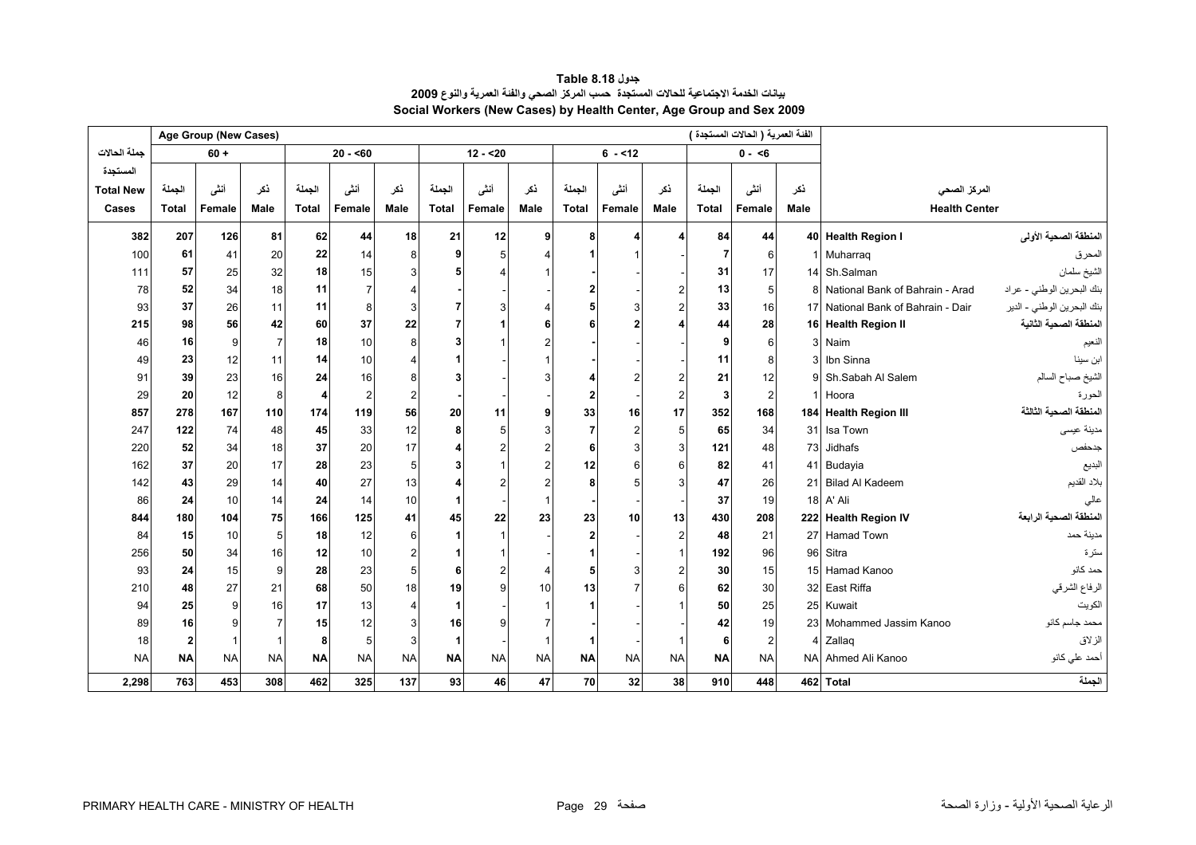**جدول Table 8.18**

**بيانات الخدمة الاجتماعية للحالات المستجدة حسب المركز الصحي والفئة العمرية والنوع 2009**

**Social Workers (New Cases) by Health Center, Age Group and Sex 2009**

| جملة الحالات المستجدة Total New Cases | Age Group (New Cases) 60 + | | | 20 - <60 | | | 12 - <20 | | | 6 - <12 | | | 0 - <6 الفئة العمرية ( الحالات المستجدة ) | | | المركز الصحي Health Center | |
|---|---|---|---|---|---|---|---|---|---|---|---|---|---|---|---|---|---|
| | الجملة Total | أنثى Female | ذكر Male | الجملة Total | أنثى Female | ذكر Male | الجملة Total | أنثى Female | ذكر Male | الجملة Total | أنثى Female | ذكر Male | الجملة Total | أنثى Female | ذكر Male | | |
| **382** | **207** | **126** | **81** | **62** | **44** | **18** | **21** | **12** | **9** | **8** | **4** | **4** | **84** | **44** | **40** | **Health Region I** | **المنطقة الصحية الأولى** |
| 100 | **61** | 41 | 20 | **22** | 14 | 8 | **9** | 5 | 4 | **1** | 1 | - | **7** | 6 | 1 | Muharraq | المحرق |
| 111 | **57** | 25 | 32 | **18** | 15 | 3 | **5** | 4 | 1 | **-** | - | - | **31** | 17 | 14 | Sh.Salman | الشيخ سلمان |
| 78 | **52** | 34 | 18 | **11** | 7 | 4 | **-** | - | - | **2** | - | 2 | **13** | 5 | 8 | National Bank of Bahrain - Arad | بنك البحرين الوطني - عراد |
| 93 | **37** | 26 | 11 | **11** | 8 | 3 | **7** | 3 | 4 | **5** | 3 | 2 | **33** | 16 | 17 | National Bank of Bahrain - Dair | بنك البحرين الوطني - الدير |
| **215** | **98** | **56** | **42** | **60** | **37** | **22** | **7** | **1** | **6** | **6** | **2** | **4** | **44** | **28** | **16** | **Health Region II** | **المنطقة الصحية الثانية** |
| 46 | **16** | 9 | 7 | **18** | 10 | 8 | **3** | 1 | 2 | **-** | - | - | **9** | 6 | 3 | Naim | النعيم |
| 49 | **23** | 12 | 11 | **14** | 10 | 4 | **1** | - | 1 | **-** | - | - | **11** | 8 | 3 | Ibn Sinna | ابن سينا |
| 91 | **39** | 23 | 16 | **24** | 16 | 8 | **3** | - | 3 | **4** | 2 | 2 | **21** | 12 | 9 | Sh.Sabah Al Salem | الشيخ صباح السالم |
| 29 | **20** | 12 | 8 | **4** | 2 | 2 | **-** | - | - | **2** | - | 2 | **3** | 2 | 1 | Hoora | الحورة |
| **857** | **278** | **167** | **110** | **174** | **119** | **56** | **20** | **11** | **9** | **33** | **16** | **17** | **352** | **168** | **184** | **Health Region III** | **المنطقة الصحية الثالثة** |
| 247 | **122** | 74 | 48 | **45** | 33 | 12 | **8** | 5 | 3 | **7** | 2 | 5 | **65** | 34 | 31 | Isa Town | مدينة عيسى |
| 220 | **52** | 34 | 18 | **37** | 20 | 17 | **4** | 2 | 2 | **6** | 3 | 3 | **121** | 48 | 73 | Jidhafs | جدحفص |
| 162 | **37** | 20 | 17 | **28** | 23 | 5 | **3** | 1 | 2 | **12** | 6 | 6 | **82** | 41 | 41 | Budayia | البديع |
| 142 | **43** | 29 | 14 | **40** | 27 | 13 | **4** | 2 | 2 | **8** | 5 | 3 | **47** | 26 | 21 | Bilad Al Kadeem | بلاد القديم |
| 86 | **24** | 10 | 14 | **24** | 14 | 10 | **1** | - | 1 | **-** | - | - | **37** | 19 | 18 | A' Ali | عالي |
| **844** | **180** | **104** | **75** | **166** | **125** | **41** | **45** | **22** | **23** | **23** | **10** | **13** | **430** | **208** | **222** | **Health Region IV** | **المنطقة الصحية الرابعة** |
| 84 | **15** | 10 | 5 | **18** | 12 | 6 | **1** | 1 | - | **2** | - | 2 | **48** | 21 | 27 | Hamad Town | مدينة حمد |
| 256 | **50** | 34 | 16 | **12** | 10 | 2 | **1** | 1 | - | **1** | - | 1 | **192** | 96 | 96 | Sitra | سترة |
| 93 | **24** | 15 | 9 | **28** | 23 | 5 | **6** | 2 | 4 | **5** | 3 | 2 | **30** | 15 | 15 | Hamad Kanoo | حمد كانو |
| 210 | **48** | 27 | 21 | **68** | 50 | 18 | **19** | 9 | 10 | **13** | 7 | 6 | **62** | 30 | 32 | East Riffa | الرفاع الشرقي |
| 94 | **25** | 9 | 16 | **17** | 13 | 4 | **1** | - | 1 | **1** | - | 1 | **50** | 25 | 25 | Kuwait | الكويت |
| 89 | **16** | 9 | 7 | **15** | 12 | 3 | **16** | 9 | 7 | **-** | - | - | **42** | 19 | 23 | Mohammed Jassim Kanoo | محمد جاسم كانو |
| 18 | **2** | 1 | 1 | **8** | 5 | 3 | **1** | - | 1 | **1** | - | 1 | **6** | 2 | 4 | Zallaq | الزلاق |
| NA | **NA** | NA | NA | **NA** | NA | NA | **NA** | NA | NA | **NA** | NA | NA | **NA** | NA | NA | Ahmed Ali Kanoo | أحمد علي كانو |
| **2,298** | **763** | **453** | **308** | **462** | **325** | **137** | **93** | **46** | **47** | **70** | **32** | **38** | **910** | **448** | **462** | **Total** | **الجملة** |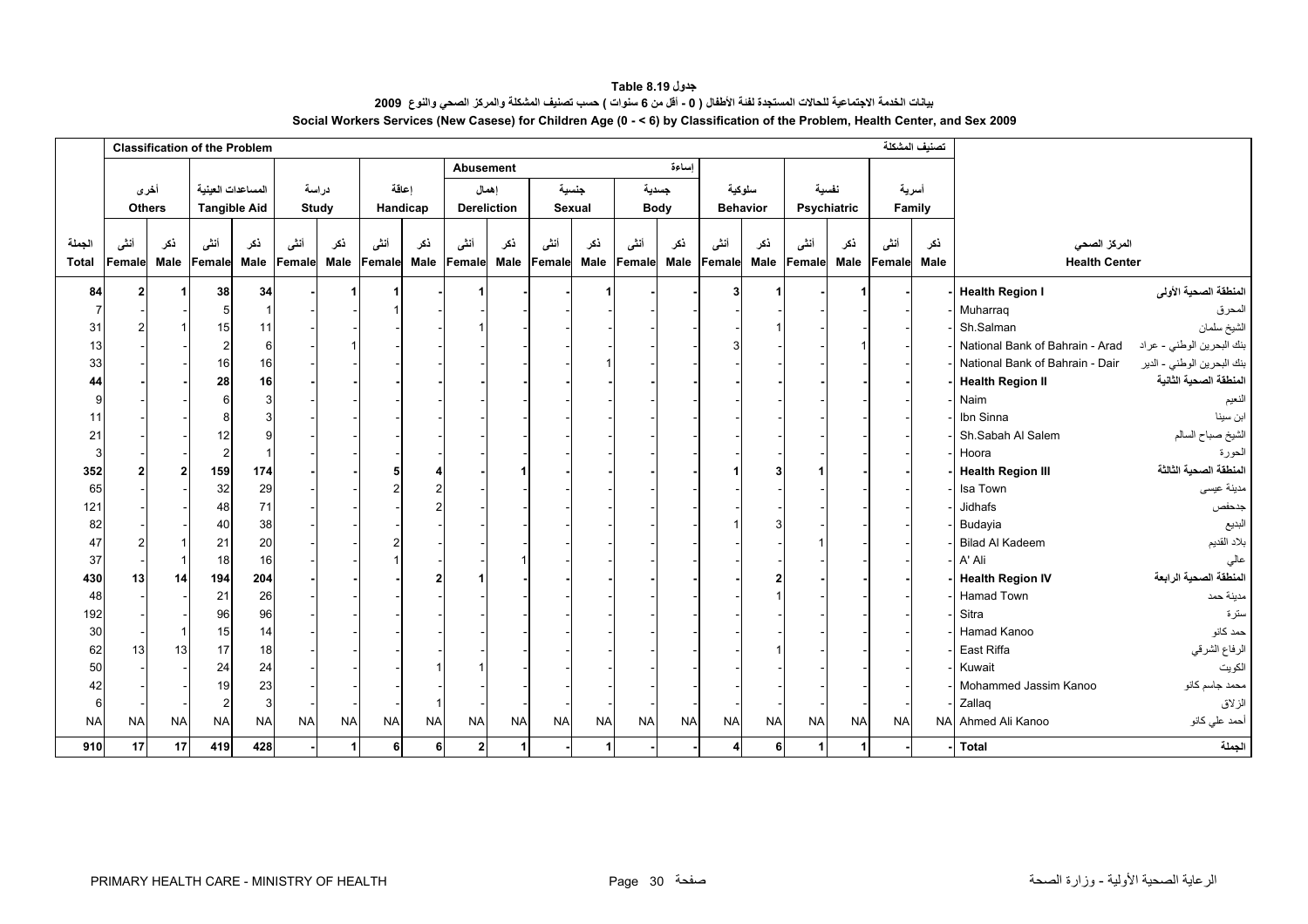**جدول 8.19 Table**

**بيانات الخدمة الاجتماعية للحالات المستجدة لفئة الأطفال ( 0 - أقل من 6 سنوات ) حسب تصنيف المشكلة والمركز الصحي والنوع 2009**

**Social Workers Services (New Casese) for Children Age (0 - < 6) by Classification of the Problem, Health Center, and Sex 2009**

| الجملة Total | أخرى Others | | المساعدات العينية Tangible Aid | | دراسة Study | | إعاقة Handicap | | إساءة Abusement | | | | | | تصنيف المشكلة Classification of the Problem | | | | | | | |
|---|---|---|---|---|---|---|---|---|---|---|---|---|---|---|---|---|---|---|---|---|---|---|
| | | | | | | | | | إهمال Dereliction | | جنسية Sexual | | جسدية Body | | سلوكية Behavior | | نفسية Psychiatric | | أسرية Family | | | |
| | أنثى Female | ذكر Male | أنثى Female | ذكر Male | أنثى Female | ذكر Male | أنثى Female | ذكر Male | أنثى Female | ذكر Male | أنثى Female | ذكر Male | أنثى Female | ذكر Male | أنثى Female | ذكر Male | أنثى Female | ذكر Male | أنثى Female | ذكر Male | المركز الصحي Health Center | |
| **84** | **2** | **1** | **38** | **34** | **-** | **1** | **1** | **-** | **1** | **-** | **-** | **1** | **-** | **-** | **3** | **1** | **-** | **1** | **-** | **-** | **Health Region I** | **المنطقة الصحية الأولى** |
| 7 | - | - | 5 | 1 | - | - | 1 | - | - | - | - | - | - | - | - | - | - | - | - | - | Muharraq | المحرق |
| 31 | 2 | 1 | 15 | 11 | - | - | - | - | 1 | - | - | - | - | - | - | 1 | - | - | - | - | Sh.Salman | الشيخ سلمان |
| 13 | - | - | 2 | 6 | - | 1 | - | - | - | - | - | - | - | - | 3 | - | - | 1 | - | - | National Bank of Bahrain - Arad | بنك البحرين الوطني - عراد |
| 33 | - | - | 16 | 16 | - | - | - | - | - | - | - | 1 | - | - | - | - | - | - | - | - | National Bank of Bahrain - Dair | بنك البحرين الوطني - الدير |
| **44** | **-** | **-** | **28** | **16** | **-** | **-** | **-** | **-** | **-** | **-** | **-** | **-** | **-** | **-** | **-** | **-** | **-** | **-** | **-** | **-** | **Health Region II** | **المنطقة الصحية الثانية** |
| 9 | - | - | 6 | 3 | - | - | - | - | - | - | - | - | - | - | - | - | - | - | - | - | Naim | النعيم |
| 11 | - | - | 8 | 3 | - | - | - | - | - | - | - | - | - | - | - | - | - | - | - | - | Ibn Sinna | ابن سينا |
| 21 | - | - | 12 | 9 | - | - | - | - | - | - | - | - | - | - | - | - | - | - | - | - | Sh.Sabah Al Salem | الشيخ صباح السالم |
| 3 | - | - | 2 | 1 | - | - | - | - | - | - | - | - | - | - | - | - | - | - | - | - | Hoora | الحورة |
| **352** | **2** | **2** | **159** | **174** | **-** | **-** | **5** | **4** | **-** | **1** | **-** | **-** | **-** | **-** | **1** | **3** | **1** | **-** | **-** | **-** | **Health Region III** | **المنطقة الصحية الثالثة** |
| 65 | - | - | 32 | 29 | - | - | 2 | 2 | - | - | - | - | - | - | - | - | - | - | - | - | Isa Town | مدينة عيسى |
| 121 | - | - | 48 | 71 | - | - | - | 2 | - | - | - | - | - | - | - | - | - | - | - | - | Jidhafs | جدحفص |
| 82 | - | - | 40 | 38 | - | - | - | - | - | - | - | - | - | - | 1 | 3 | - | - | - | - | Budayia | البديع |
| 47 | 2 | 1 | 21 | 20 | - | - | 2 | - | - | - | - | - | - | - | - | - | 1 | - | - | - | Bilad Al Kadeem | بلاد القديم |
| 37 | - | 1 | 18 | 16 | - | - | 1 | - | - | 1 | - | - | - | - | - | - | - | - | - | - | A' Ali | عالي |
| **430** | **13** | **14** | **194** | **204** | **-** | **-** | **-** | **2** | **1** | **-** | **-** | **-** | **-** | **-** | **-** | **2** | **-** | **-** | **-** | **-** | **Health Region IV** | **المنطقة الصحية الرابعة** |
| 48 | - | - | 21 | 26 | - | - | - | - | - | - | - | - | - | - | - | 1 | - | - | - | - | Hamad Town | مدينة حمد |
| 192 | - | - | 96 | 96 | - | - | - | - | - | - | - | - | - | - | - | - | - | - | - | - | Sitra | سترة |
| 30 | - | 1 | 15 | 14 | - | - | - | - | - | - | - | - | - | - | - | - | - | - | - | - | Hamad Kanoo | حمد كانو |
| 62 | 13 | 13 | 17 | 18 | - | - | - | - | - | - | - | - | - | - | - | 1 | - | - | - | - | East Riffa | الرفاع الشرقي |
| 50 | - | - | 24 | 24 | - | - | - | 1 | 1 | - | - | - | - | - | - | - | - | - | - | - | Kuwait | الكويت |
| 42 | - | - | 19 | 23 | - | - | - | - | - | - | - | - | - | - | - | - | - | - | - | - | Mohammed Jassim Kanoo | محمد جاسم كانو |
| 6 | - | - | 2 | 3 | - | - | - | 1 | - | - | - | - | - | - | - | - | - | - | - | - | Zallaq | الزلاق |
| NA | NA | NA | NA | NA | NA | NA | NA | NA | NA | NA | NA | NA | NA | NA | NA | NA | NA | NA | NA | NA | Ahmed Ali Kanoo | أحمد علي كانو |
| **910** | **17** | **17** | **419** | **428** | **-** | **1** | **6** | **6** | **2** | **1** | **-** | **1** | **-** | **-** | **4** | **6** | **1** | **1** | **-** | **-** | **Total** | **الجملة** |

PRIMARY HEALTH CARE - MINISTRY OF HEALTH الرعاية الصحية الأولية - وزارة الصحة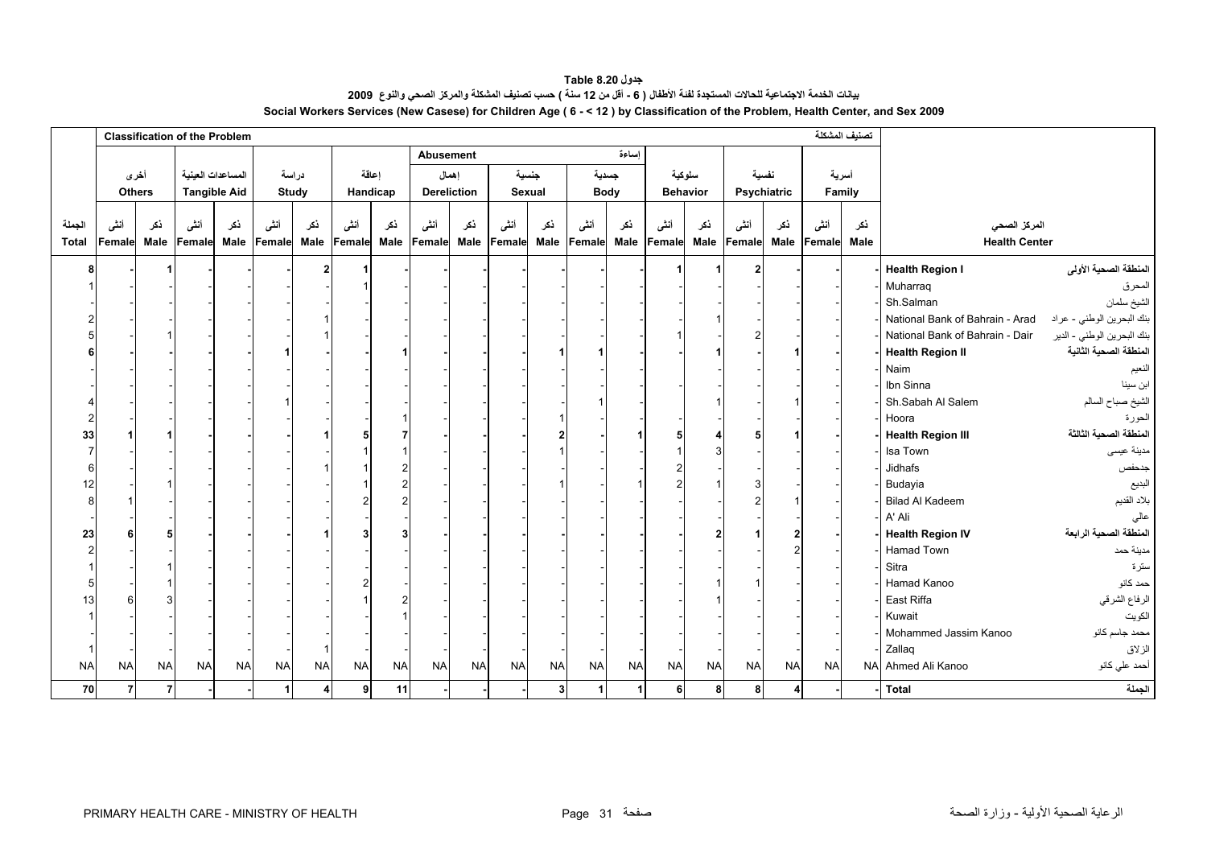**جدول Table 8.20**

**بيانات الخدمة الاجتماعية للحالات المستجدة لفئة الأطفال ( 6 - أقل من 12 سنة ) حسب تصنيف المشكلة والمركز الصحي والنوع 2009**

**Social Workers Services (New Casese) for Children Age ( 6 - < 12 ) by Classification of the Problem, Health Center, and Sex 2009**

| | Classification of the Problem تصنيف المشكلة | | | | | | | | | | | | | | | | | | | | | |
|---|---|---|---|---|---|---|---|---|---|---|---|---|---|---|---|---|---|---|---|---|---|---|
| | | | | | | | | | Abusement إساءة | | | | | | | | | | | | | |
| | أخرى Others | | المساعدات العينية Tangible Aid | | دراسة Study | | إعاقة Handicap | | إهمال Dereliction | | جنسية Sexual | | جسدية Body | | سلوكية Behavior | | نفسية Psychiatric | | أسرية Family | | | |
| الجملة Total | أنثى Female | ذكر Male | أنثى Female | ذكر Male | أنثى Female | ذكر Male | أنثى Female | ذكر Male | أنثى Female | ذكر Male | أنثى Female | ذكر Male | أنثى Female | ذكر Male | أنثى Female | ذكر Male | أنثى Female | ذكر Male | أنثى Female | ذكر Male | Health Center | المركز الصحي |
| **8** | **-** | **1** | **-** | **-** | **-** | **2** | **1** | **-** | **-** | **-** | **-** | **-** | **-** | **-** | **1** | **1** | **2** | **-** | **-** | **-** | **Health Region I** | **المنطقة الصحية الأولى** |
| 1 | - | - | - | - | - | - | 1 | - | - | - | - | - | - | - | - | - | - | - | - | - | Muharraq | المحرق |
| - | - | - | - | - | - | - | - | - | - | - | - | - | - | - | - | - | - | - | - | - | Sh.Salman | الشيخ سلمان |
| 2 | - | - | - | - | - | 1 | - | - | - | - | - | - | - | - | - | 1 | - | - | - | - | National Bank of Bahrain - Arad | بنك البحرين الوطني - عراد |
| 5 | - | 1 | - | - | - | 1 | - | - | - | - | - | - | - | - | 1 | - | 2 | - | - | - | National Bank of Bahrain - Dair | بنك البحرين الوطني - الدير |
| **6** | **-** | **-** | **-** | **-** | **1** | **-** | **-** | **1** | **-** | **-** | **-** | **1** | **1** | **-** | **-** | **1** | **-** | **1** | **-** | **-** | **Health Region II** | **المنطقة الصحية الثانية** |
| - | - | - | - | - | - | - | - | - | - | - | - | - | - | - | - | - | - | - | - | - | Naim | النعيم |
| - | - | - | - | - | - | - | - | - | - | - | - | - | - | - | - | - | - | - | - | - | Ibn Sinna | ابن سينا |
| 4 | - | - | - | - | 1 | - | - | - | - | - | - | - | 1 | - | | 1 | - | 1 | - | - | Sh.Sabah Al Salem | الشيخ صباح السالم |
| 2 | - | - | - | - | - | - | - | 1 | - | - | - | 1 | - | - | - | - | - | - | - | - | Hoora | الحورة |
| **33** | **1** | **1** | **-** | **-** | **-** | **1** | **5** | **7** | **-** | **-** | **-** | **2** | **-** | **1** | **5** | **4** | **5** | **1** | **-** | **-** | **Health Region III** | **المنطقة الصحية الثالثة** |
| 7 | - | - | - | - | - | - | 1 | 1 | - | - | - | 1 | - | - | 1 | 3 | - | - | - | - | Isa Town | مدينة عيسى |
| 6 | - | - | - | - | - | 1 | 1 | 2 | - | - | - | - | - | - | 2 | - | - | - | - | - | Jidhafs | جدحفص |
| 12 | - | 1 | - | - | - | - | 1 | 2 | - | - | - | 1 | - | 1 | 2 | 1 | 3 | - | - | - | Budayia | البديع |
| 8 | 1 | - | - | - | - | - | 2 | 2 | - | - | - | - | - | - | - | - | 2 | 1 | - | - | Bilad Al Kadeem | بلاد القديم |
| - | - | - | - | - | - | - | - | - | - | - | - | - | - | - | - | - | - | - | - | - | A' Ali | عالي |
| **23** | **6** | **5** | **-** | **-** | **-** | **1** | **3** | **3** | **-** | **-** | **-** | **-** | **-** | **-** | **-** | **2** | **1** | **2** | **-** | **-** | **Health Region IV** | **المنطقة الصحية الرابعة** |
| 2 | - | - | - | - | - | - | - | - | - | - | - | - | - | - | - | - | - | 2 | - | - | Hamad Town | مدينة حمد |
| 1 | - | 1 | - | - | - | - | - | - | - | - | - | - | - | - | - | - | - | - | - | - | Sitra | سترة |
| 5 | - | 1 | - | - | - | - | 2 | - | - | - | - | - | - | - | - | 1 | 1 | - | - | - | Hamad Kanoo | حمد كانو |
| 13 | 6 | 3 | - | - | - | - | 1 | 2 | - | - | - | - | - | - | - | 1 | - | - | - | - | East Riffa | الرفاع الشرقي |
| 1 | - | - | - | - | - | - | - | 1 | - | - | - | - | - | - | - | - | - | - | - | - | Kuwait | الكويت |
| - | - | - | - | - | - | - | - | - | - | - | - | - | - | - | - | - | - | - | - | - | Mohammed Jassim Kanoo | محمد جاسم كانو |
| 1 | - | - | - | - | - | 1 | - | - | - | - | - | - | - | - | - | - | - | - | - | - | Zallaq | الزلاق |
| NA | NA | NA | NA | NA | NA | NA | NA | NA | NA | NA | NA | NA | NA | NA | NA | NA | NA | NA | NA | NA | Ahmed Ali Kanoo | أحمد علي كانو |
| **70** | **7** | **7** | **-** | **-** | **1** | **4** | **9** | **11** | **-** | **-** | **-** | **3** | **1** | **1** | **6** | **8** | **8** | **4** | **-** | **-** | **Total** | **الجملة** |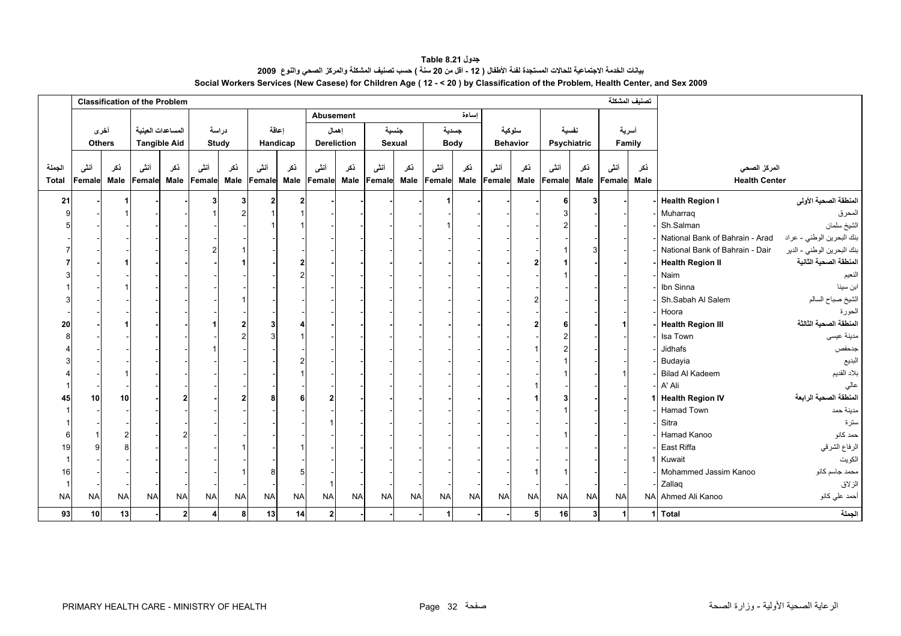**جدول Table 8.21**

**بيانات الخدمة الاجتماعية للحالات المستجدة لفئة الأطفال ( 12 - أقل من 20 سنة ) حسب تصنيف المشكلة والمركز الصحي والنوع 2009**

**Social Workers Services (New Casese) for Children Age ( 12 - < 20 ) by Classification of the Problem, Health Center, and Sex 2009**

| الجملة Total | أخرى Others أنثى Female | أخرى Others ذكر Male | المساعدات العينية Tangible Aid أنثى Female | المساعدات العينية Tangible Aid ذكر Male | دراسة Study أنثى Female | دراسة Study ذكر Male | إعاقة Handicap أنثى Female | إعاقة Handicap ذكر Male | إساءة Abusement - إهمال Dereliction أنثى Female | إساءة Abusement - إهمال Dereliction ذكر Male | إساءة Abusement - جنسية Sexual أنثى Female | إساءة Abusement - جنسية Sexual ذكر Male | إساءة Abusement - جسدية Body أنثى Female | إساءة Abusement - جسدية Body ذكر Male | سلوكية Behavior أنثى Female | سلوكية Behavior ذكر Male | نفسية Psychiatric أنثى Female | نفسية Psychiatric ذكر Male | أسرية Family أنثى Female | أسرية Family ذكر Male | المركز الصحي Health Center | |
|---|---|---|---|---|---|---|---|---|---|---|---|---|---|---|---|---|---|---|---|---|---|---|
| **21** | **-** | **1** | **-** | **-** | **3** | **3** | **2** | **2** | **-** | **-** | **-** | **-** | **1** | **-** | **-** | **-** | **6** | **3** | **-** | **-** | **Health Region I** | **المنطقة الصحية الأولى** |
| 9 | - | 1 | - | - | 1 | 2 | 1 | 1 | - | - | - | - | - | - | - | - | 3 | - | - | - | Muharraq | المحرق |
| 5 | - | - | - | - | - | - | 1 | 1 | - | - | - | - | 1 | - | - | - | 2 | - | - | - | Sh.Salman | الشيخ سلمان |
| - | - | - | - | - | - | - | - | - | - | - | - | - | - | - | - | - | - | - | - | - | National Bank of Bahrain - Arad | بنك البحرين الوطني - عراد |
| 7 | - | - | - | - | 2 | 1 | - | - | - | - | - | - | - | - | - | - | 1 | 3 | - | - | National Bank of Bahrain - Dair | بنك البحرين الوطني - الدير |
| **7** | **-** | **1** | **-** | **-** | **-** | **1** | **-** | **2** | **-** | **-** | **-** | **-** | **-** | **-** | **-** | **2** | **1** | **-** | **-** | **-** | **Health Region II** | **المنطقة الصحية الثانية** |
| 3 | - | - | - | - | - | - | - | 2 | - | - | - | - | - | - | - | - | 1 | - | - | - | Naim | النعيم |
| 1 | - | 1 | - | - | - | - | - | - | - | - | - | - | - | - | - | - | - | - | - | - | Ibn Sinna | ابن سينا |
| 3 | - | - | - | - | - | 1 | - | - | - | - | - | - | - | - | - | 2 | - | - | - | - | Sh.Sabah Al Salem | الشيخ صباح السالم |
| - | - | - | - | - | - | - | - | - | - | - | - | - | - | - | - | - | - | - | - | - | Hoora | الحورة |
| **20** | **-** | **1** | **-** | **-** | **1** | **2** | **3** | **4** | **-** | **-** | **-** | **-** | **-** | **-** | **-** | **2** | **6** | **-** | **1** | **-** | **Health Region III** | **المنطقة الصحية الثالثة** |
| 8 | - | - | - | - | - | 2 | 3 | 1 | - | - | - | - | - | - | - | - | 2 | - | - | - | Isa Town | مدينة عيسى |
| 4 | - | - | - | - | 1 | - | - | - | - | - | - | - | - | - | - | 1 | 2 | - | - | - | Jidhafs | جدحفص |
| 3 | - | - | - | - | - | - | - | 2 | - | - | - | - | - | - | - | - | 1 | - | - | - | Budayia | البديع |
| 4 | - | 1 | - | - | - | - | - | 1 | - | - | - | - | - | - | - | - | 1 | - | 1 | - | Bilad Al Kadeem | بلاد القديم |
| 1 | - | - | - | - | - | - | - | - | - | - | - | - | - | - | - | 1 | - | - | - | - | A' Ali | عالي |
| **45** | **10** | **10** | **-** | **2** | **-** | **2** | **8** | **6** | **2** | **-** | **-** | **-** | **-** | **-** | **-** | **1** | **3** | **-** | **-** | **1** | **Health Region IV** | **المنطقة الصحية الرابعة** |
| 1 | - | - | - | - | - | - | - | - | - | - | - | - | - | - | - | - | 1 | - | - | - | Hamad Town | مدينة حمد |
| 1 | - | - | - | - | - | - | - | - | 1 | - | - | - | - | - | - | - | - | - | - | - | Sitra | سترة |
| 6 | 1 | 2 | - | 2 | - | - | - | - | - | - | - | - | - | - | - | - | 1 | - | - | - | Hamad Kanoo | حمد كانو |
| 19 | 9 | 8 | - | - | - | 1 | - | 1 | - | - | - | - | - | - | - | - | - | - | - | - | East Riffa | الرفاع الشرقي |
| 1 | - | - | - | - | - | - | - | - | - | - | - | - | - | - | - | - | - | - | - | 1 | Kuwait | الكويت |
| 16 | - | - | - | - | - | 1 | 8 | 5 | - | - | - | - | - | - | - | 1 | 1 | - | - | - | Mohammed Jassim Kanoo | محمد جاسم كانو |
| 1 | - | - | - | - | - | - | - | - | 1 | - | - | - | - | - | - | - | - | - | - | - | Zallaq | الزلاق |
| NA | NA | NA | NA | NA | NA | NA | NA | NA | NA | NA | NA | NA | NA | NA | NA | NA | NA | NA | NA | NA | Ahmed Ali Kanoo | أحمد علي كانو |
| **93** | **10** | **13** | **-** | **2** | **4** | **8** | **13** | **14** | **2** | **-** | **-** | **-** | **1** | **-** | **-** | **5** | **16** | **3** | **1** | **1** | **Total** | **الجملة** |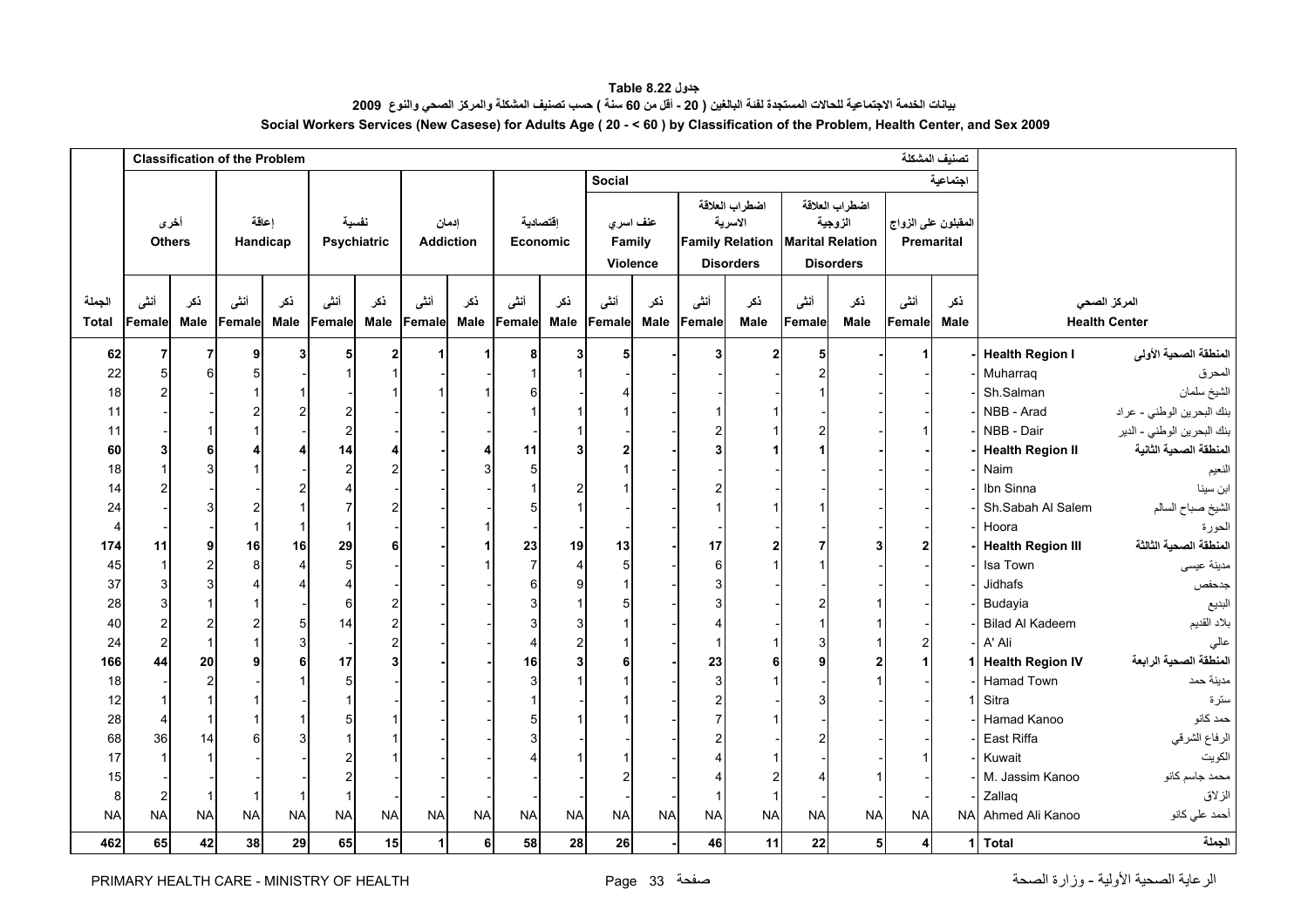# جدول Table 8.22

## بيانات الخدمة الاجتماعية للحالات المستجدة لفئة البالغين ( 20 - أقل من 60 سنة ) حسب تصنيف المشكلة والمركز الصحي والنوع 2009

## Social Workers Services (New Casese) for Adults Age ( 20 - < 60 ) by Classification of the Problem, Health Center, and Sex 2009

| الجملة Total | أخرى Others أنثى Female | أخرى Others ذكر Male | إعاقة Handicap أنثى Female | إعاقة Handicap ذكر Male | نفسية Psychiatric أنثى Female | نفسية Psychiatric ذكر Male | إدمان Addiction أنثى Female | إدمان Addiction ذكر Male | إقتصادية Economic أنثى Female | إقتصادية Economic ذكر Male | اجتماعية Social: عنف اسري Family Violence أنثى Female | اجتماعية Social: عنف اسري Family Violence ذكر Male | اجتماعية Social: اضطراب العلاقة الاسرية Family Relation Disorders أنثى Female | اجتماعية Social: اضطراب العلاقة الاسرية Family Relation Disorders ذكر Male | اجتماعية Social: اضطراب العلاقة الزوجية Marital Relation Disorders أنثى Female | اجتماعية Social: اضطراب العلاقة الزوجية Marital Relation Disorders ذكر Male | اجتماعية Social: المقبلون على الزواج Premarital أنثى Female | اجتماعية Social: المقبلون على الزواج Premarital ذكر Male | Health Center | المركز الصحي |
|---|---|---|---|---|---|---|---|---|---|---|---|---|---|---|---|---|---|---|---|---|
| **62** | **7** | **7** | **9** | **3** | **5** | **2** | **1** | **1** | **8** | **3** | **5** | **-** | **3** | **2** | **5** | **-** | **1** | **-** | **Health Region I** | **المنطقة الصحية الأولى** |
| 22 | 5 | 6 | 5 | - | 1 | 1 | - | - | 1 | 1 | - | - | - | - | 2 | - | - | - | Muharraq | المحرق |
| 18 | 2 | - | 1 | 1 | - | 1 | 1 | 1 | 6 | - | 4 | - | - | - | 1 | - | - | - | Sh.Salman | الشيخ سلمان |
| 11 | - | - | 2 | 2 | 2 | - | - | - | 1 | 1 | 1 | - | 1 | 1 | - | - | - | - | NBB - Arad | بنك البحرين الوطني - عراد |
| 11 | - | 1 | 1 | - | 2 | - | - | - | - | 1 | - | - | 2 | 1 | 2 | - | 1 | - | NBB - Dair | بنك البحرين الوطني - الدير |
| **60** | **3** | **6** | **4** | **4** | **14** | **4** | **-** | **4** | **11** | **3** | **2** | **-** | **3** | **1** | **1** | **-** | **-** | **-** | **Health Region II** | **المنطقة الصحية الثانية** |
| 18 | 1 | 3 | 1 | - | 2 | 2 | - | 3 | 5 | - | 1 | - | - | - | - | - | - | - | Naim | النعيم |
| 14 | 2 | - | - | 2 | 4 | - | - | - | 1 | 2 | 1 | - | 2 | - | - | - | - | - | Ibn Sinna | ابن سينا |
| 24 | - | 3 | 2 | 1 | 7 | 2 | - | - | 5 | 1 | - | - | 1 | 1 | 1 | - | - | - | Sh.Sabah Al Salem | الشيخ صباح السالم |
| 4 | - | - | 1 | 1 | 1 | - | - | 1 | - | - | - | - | - | - | - | - | - | - | Hoora | الحورة |
| **174** | **11** | **9** | **16** | **16** | **29** | **6** | **-** | **1** | **23** | **19** | **13** | **-** | **17** | **2** | **7** | **3** | **2** | **-** | **Health Region III** | **المنطقة الصحية الثالثة** |
| 45 | 1 | 2 | 8 | 4 | 5 | - | - | 1 | 7 | 4 | 5 | - | 6 | 1 | 1 | - | - | - | Isa Town | مدينة عيسى |
| 37 | 3 | 3 | 4 | 4 | 4 | - | - | - | 6 | 9 | 1 | - | 3 | - | - | - | - | - | Jidhafs | جدحفص |
| 28 | 3 | 1 | 1 | - | 6 | 2 | - | - | 3 | 1 | 5 | - | 3 | - | 2 | 1 | - | - | Budayia | البديع |
| 40 | 2 | 2 | 2 | 5 | 14 | 2 | - | - | 3 | 3 | 1 | - | 4 | - | 1 | 1 | - | - | Bilad Al Kadeem | بلاد القديم |
| 24 | 2 | 1 | 1 | 3 | - | 2 | - | - | 4 | 2 | 1 | - | 1 | 1 | 3 | 1 | 2 | - | A' Ali | عالي |
| **166** | **44** | **20** | **9** | **6** | **17** | **3** | **-** | **-** | **16** | **3** | **6** | **-** | **23** | **6** | **9** | **2** | **1** | **1** | **Health Region IV** | **المنطقة الصحية الرابعة** |
| 18 | - | 2 | - | 1 | 5 | - | - | - | 3 | 1 | 1 | - | 3 | 1 | - | 1 | - | - | Hamad Town | مدينة حمد |
| 12 | 1 | 1 | 1 | - | 1 | - | - | - | 1 | - | 1 | - | 2 | - | 3 | - | - | 1 | Sitra | سترة |
| 28 | 4 | 1 | 1 | 1 | 5 | 1 | - | - | 5 | 1 | 1 | - | 7 | 1 | - | - | - | - | Hamad Kanoo | حمد كانو |
| 68 | 36 | 14 | 6 | 3 | 1 | 1 | - | - | 3 | - | - | - | 2 | - | 2 | - | - | - | East Riffa | الرفاع الشرقي |
| 17 | 1 | 1 | - | - | 2 | 1 | - | - | 4 | 1 | 1 | - | 4 | 1 | - | - | 1 | - | Kuwait | الكويت |
| 15 | - | - | - | - | 2 | - | - | - | - | - | 2 | - | 4 | 2 | 4 | 1 | - | - | M. Jassim Kanoo | محمد جاسم كانو |
| 8 | 2 | 1 | 1 | 1 | 1 | - | - | - | - | - | - | - | 1 | 1 | - | - | - | - | Zallaq | الزلاق |
| NA | NA | NA | NA | NA | NA | NA | NA | NA | NA | NA | NA | NA | NA | NA | NA | NA | NA | NA | Ahmed Ali Kanoo | أحمد علي كانو |
| **462** | **65** | **42** | **38** | **29** | **65** | **15** | **1** | **6** | **58** | **28** | **26** | **-** | **46** | **11** | **22** | **5** | **4** | **1** | **Total** | **الجملة** |

PRIMARY HEALTH CARE - MINISTRY OF HEALTH — الرعاية الصحية الأولية - وزارة الصحة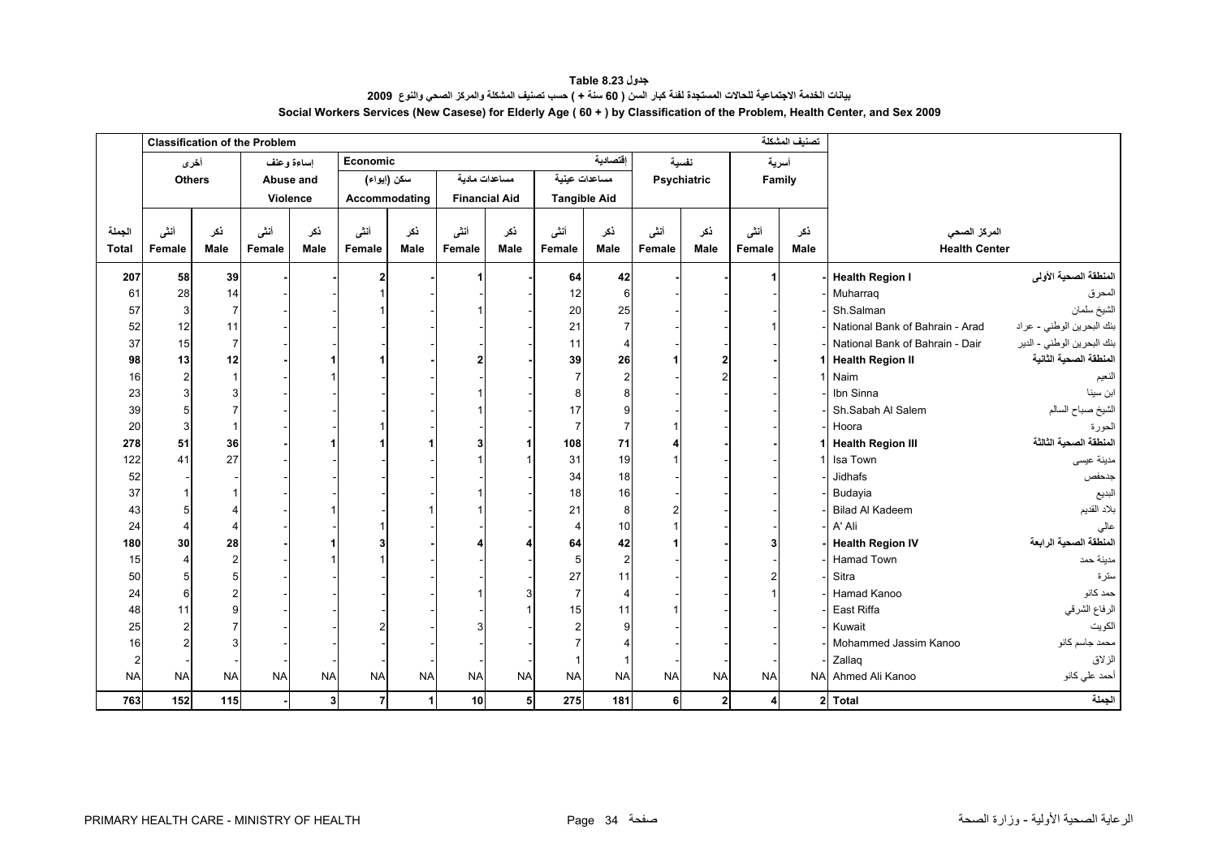**جدول 8.23 Table**

**بيانات الخدمة الاجتماعية للحالات المستجدة لفئة كبار السن ( 60 سنة + ) حسب تصنيف المشكلة والمركز الصحي والنوع 2009**

**Social Workers Services (New Casese) for Elderly Age ( 60 + ) by Classification of the Problem, Health Center, and Sex 2009**

| | Classification of the Problem | | | | | | | | | | | | | تصنيف المشكلة | | |
|---|---|---|---|---|---|---|---|---|---|---|---|---|---|---|---|---|
| | أخرى Others | | إساءة وعنف Abuse and Violence | | Economic | | | | | إقتصادية | نفسية Psychiatric | | أسرية Family | | | |
| | | | | | سكن (إيواء) Accommodating | | مساعدات مادية Financial Aid | | مساعدات عينية Tangible Aid | | | | | | | |
| الجملة Total | أنثى Female | ذكر Male | أنثى Female | ذكر Male | أنثى Female | ذكر Male | أنثى Female | ذكر Male | أنثى Female | ذكر Male | أنثى Female | ذكر Male | أنثى Female | ذكر Male | المركز الصحي Health Center | |
| **207** | **58** | **39** | **-** | **-** | **2** | **-** | **1** | **-** | **64** | **42** | **-** | **-** | **1** | **-** | **Health Region I** | **المنطقة الصحية الأولى** |
| 61 | 28 | 14 | - | - | 1 | - | - | - | 12 | 6 | - | - | - | - | Muharraq | المحرق |
| 57 | 3 | 7 | - | - | 1 | - | 1 | - | 20 | 25 | - | - | - | - | Sh.Salman | الشيخ سلمان |
| 52 | 12 | 11 | - | - | - | - | - | - | 21 | 7 | - | - | 1 | - | National Bank of Bahrain - Arad | بنك البحرين الوطني - عراد |
| 37 | 15 | 7 | - | - | - | - | - | - | 11 | 4 | - | - | - | - | National Bank of Bahrain - Dair | بنك البحرين الوطني - الدير |
| **98** | **13** | **12** | **-** | **1** | **1** | **-** | **2** | **-** | **39** | **26** | **1** | **2** | **-** | **1** | **Health Region II** | **المنطقة الصحية الثانية** |
| 16 | 2 | 1 | - | 1 | - | - | - | - | 7 | 2 | - | 2 | - | 1 | Naim | النعيم |
| 23 | 3 | 3 | - | - | - | - | 1 | - | 8 | 8 | - | - | - | - | Ibn Sinna | ابن سينا |
| 39 | 5 | 7 | - | - | - | - | 1 | - | 17 | 9 | - | - | - | - | Sh.Sabah Al Salem | الشيخ صباح السالم |
| 20 | 3 | 1 | - | - | 1 | - | - | - | 7 | 7 | 1 | - | - | - | Hoora | الحورة |
| **278** | **51** | **36** | **-** | **1** | **1** | **1** | **3** | **1** | **108** | **71** | **4** | **-** | **-** | **1** | **Health Region III** | **المنطقة الصحية الثالثة** |
| 122 | 41 | 27 | - | - | - | - | 1 | 1 | 31 | 19 | 1 | - | - | 1 | Isa Town | مدينة عيسى |
| 52 | - | - | - | - | - | - | - | - | 34 | 18 | - | - | - | - | Jidhafs | جدحفص |
| 37 | 1 | 1 | - | - | - | - | 1 | - | 18 | 16 | - | - | - | - | Budayia | البديع |
| 43 | 5 | 4 | - | 1 | - | 1 | 1 | - | 21 | 8 | 2 | - | - | - | Bilad Al Kadeem | بلاد القديم |
| 24 | 4 | 4 | - | - | 1 | - | - | - | 4 | 10 | 1 | - | - | - | A' Ali | عالي |
| **180** | **30** | **28** | **-** | **1** | **3** | **-** | **4** | **4** | **64** | **42** | **1** | **-** | **3** | **-** | **Health Region IV** | **المنطقة الصحية الرابعة** |
| 15 | 4 | 2 | - | 1 | 1 | - | - | - | 5 | 2 | - | - | - | - | Hamad Town | مدينة حمد |
| 50 | 5 | 5 | - | - | - | - | - | - | 27 | 11 | - | - | 2 | - | Sitra | سترة |
| 24 | 6 | 2 | - | - | - | - | 1 | 3 | 7 | 4 | - | - | 1 | - | Hamad Kanoo | حمد كانو |
| 48 | 11 | 9 | - | - | - | - | - | 1 | 15 | 11 | 1 | - | - | - | East Riffa | الرفاع الشرقي |
| 25 | 2 | 7 | - | - | 2 | - | 3 | - | 2 | 9 | - | - | - | - | Kuwait | الكويت |
| 16 | 2 | 3 | - | - | - | - | - | - | 7 | 4 | - | - | - | - | Mohammed Jassim Kanoo | محمد جاسم كانو |
| 2 | - | - | - | - | - | - | - | - | 1 | 1 | - | - | - | - | Zallaq | الزلاق |
| NA | NA | NA | NA | NA | NA | NA | NA | NA | NA | NA | NA | NA | NA | NA | Ahmed Ali Kanoo | أحمد علي كانو |
| **763** | **152** | **115** | **-** | **3** | **7** | **1** | **10** | **5** | **275** | **181** | **6** | **2** | **4** | **2** | **Total** | **الجملة** |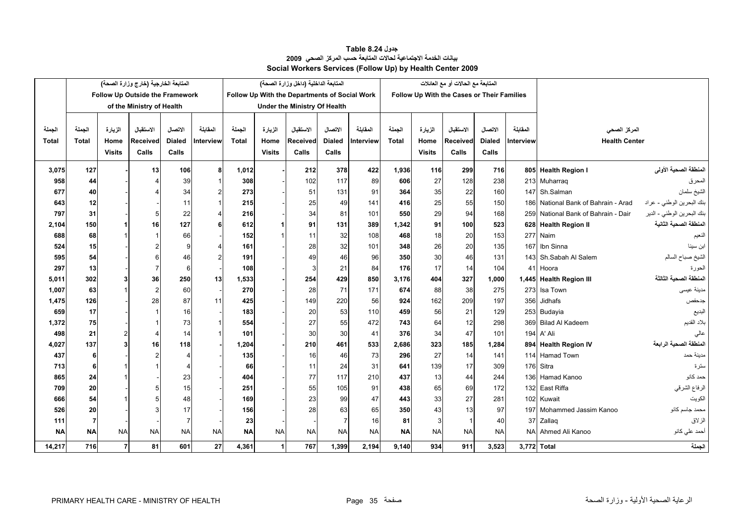# جدول Table 8.24

## بيانات الخدمة الاجتماعية لحالات المتابعة حسب المركز الصحي 2009

## Social Workers Services (Follow Up) by Health Center 2009

| الجملة Total | المتابعة الخارجية (خارج وزارة الصحة) Follow Up Outside the Framework of the Ministry of Health | | | | | المتابعة الداخلية (داخل وزارة الصحة) Follow Up With the Departments of Social Work Under the Ministry Of Health | | | | | المتابعة مع الحالات أو مع العائلات Follow Up With the Cases or Their Families | | | | | المركز الصحي Health Center | |
|---|---|---|---|---|---|---|---|---|---|---|---|---|---|---|---|---|---|
| | الجملة Total | الزيارة Home Visits | الاستقبال Received Calls | الاتصال Dialed Calls | المقابلة Interview | الجملة Total | الزيارة Home Visits | الاستقبال Received Calls | الاتصال Dialed Calls | المقابلة Interview | الجملة Total | الزيارة Home Visits | الاستقبال Received Calls | الاتصال Dialed Calls | المقابلة Interview | | |
| **3,075** | **127** | **-** | **13** | **106** | **8** | **1,012** | **-** | **212** | **378** | **422** | **1,936** | **116** | **299** | **716** | **805** | **Health Region I** | **المنطقة الصحية الأولى** |
| **958** | **44** | - | 4 | 39 | 1 | **308** | - | 102 | 117 | 89 | **606** | 27 | 128 | 238 | 213 | Muharraq | المحرق |
| **677** | **40** | - | 4 | 34 | 2 | **273** | - | 51 | 131 | 91 | **364** | 35 | 22 | 160 | 147 | Sh.Salman | الشيخ سلمان |
| **643** | **12** | - | - | 11 | 1 | **215** | - | 25 | 49 | 141 | **416** | 25 | 55 | 150 | 186 | National Bank of Bahrain - Arad | بنك البحرين الوطني - عراد |
| **797** | **31** | - | 5 | 22 | 4 | **216** | - | 34 | 81 | 101 | **550** | 29 | 94 | 168 | 259 | National Bank of Bahrain - Dair | بنك البحرين الوطني - الدير |
| **2,104** | **150** | **1** | **16** | **127** | **6** | **612** | **1** | **91** | **131** | **389** | **1,342** | **91** | **100** | **523** | **628** | **Health Region II** | **المنطقة الصحية الثانية** |
| **688** | **68** | 1 | 1 | 66 | - | **152** | 1 | 11 | 32 | 108 | **468** | 18 | 20 | 153 | 277 | Naim | النعيم |
| **524** | **15** | - | 2 | 9 | 4 | **161** | - | 28 | 32 | 101 | **348** | 26 | 20 | 135 | 167 | Ibn Sinna | ابن سينا |
| **595** | **54** | - | 6 | 46 | 2 | **191** | - | 49 | 46 | 96 | **350** | 30 | 46 | 131 | 143 | Sh.Sabah Al Salem | الشيخ صباح السالم |
| **297** | **13** | - | 7 | 6 | - | **108** | - | 3 | 21 | 84 | **176** | 17 | 14 | 104 | 41 | Hoora | الحورة |
| **5,011** | **302** | **3** | **36** | **250** | **13** | **1,533** | **-** | **254** | **429** | **850** | **3,176** | **404** | **327** | **1,000** | **1,445** | **Health Region III** | **المنطقة الصحية الثالثة** |
| **1,007** | **63** | 1 | 2 | 60 | - | **270** | - | 28 | 71 | 171 | **674** | 88 | 38 | 275 | 273 | Isa Town | مدينة عيسى |
| **1,475** | **126** | - | 28 | 87 | 11 | **425** | - | 149 | 220 | 56 | **924** | 162 | 209 | 197 | 356 | Jidhafs | جدحفص |
| **659** | **17** | - | 1 | 16 | - | **183** | - | 20 | 53 | 110 | **459** | 56 | 21 | 129 | 253 | Budayia | البديع |
| **1,372** | **75** | - | 1 | 73 | 1 | **554** | - | 27 | 55 | 472 | **743** | 64 | 12 | 298 | 369 | Bilad Al Kadeem | بلاد القديم |
| **498** | **21** | 2 | 4 | 14 | 1 | **101** | - | 30 | 30 | 41 | **376** | 34 | 47 | 101 | 194 | A' Ali | عالي |
| **4,027** | **137** | **3** | **16** | **118** | **-** | **1,204** | **-** | **210** | **461** | **533** | **2,686** | **323** | **185** | **1,284** | **894** | **Health Region IV** | **المنطقة الصحية الرابعة** |
| **437** | **6** | - | 2 | 4 | - | **135** | - | 16 | 46 | 73 | **296** | 27 | 14 | 141 | 114 | Hamad Town | مدينة حمد |
| **713** | **6** | 1 | 1 | 4 | - | **66** | - | 11 | 24 | 31 | **641** | 139 | 17 | 309 | 176 | Sitra | سترة |
| **865** | **24** | 1 | - | 23 | - | **404** | - | 77 | 117 | 210 | **437** | 13 | 44 | 244 | 136 | Hamad Kanoo | حمد كانو |
| **709** | **20** | - | 5 | 15 | - | **251** | - | 55 | 105 | 91 | **438** | 65 | 69 | 172 | 132 | East Riffa | الرفاع الشرقي |
| **666** | **54** | 1 | 5 | 48 | - | **169** | - | 23 | 99 | 47 | **443** | 33 | 27 | 281 | 102 | Kuwait | الكويت |
| **526** | **20** | - | 3 | 17 | - | **156** | - | 28 | 63 | 65 | **350** | 43 | 13 | 97 | 197 | Mohammed Jassim Kanoo | محمد جاسم كانو |
| **111** | **7** | - | - | 7 | - | **23** | - | - | 7 | 16 | **81** | 3 | 1 | 40 | 37 | Zallaq | الزلاق |
| **NA** | **NA** | NA | NA | NA | NA | **NA** | NA | NA | NA | NA | **NA** | NA | NA | NA | NA | Ahmed Ali Kanoo | أحمد علي كانو |
| **14,217** | **716** | **7** | **81** | **601** | **27** | **4,361** | **1** | **767** | **1,399** | **2,194** | **9,140** | **934** | **911** | **3,523** | **3,772** | **Total** | **الجملة** |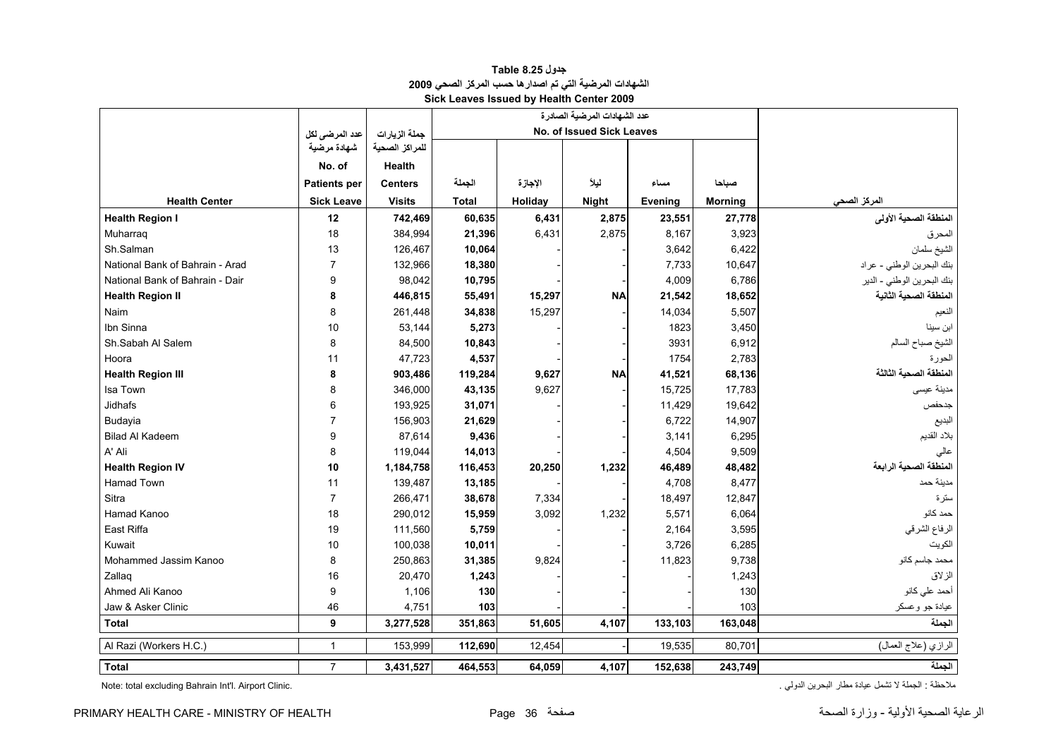**جدول 8.25 Table**

**الشهادات المرضية التي تم اصدارها حسب المركز الصحي 2009**

**Sick Leaves Issued by Health Center 2009**

| Health Center | عدد المرضى لكل شهادة مرضية No. of Patients per Sick Leave | جملة الزيارات للمراكز الصحية Health Centers Visits | عدد الشهادات المرضية الصادرة No. of Issued Sick Leaves | | | | | المركز الصحي |
|---|---|---|---|---|---|---|---|---|
| | | | الجملة Total | الإجازة Holiday | ليلاً Night | مساء Evening | صباحا Morning | |
| **Health Region I** | **12** | **742,469** | **60,635** | **6,431** | **2,875** | **23,551** | **27,778** | **المنطقة الصحية الأولى** |
| Muharraq | 18 | 384,994 | **21,396** | 6,431 | 2,875 | 8,167 | 3,923 | المحرق |
| Sh.Salman | 13 | 126,467 | **10,064** | - | - | 3,642 | 6,422 | الشيخ سلمان |
| National Bank of Bahrain - Arad | 7 | 132,966 | **18,380** | - | - | 7,733 | 10,647 | بنك البحرين الوطني - عراد |
| National Bank of Bahrain - Dair | 9 | 98,042 | **10,795** | - | - | 4,009 | 6,786 | بنك البحرين الوطني - الدير |
| **Health Region II** | **8** | **446,815** | **55,491** | **15,297** | **NA** | **21,542** | **18,652** | **المنطقة الصحية الثانية** |
| Naim | 8 | 261,448 | **34,838** | 15,297 | - | 14,034 | 5,507 | النعيم |
| Ibn Sinna | 10 | 53,144 | **5,273** | - | - | 1823 | 3,450 | ابن سينا |
| Sh.Sabah Al Salem | 8 | 84,500 | **10,843** | - | - | 3931 | 6,912 | الشيخ صباح السالم |
| Hoora | 11 | 47,723 | **4,537** | - | - | 1754 | 2,783 | الحورة |
| **Health Region III** | **8** | **903,486** | **119,284** | **9,627** | **NA** | **41,521** | **68,136** | **المنطقة الصحية الثالثة** |
| Isa Town | 8 | 346,000 | **43,135** | 9,627 | - | 15,725 | 17,783 | مدينة عيسى |
| Jidhafs | 6 | 193,925 | **31,071** | - | - | 11,429 | 19,642 | جدحفص |
| Budayia | 7 | 156,903 | **21,629** | - | - | 6,722 | 14,907 | البديع |
| Bilad Al Kadeem | 9 | 87,614 | **9,436** | - | - | 3,141 | 6,295 | بلاد القديم |
| A' Ali | 8 | 119,044 | **14,013** | - | - | 4,504 | 9,509 | عالي |
| **Health Region IV** | **10** | **1,184,758** | **116,453** | **20,250** | **1,232** | **46,489** | **48,482** | **المنطقة الصحية الرابعة** |
| Hamad Town | 11 | 139,487 | **13,185** | - | - | 4,708 | 8,477 | مدينة حمد |
| Sitra | 7 | 266,471 | **38,678** | 7,334 | - | 18,497 | 12,847 | سترة |
| Hamad Kanoo | 18 | 290,012 | **15,959** | 3,092 | 1,232 | 5,571 | 6,064 | حمد كانو |
| East Riffa | 19 | 111,560 | **5,759** | - | - | 2,164 | 3,595 | الرفاع الشرقي |
| Kuwait | 10 | 100,038 | **10,011** | - | - | 3,726 | 6,285 | الكويت |
| Mohammed Jassim Kanoo | 8 | 250,863 | **31,385** | 9,824 | - | 11,823 | 9,738 | محمد جاسم كانو |
| Zallaq | 16 | 20,470 | **1,243** | - | - | - | 1,243 | الزلاق |
| Ahmed Ali Kanoo | 9 | 1,106 | **130** | - | - | - | 130 | أحمد علي كانو |
| Jaw & Asker Clinic | 46 | 4,751 | **103** | - | - | - | 103 | عيادة جو وعسكر |
| **Total** | **9** | **3,277,528** | **351,863** | **51,605** | **4,107** | **133,103** | **163,048** | **الجملة** |
| Al Razi (Workers H.C.) | 1 | 153,999 | **112,690** | 12,454 | - | 19,535 | 80,701 | الرازي (علاج العمال) |
| **Total** | **7** | **3,431,527** | **464,553** | **64,059** | **4,107** | **152,638** | **243,749** | **الجملة** |

Note: total excluding Bahrain Int'l. Airport Clinic.

ملاحظة : الجملة لا تشمل عيادة مطار البحرين الدولي .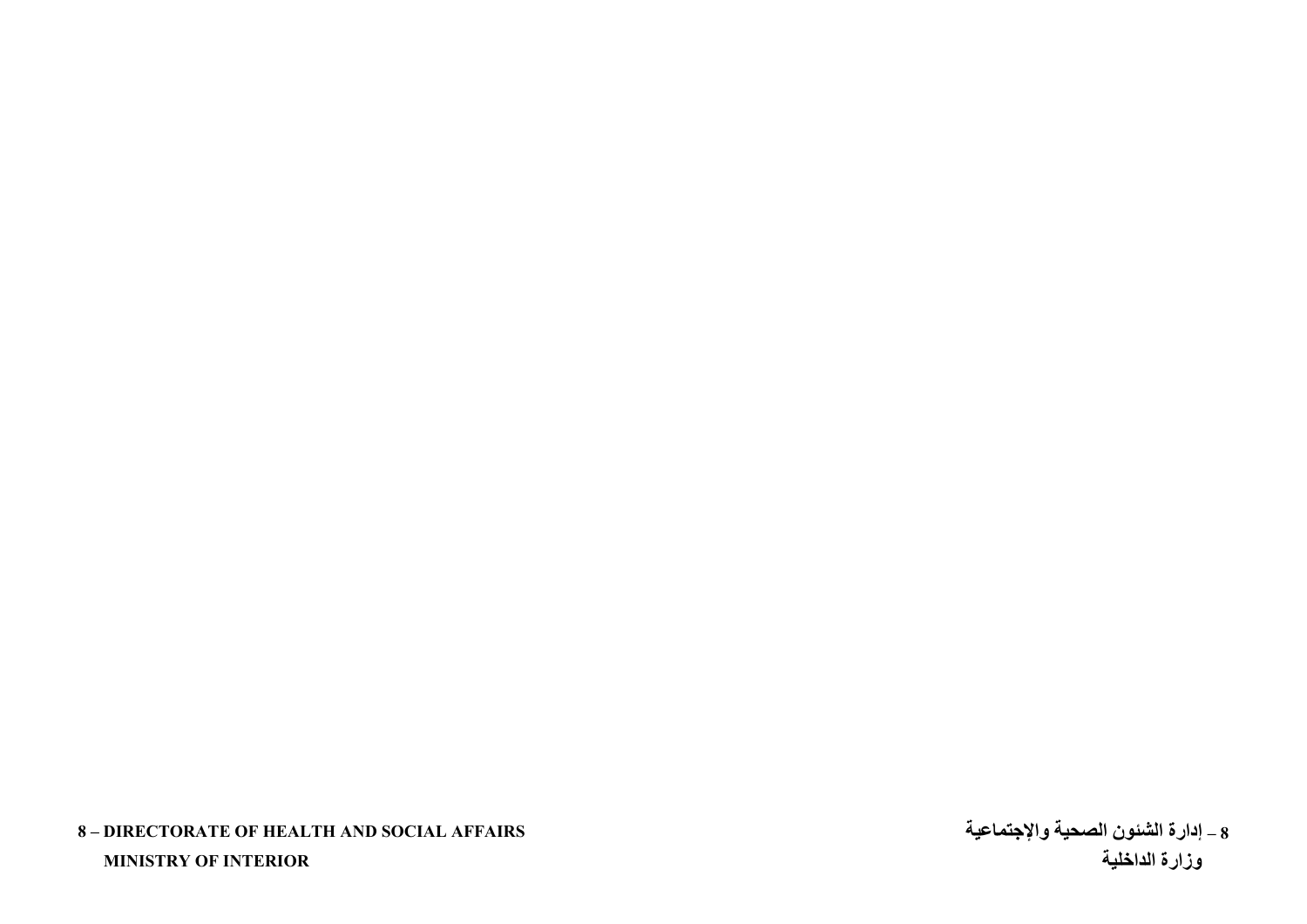8 – DIRECTORATE OF HEALTH AND SOCIAL AFFAIRS

MINISTRY OF INTERIOR

8 – إدارة الشئون الصحية والإجتماعية

وزارة الداخلية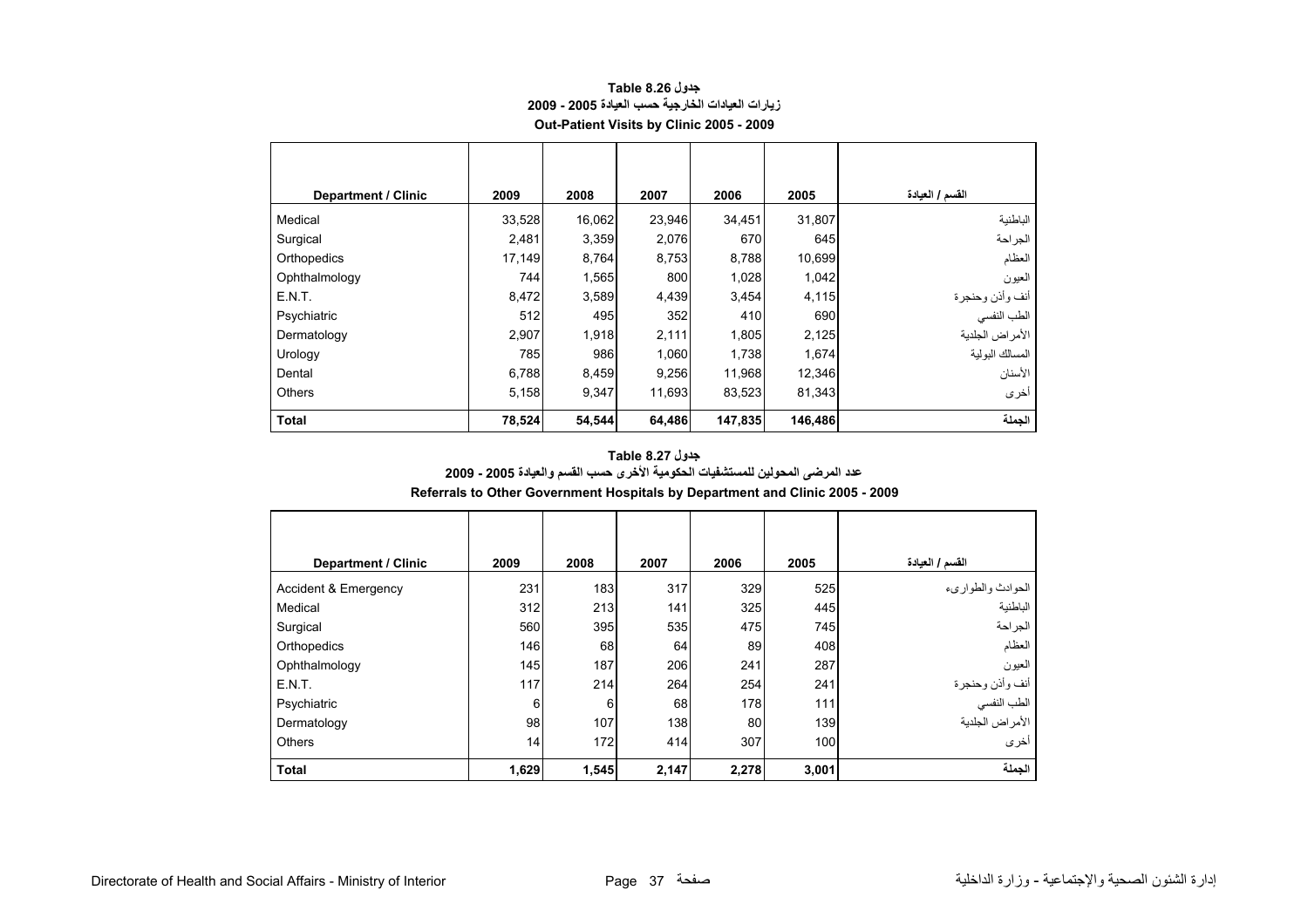### جدول Table 8.26
### زيارات العيادات الخارجية حسب العيادة 2005 - 2009
### Out-Patient Visits by Clinic 2005 - 2009

| Department / Clinic | 2009 | 2008 | 2007 | 2006 | 2005 | القسم / العيادة |
|---|---|---|---|---|---|---|
| Medical | 33,528 | 16,062 | 23,946 | 34,451 | 31,807 | الباطنية |
| Surgical | 2,481 | 3,359 | 2,076 | 670 | 645 | الجراحة |
| Orthopedics | 17,149 | 8,764 | 8,753 | 8,788 | 10,699 | العظام |
| Ophthalmology | 744 | 1,565 | 800 | 1,028 | 1,042 | العيون |
| E.N.T. | 8,472 | 3,589 | 4,439 | 3,454 | 4,115 | أنف وأذن وحنجرة |
| Psychiatric | 512 | 495 | 352 | 410 | 690 | الطب النفسي |
| Dermatology | 2,907 | 1,918 | 2,111 | 1,805 | 2,125 | الأمراض الجلدية |
| Urology | 785 | 986 | 1,060 | 1,738 | 1,674 | المسالك البولية |
| Dental | 6,788 | 8,459 | 9,256 | 11,968 | 12,346 | الأسنان |
| Others | 5,158 | 9,347 | 11,693 | 83,523 | 81,343 | أخرى |
| **Total** | **78,524** | **54,544** | **64,486** | **147,835** | **146,486** | **الجملة** |

### جدول Table 8.27
### عدد المرضى المحولين للمستشفيات الحكومية الأخرى حسب القسم والعيادة 2005 - 2009
### Referrals to Other Government Hospitals by Department and Clinic 2005 - 2009

| Department / Clinic | 2009 | 2008 | 2007 | 2006 | 2005 | القسم / العيادة |
|---|---|---|---|---|---|---|
| Accident & Emergency | 231 | 183 | 317 | 329 | 525 | الحوادث والطوارىء |
| Medical | 312 | 213 | 141 | 325 | 445 | الباطنية |
| Surgical | 560 | 395 | 535 | 475 | 745 | الجراحة |
| Orthopedics | 146 | 68 | 64 | 89 | 408 | العظام |
| Ophthalmology | 145 | 187 | 206 | 241 | 287 | العيون |
| E.N.T. | 117 | 214 | 264 | 254 | 241 | أنف وأذن وحنجرة |
| Psychiatric | 6 | 6 | 68 | 178 | 111 | الطب النفسي |
| Dermatology | 98 | 107 | 138 | 80 | 139 | الأمراض الجلدية |
| Others | 14 | 172 | 414 | 307 | 100 | أخرى |
| **Total** | **1,629** | **1,545** | **2,147** | **2,278** | **3,001** | **الجملة** |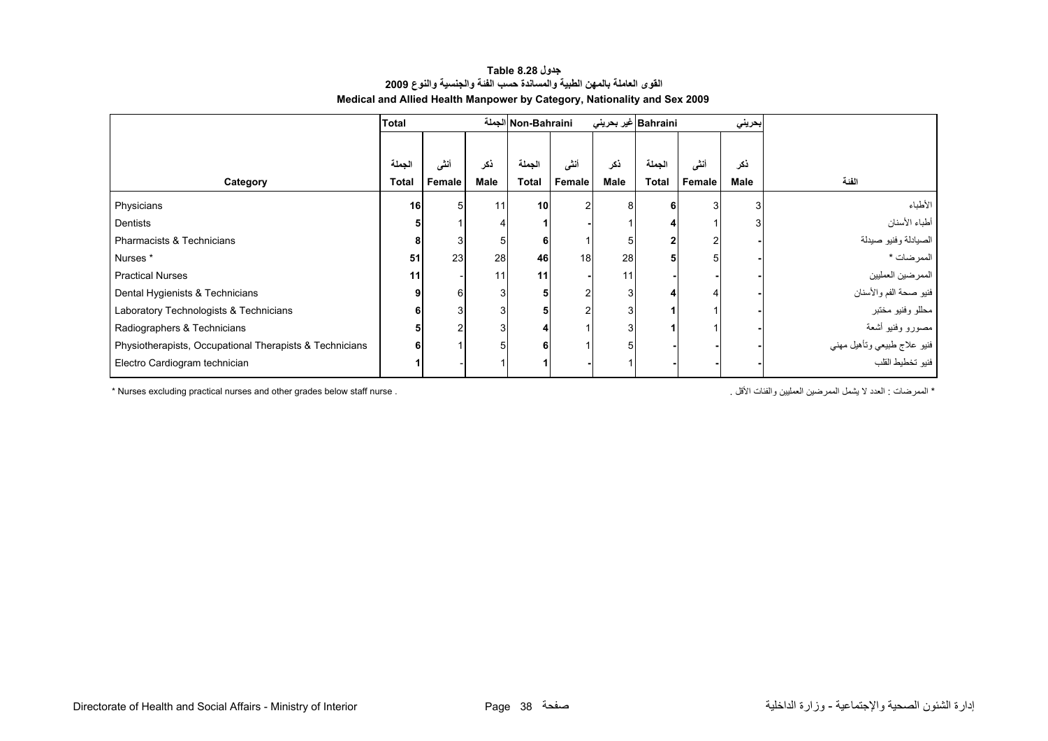**جدول Table 8.28**

**القوى العاملة بالمهن الطبية والمساندة حسب الفئة والجنسية والنوع 2009**

**Medical and Allied Health Manpower by Category, Nationality and Sex 2009**

| | Total الجملة | | | Non-Bahraini غير بحريني | | | Bahraini بحريني | | | |
|---|---|---|---|---|---|---|---|---|---|---|
| Category | الجملة Total | أنثى Female | ذكر Male | الجملة Total | أنثى Female | ذكر Male | الجملة Total | أنثى Female | ذكر Male | الفئة |
| Physicians | **16** | 5 | 11 | **10** | 2 | 8 | **6** | 3 | 3 | الأطباء |
| Dentists | **5** | 1 | 4 | **1** | - | 1 | **4** | 1 | 3 | أطباء الأسنان |
| Pharmacists & Technicians | **8** | 3 | 5 | **6** | 1 | 5 | **2** | 2 | - | الصيادلة وفنيو صيدلة |
| Nurses * | **51** | 23 | 28 | **46** | 18 | 28 | **5** | 5 | - | الممرضات * |
| Practical Nurses | **11** | - | 11 | **11** | - | 11 | **-** | - | - | الممرضين العمليين |
| Dental Hygienists & Technicians | **9** | 6 | 3 | **5** | 2 | 3 | **4** | 4 | - | فنيو صحة الفم والأسنان |
| Laboratory Technologists & Technicians | **6** | 3 | 3 | **5** | 2 | 3 | **1** | 1 | - | محللو وفنيو مختبر |
| Radiographers & Technicians | **5** | 2 | 3 | **4** | 1 | 3 | **1** | 1 | - | مصورو وفنيو أشعة |
| Physiotherapists, Occupational Therapists & Technicians | **6** | 1 | 5 | **6** | 1 | 5 | **-** | - | - | فنيو علاج طبيعي وتأهيل مهني |
| Electro Cardiogram technician | **1** | - | 1 | **1** | - | 1 | **-** | - | - | فنيو تخطيط القلب |

* Nurses excluding practical nurses and other grades below staff nurse .

* الممرضات : العدد لا يشمل الممرضين العمليين والفئات الأقل .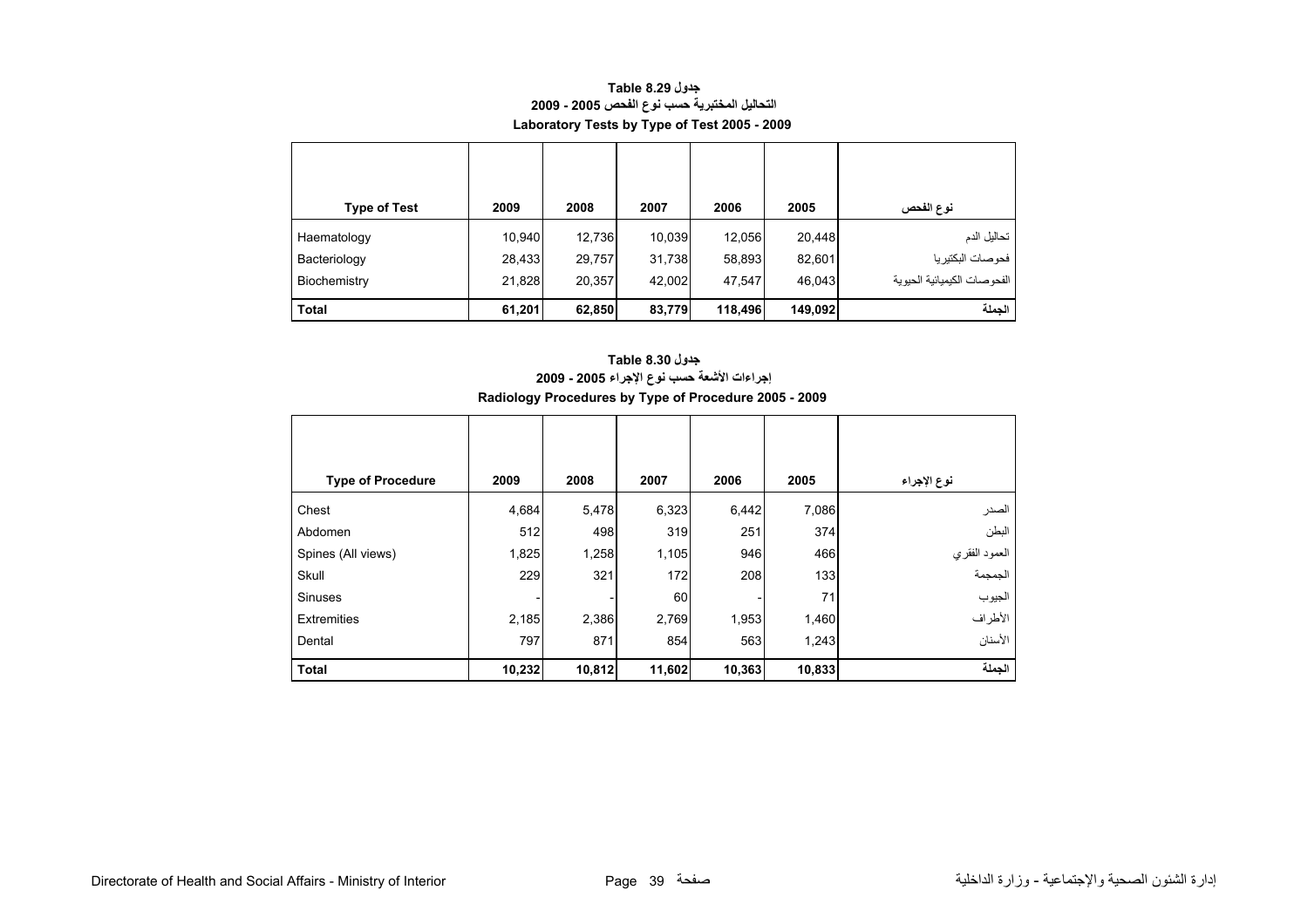### جدول Table 8.29
### التحاليل المختبرية حسب نوع الفحص 2005 - 2009
### Laboratory Tests by Type of Test 2005 - 2009

| Type of Test | 2009 | 2008 | 2007 | 2006 | 2005 | نوع الفحص |
|---|---|---|---|---|---|---|
| Haematology | 10,940 | 12,736 | 10,039 | 12,056 | 20,448 | تحاليل الدم |
| Bacteriology | 28,433 | 29,757 | 31,738 | 58,893 | 82,601 | فحوصات البكتيريا |
| Biochemistry | 21,828 | 20,357 | 42,002 | 47,547 | 46,043 | الفحوصات الكيميائية الحيوية |
| **Total** | **61,201** | **62,850** | **83,779** | **118,496** | **149,092** | **الجملة** |

### جدول Table 8.30
### إجراءات الأشعة حسب نوع الإجراء 2005 - 2009
### Radiology Procedures by Type of Procedure 2005 - 2009

| Type of Procedure | 2009 | 2008 | 2007 | 2006 | 2005 | نوع الإجراء |
|---|---|---|---|---|---|---|
| Chest | 4,684 | 5,478 | 6,323 | 6,442 | 7,086 | الصدر |
| Abdomen | 512 | 498 | 319 | 251 | 374 | البطن |
| Spines (All views) | 1,825 | 1,258 | 1,105 | 946 | 466 | العمود الفقري |
| Skull | 229 | 321 | 172 | 208 | 133 | الجمجمة |
| Sinuses | - | - | 60 | - | 71 | الجيوب |
| Extremities | 2,185 | 2,386 | 2,769 | 1,953 | 1,460 | الأطراف |
| Dental | 797 | 871 | 854 | 563 | 1,243 | الأسنان |
| **Total** | **10,232** | **10,812** | **11,602** | **10,363** | **10,833** | **الجملة** |